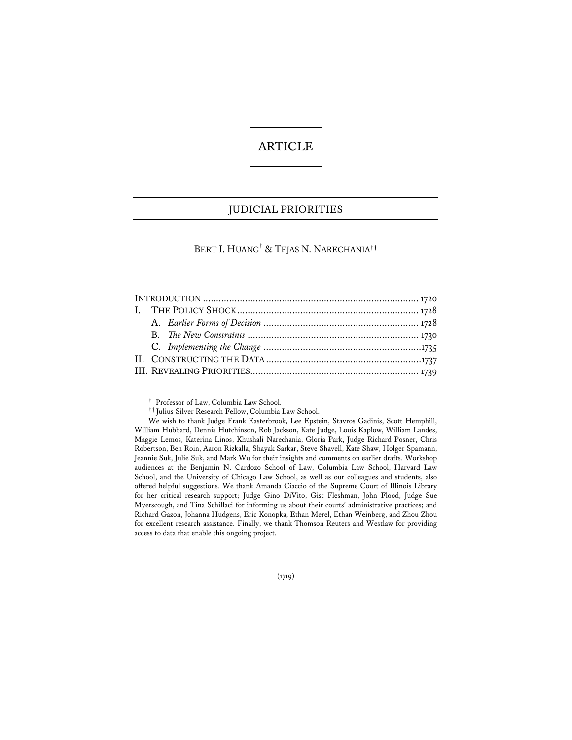# ARTICLE

## JUDICIAL PRIORITIES

BERT I. HUANG[†] & TEJAS N. NARECHANIA[††]

| | |
|---|---|
| INTRODUCTION | 1720 |
| I. THE POLICY SHOCK | 1728 |
| A. *Earlier Forms of Decision* | 1728 |
| B. *The New Constraints* | 1730 |
| C. *Implementing the Change* | 1735 |
| II. CONSTRUCTING THE DATA | 1737 |
| III. REVEALING PRIORITIES | 1739 |

---

[†] Professor of Law, Columbia Law School.

[††] Julius Silver Research Fellow, Columbia Law School.

We wish to thank Judge Frank Easterbrook, Lee Epstein, Stavros Gadinis, Scott Hemphill, William Hubbard, Dennis Hutchinson, Rob Jackson, Kate Judge, Louis Kaplow, William Landes, Maggie Lemos, Katerina Linos, Khushali Narechania, Gloria Park, Judge Richard Posner, Chris Robertson, Ben Roin, Aaron Rizkalla, Shayak Sarkar, Steve Shavell, Kate Shaw, Holger Spamann, Jeannie Suk, Julie Suk, and Mark Wu for their insights and comments on earlier drafts. Workshop audiences at the Benjamin N. Cardozo School of Law, Columbia Law School, Harvard Law School, and the University of Chicago Law School, as well as our colleagues and students, also offered helpful suggestions. We thank Amanda Ciaccio of the Supreme Court of Illinois Library for her critical research support; Judge Gino DiVito, Gist Fleshman, John Flood, Judge Sue Myerscough, and Tina Schillaci for informing us about their courts' administrative practices; and Richard Gazon, Johanna Hudgens, Eric Konopka, Ethan Merel, Ethan Weinberg, and Zhou Zhou for excellent research assistance. Finally, we thank Thomson Reuters and Westlaw for providing access to data that enable this ongoing project.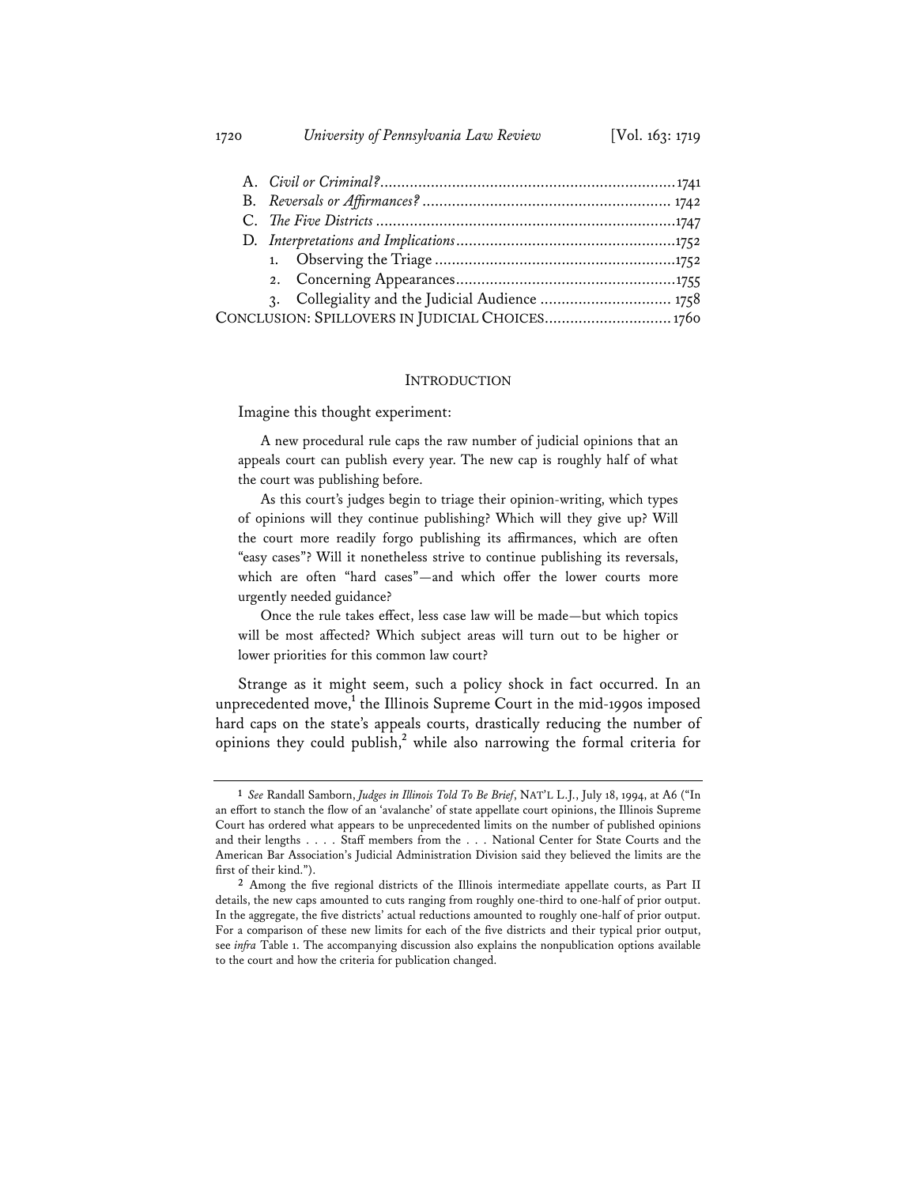A. *Civil or Criminal?* ..................................................................... 1741
B. *Reversals or Affirmances?* .......................................................... 1742
C. *The Five Districts* ...................................................................... 1747
D. *Interpretations and Implications* .................................................... 1752
   1. Observing the Triage ......................................................... 1752
   2. Concerning Appearances .................................................... 1755
   3. Collegiality and the Judicial Audience .............................. 1758

CONCLUSION: SPILLOVERS IN JUDICIAL CHOICES ............................ 1760

## INTRODUCTION

Imagine this thought experiment:

> A new procedural rule caps the raw number of judicial opinions that an appeals court can publish every year. The new cap is roughly half of what the court was publishing before.
>
> As this court's judges begin to triage their opinion-writing, which types of opinions will they continue publishing? Which will they give up? Will the court more readily forgo publishing its affirmances, which are often "easy cases"? Will it nonetheless strive to continue publishing its reversals, which are often "hard cases"—and which offer the lower courts more urgently needed guidance?
>
> Once the rule takes effect, less case law will be made—but which topics will be most affected? Which subject areas will turn out to be higher or lower priorities for this common law court?

Strange as it might seem, such a policy shock in fact occurred. In an unprecedented move,[1] the Illinois Supreme Court in the mid-1990s imposed hard caps on the state's appeals courts, drastically reducing the number of opinions they could publish,[2] while also narrowing the formal criteria for

---

1 *See* Randall Samborn, *Judges in Illinois Told To Be Brief*, NAT'L L.J., July 18, 1994, at A6 ("In an effort to stanch the flow of an 'avalanche' of state appellate court opinions, the Illinois Supreme Court has ordered what appears to be unprecedented limits on the number of published opinions and their lengths . . . . Staff members from the . . . National Center for State Courts and the American Bar Association's Judicial Administration Division said they believed the limits are the first of their kind.").

2 Among the five regional districts of the Illinois intermediate appellate courts, as Part II details, the new caps amounted to cuts ranging from roughly one-third to one-half of prior output. In the aggregate, the five districts' actual reductions amounted to roughly one-half of prior output. For a comparison of these new limits for each of the five districts and their typical prior output, see *infra* Table 1. The accompanying discussion also explains the nonpublication options available to the court and how the criteria for publication changed.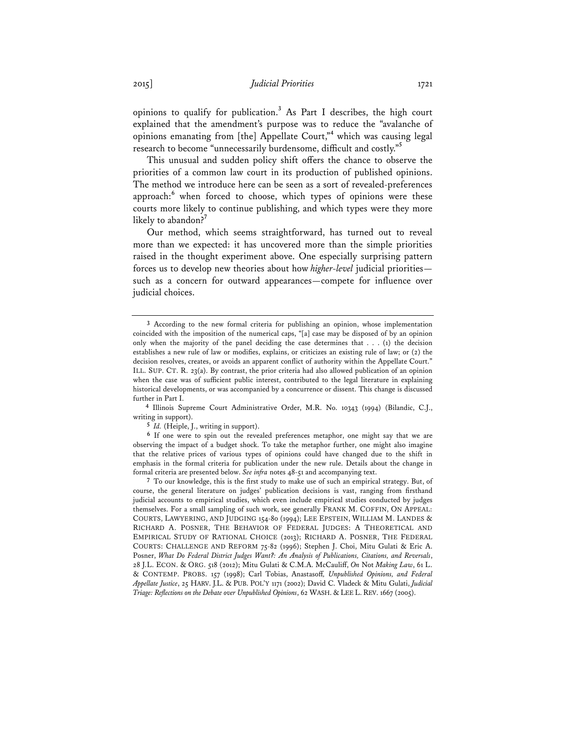opinions to qualify for publication.[3] As Part I describes, the high court explained that the amendment's purpose was to reduce the "avalanche of opinions emanating from [the] Appellate Court,"[4] which was causing legal research to become "unnecessarily burdensome, difficult and costly."[5]

This unusual and sudden policy shift offers the chance to observe the priorities of a common law court in its production of published opinions. The method we introduce here can be seen as a sort of revealed-preferences approach:[6] when forced to choose, which types of opinions were these courts more likely to continue publishing, and which types were they more likely to abandon?[7]

Our method, which seems straightforward, has turned out to reveal more than we expected: it has uncovered more than the simple priorities raised in the thought experiment above. One especially surprising pattern forces us to develop new theories about how *higher-level* judicial priorities—such as a concern for outward appearances—compete for influence over judicial choices.

---

3 According to the new formal criteria for publishing an opinion, whose implementation coincided with the imposition of the numerical caps, "[a] case may be disposed of by an opinion only when the majority of the panel deciding the case determines that . . . (1) the decision establishes a new rule of law or modifies, explains, or criticizes an existing rule of law; or (2) the decision resolves, creates, or avoids an apparent conflict of authority within the Appellate Court." ILL. SUP. CT. R. 23(a). By contrast, the prior criteria had also allowed publication of an opinion when the case was of sufficient public interest, contributed to the legal literature in explaining historical developments, or was accompanied by a concurrence or dissent. This change is discussed further in Part I.

4 Illinois Supreme Court Administrative Order, M.R. No. 10343 (1994) (Bilandic, C.J., writing in support).

5 *Id.* (Heiple, J., writing in support).

6 If one were to spin out the revealed preferences metaphor, one might say that we are observing the impact of a budget shock. To take the metaphor further, one might also imagine that the relative prices of various types of opinions could have changed due to the shift in emphasis in the formal criteria for publication under the new rule. Details about the change in formal criteria are presented below. *See infra* notes 48-51 and accompanying text.

7 To our knowledge, this is the first study to make use of such an empirical strategy. But, of course, the general literature on judges' publication decisions is vast, ranging from firsthand judicial accounts to empirical studies, which even include empirical studies conducted by judges themselves. For a small sampling of such work, see generally FRANK M. COFFIN, ON APPEAL: COURTS, LAWYERING, AND JUDGING 154-80 (1994); LEE EPSTEIN, WILLIAM M. LANDES & RICHARD A. POSNER, THE BEHAVIOR OF FEDERAL JUDGES: A THEORETICAL AND EMPIRICAL STUDY OF RATIONAL CHOICE (2013); RICHARD A. POSNER, THE FEDERAL COURTS: CHALLENGE AND REFORM 75-82 (1996); Stephen J. Choi, Mitu Gulati & Eric A. Posner, *What Do Federal District Judges Want?: An Analysis of Publications, Citations, and Reversals*, 28 J.L. ECON. & ORG. 518 (2012); Mitu Gulati & C.M.A. McCauliff, *On* Not *Making Law*, 61 L. & CONTEMP. PROBS. 157 (1998); Carl Tobias, Anastasoff*, Unpublished Opinions, and Federal Appellate Justice*, 25 HARV. J.L. & PUB. POL'Y 1171 (2002); David C. Vladeck & Mitu Gulati, *Judicial Triage: Reflections on the Debate over Unpublished Opinions*, 62 WASH. & LEE L. REV. 1667 (2005).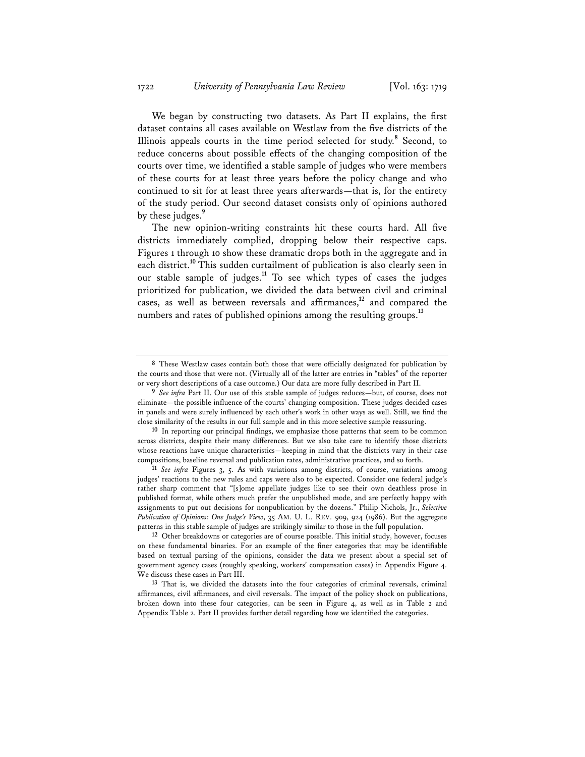We began by constructing two datasets. As Part II explains, the first dataset contains all cases available on Westlaw from the five districts of the Illinois appeals courts in the time period selected for study.[8] Second, to reduce concerns about possible effects of the changing composition of the courts over time, we identified a stable sample of judges who were members of these courts for at least three years before the policy change and who continued to sit for at least three years afterwards—that is, for the entirety of the study period. Our second dataset consists only of opinions authored by these judges.[9]

The new opinion-writing constraints hit these courts hard. All five districts immediately complied, dropping below their respective caps. Figures 1 through 10 show these dramatic drops both in the aggregate and in each district.[10] This sudden curtailment of publication is also clearly seen in our stable sample of judges.[11] To see which types of cases the judges prioritized for publication, we divided the data between civil and criminal cases, as well as between reversals and affirmances,[12] and compared the numbers and rates of published opinions among the resulting groups.[13]

---

**8** These Westlaw cases contain both those that were officially designated for publication by the courts and those that were not. (Virtually all of the latter are entries in "tables" of the reporter or very short descriptions of a case outcome.) Our data are more fully described in Part II.

**9** *See infra* Part II. Our use of this stable sample of judges reduces—but, of course, does not eliminate—the possible influence of the courts' changing composition. These judges decided cases in panels and were surely influenced by each other's work in other ways as well. Still, we find the close similarity of the results in our full sample and in this more selective sample reassuring.

**10** In reporting our principal findings, we emphasize those patterns that seem to be common across districts, despite their many differences. But we also take care to identify those districts whose reactions have unique characteristics—keeping in mind that the districts vary in their case compositions, baseline reversal and publication rates, administrative practices, and so forth.

**11** *See infra* Figures 3, 5. As with variations among districts, of course, variations among judges' reactions to the new rules and caps were also to be expected. Consider one federal judge's rather sharp comment that "[s]ome appellate judges like to see their own deathless prose in published format, while others much prefer the unpublished mode, and are perfectly happy with assignments to put out decisions for nonpublication by the dozens." Philip Nichols, Jr., *Selective Publication of Opinions: One Judge's View*, 35 AM. U. L. REV. 909, 924 (1986). But the aggregate patterns in this stable sample of judges are strikingly similar to those in the full population.

**12** Other breakdowns or categories are of course possible. This initial study, however, focuses on these fundamental binaries. For an example of the finer categories that may be identifiable based on textual parsing of the opinions, consider the data we present about a special set of government agency cases (roughly speaking, workers' compensation cases) in Appendix Figure 4. We discuss these cases in Part III.

**13** That is, we divided the datasets into the four categories of criminal reversals, criminal affirmances, civil affirmances, and civil reversals. The impact of the policy shock on publications, broken down into these four categories, can be seen in Figure 4, as well as in Table 2 and Appendix Table 2. Part II provides further detail regarding how we identified the categories.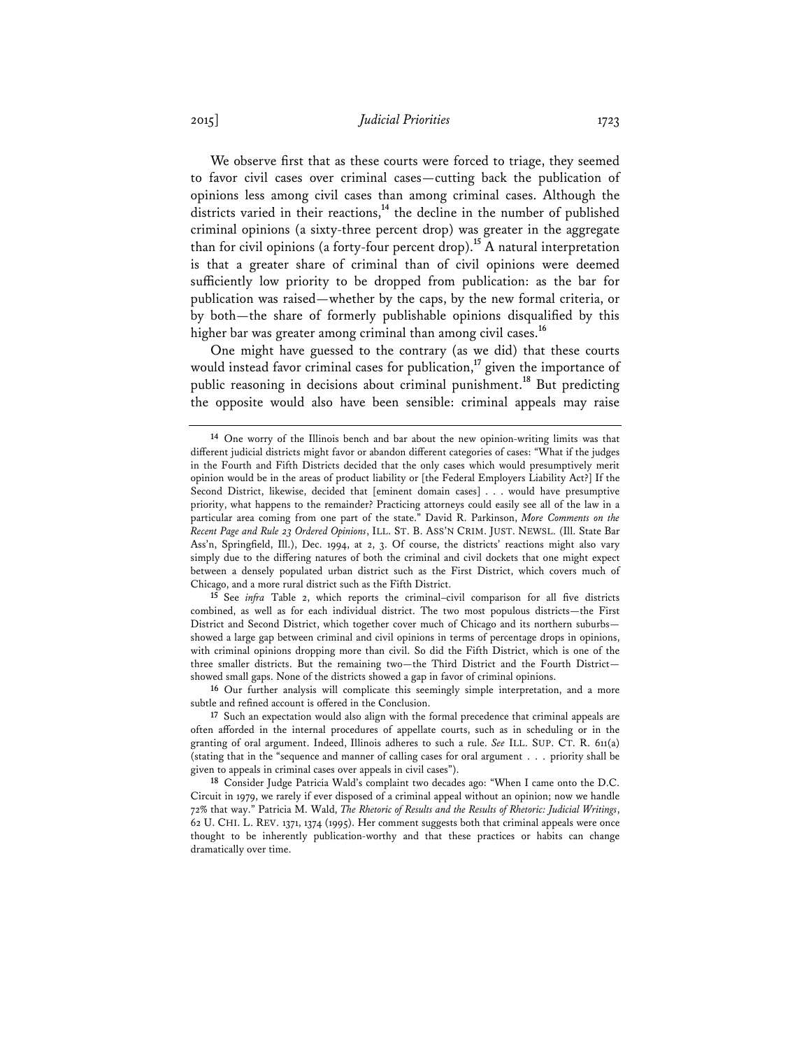We observe first that as these courts were forced to triage, they seemed to favor civil cases over criminal cases—cutting back the publication of opinions less among civil cases than among criminal cases. Although the districts varied in their reactions,[14] the decline in the number of published criminal opinions (a sixty-three percent drop) was greater in the aggregate than for civil opinions (a forty-four percent drop).[15] A natural interpretation is that a greater share of criminal than of civil opinions were deemed sufficiently low priority to be dropped from publication: as the bar for publication was raised—whether by the caps, by the new formal criteria, or by both—the share of formerly publishable opinions disqualified by this higher bar was greater among criminal than among civil cases.[16]

One might have guessed to the contrary (as we did) that these courts would instead favor criminal cases for publication,[17] given the importance of public reasoning in decisions about criminal punishment.[18] But predicting the opposite would also have been sensible: criminal appeals may raise

---

**14** One worry of the Illinois bench and bar about the new opinion-writing limits was that different judicial districts might favor or abandon different categories of cases: "What if the judges in the Fourth and Fifth Districts decided that the only cases which would presumptively merit opinion would be in the areas of product liability or [the Federal Employers Liability Act?] If the Second District, likewise, decided that [eminent domain cases] . . . would have presumptive priority, what happens to the remainder? Practicing attorneys could easily see all of the law in a particular area coming from one part of the state." David R. Parkinson, *More Comments on the Recent Page and Rule 23 Ordered Opinions*, ILL. ST. B. ASS'N CRIM. JUST. NEWSL. (Ill. State Bar Ass'n, Springfield, Ill.), Dec. 1994, at 2, 3. Of course, the districts' reactions might also vary simply due to the differing natures of both the criminal and civil dockets that one might expect between a densely populated urban district such as the First District, which covers much of Chicago, and a more rural district such as the Fifth District.

**15** See *infra* Table 2, which reports the criminal–civil comparison for all five districts combined, as well as for each individual district. The two most populous districts—the First District and Second District, which together cover much of Chicago and its northern suburbs—showed a large gap between criminal and civil opinions in terms of percentage drops in opinions, with criminal opinions dropping more than civil. So did the Fifth District, which is one of the three smaller districts. But the remaining two—the Third District and the Fourth District—showed small gaps. None of the districts showed a gap in favor of criminal opinions.

**16** Our further analysis will complicate this seemingly simple interpretation, and a more subtle and refined account is offered in the Conclusion.

**17** Such an expectation would also align with the formal precedence that criminal appeals are often afforded in the internal procedures of appellate courts, such as in scheduling or in the granting of oral argument. Indeed, Illinois adheres to such a rule. *See* ILL. SUP. CT. R. 611(a) (stating that in the "sequence and manner of calling cases for oral argument . . . priority shall be given to appeals in criminal cases over appeals in civil cases").

**18** Consider Judge Patricia Wald's complaint two decades ago: "When I came onto the D.C. Circuit in 1979, we rarely if ever disposed of a criminal appeal without an opinion; now we handle 72% that way." Patricia M. Wald, *The Rhetoric of Results and the Results of Rhetoric: Judicial Writings*, 62 U. CHI. L. REV. 1371, 1374 (1995). Her comment suggests both that criminal appeals were once thought to be inherently publication-worthy and that these practices or habits can change dramatically over time.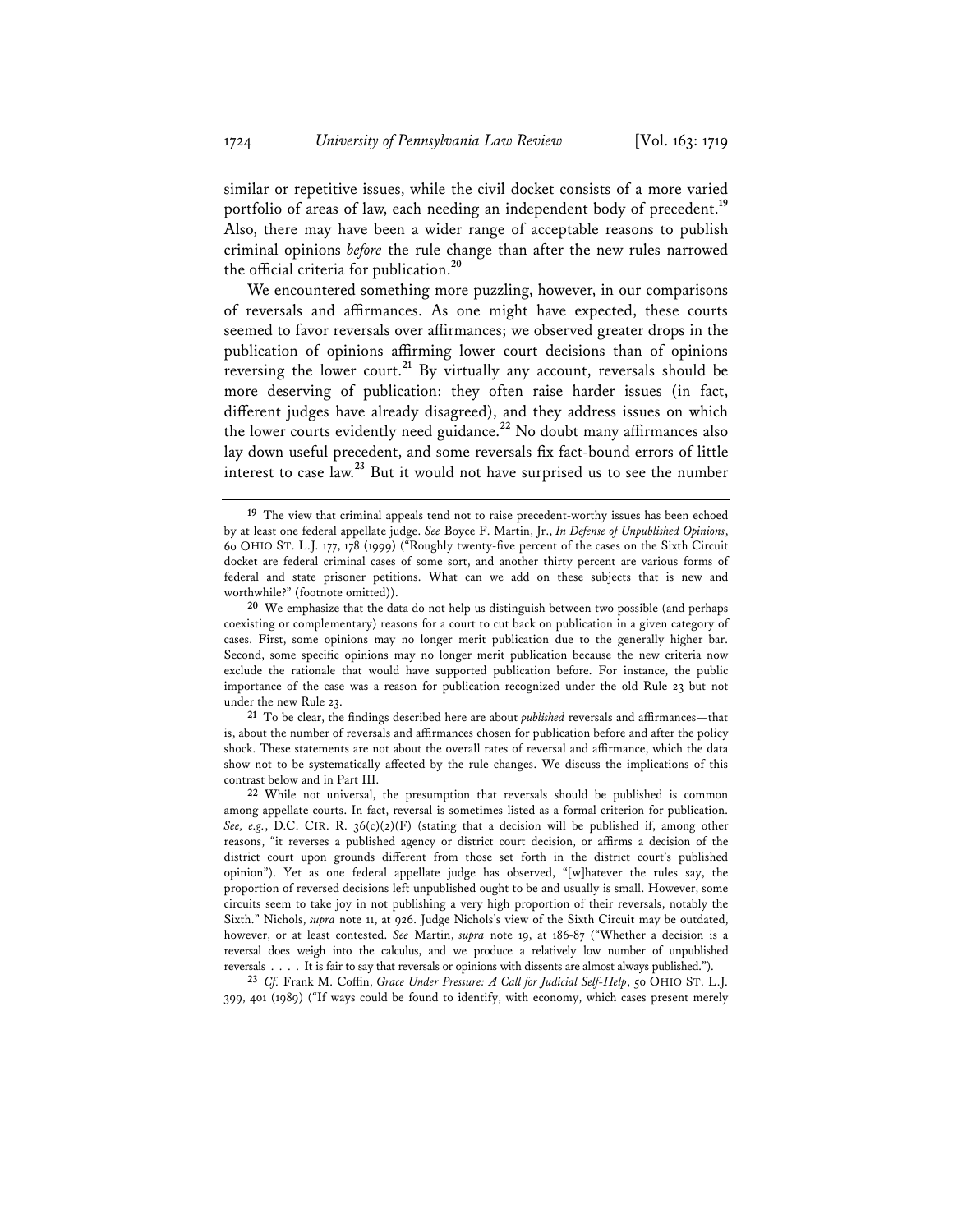similar or repetitive issues, while the civil docket consists of a more varied portfolio of areas of law, each needing an independent body of precedent.[19] Also, there may have been a wider range of acceptable reasons to publish criminal opinions *before* the rule change than after the new rules narrowed the official criteria for publication.[20]

We encountered something more puzzling, however, in our comparisons of reversals and affirmances. As one might have expected, these courts seemed to favor reversals over affirmances; we observed greater drops in the publication of opinions affirming lower court decisions than of opinions reversing the lower court.[21] By virtually any account, reversals should be more deserving of publication: they often raise harder issues (in fact, different judges have already disagreed), and they address issues on which the lower courts evidently need guidance.[22] No doubt many affirmances also lay down useful precedent, and some reversals fix fact-bound errors of little interest to case law.[23] But it would not have surprised us to see the number

---

[19] The view that criminal appeals tend not to raise precedent-worthy issues has been echoed by at least one federal appellate judge. *See* Boyce F. Martin, Jr., *In Defense of Unpublished Opinions*, 60 OHIO ST. L.J. 177, 178 (1999) ("Roughly twenty-five percent of the cases on the Sixth Circuit docket are federal criminal cases of some sort, and another thirty percent are various forms of federal and state prisoner petitions. What can we add on these subjects that is new and worthwhile?" (footnote omitted)).

[20] We emphasize that the data do not help us distinguish between two possible (and perhaps coexisting or complementary) reasons for a court to cut back on publication in a given category of cases. First, some opinions may no longer merit publication due to the generally higher bar. Second, some specific opinions may no longer merit publication because the new criteria now exclude the rationale that would have supported publication before. For instance, the public importance of the case was a reason for publication recognized under the old Rule 23 but not under the new Rule 23.

[21] To be clear, the findings described here are about *published* reversals and affirmances—that is, about the number of reversals and affirmances chosen for publication before and after the policy shock. These statements are not about the overall rates of reversal and affirmance, which the data show not to be systematically affected by the rule changes. We discuss the implications of this contrast below and in Part III.

[22] While not universal, the presumption that reversals should be published is common among appellate courts. In fact, reversal is sometimes listed as a formal criterion for publication. *See, e.g.*, D.C. CIR. R. 36(c)(2)(F) (stating that a decision will be published if, among other reasons, "it reverses a published agency or district court decision, or affirms a decision of the district court upon grounds different from those set forth in the district court's published opinion"). Yet as one federal appellate judge has observed, "[w]hatever the rules say, the proportion of reversed decisions left unpublished ought to be and usually is small. However, some circuits seem to take joy in not publishing a very high proportion of their reversals, notably the Sixth." Nichols, *supra* note 11, at 926. Judge Nichols's view of the Sixth Circuit may be outdated, however, or at least contested. *See* Martin, *supra* note 19, at 186-87 ("Whether a decision is a reversal does weigh into the calculus, and we produce a relatively low number of unpublished reversals . . . . It is fair to say that reversals or opinions with dissents are almost always published.").

[23] *Cf.* Frank M. Coffin, *Grace Under Pressure: A Call for Judicial Self-Help*, 50 OHIO ST. L.J. 399, 401 (1989) ("If ways could be found to identify, with economy, which cases present merely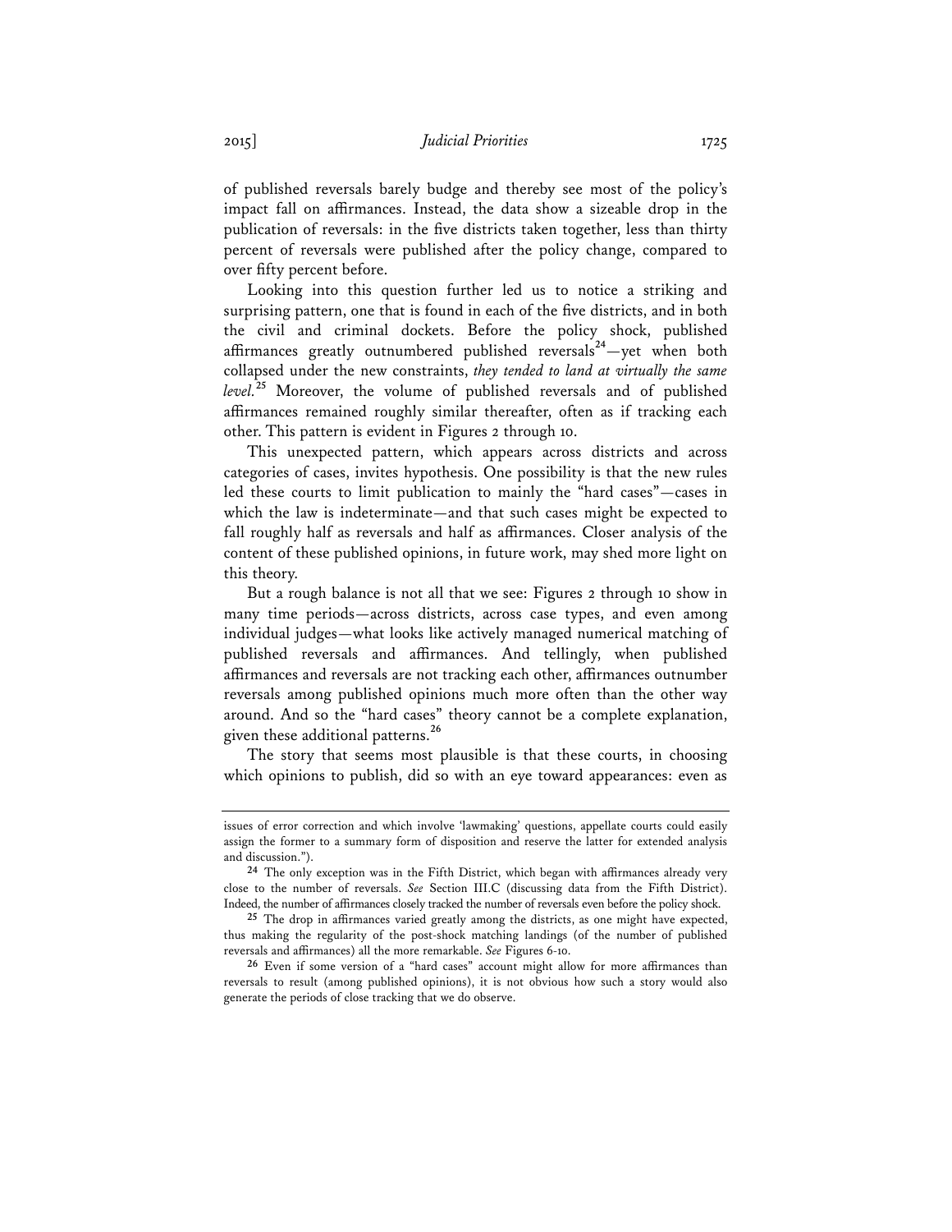of published reversals barely budge and thereby see most of the policy's impact fall on affirmances. Instead, the data show a sizeable drop in the publication of reversals: in the five districts taken together, less than thirty percent of reversals were published after the policy change, compared to over fifty percent before.

Looking into this question further led us to notice a striking and surprising pattern, one that is found in each of the five districts, and in both the civil and criminal dockets. Before the policy shock, published affirmances greatly outnumbered published reversals[24]—yet when both collapsed under the new constraints, *they tended to land at virtually the same level.*[25] Moreover, the volume of published reversals and of published affirmances remained roughly similar thereafter, often as if tracking each other. This pattern is evident in Figures 2 through 10.

This unexpected pattern, which appears across districts and across categories of cases, invites hypothesis. One possibility is that the new rules led these courts to limit publication to mainly the "hard cases"—cases in which the law is indeterminate—and that such cases might be expected to fall roughly half as reversals and half as affirmances. Closer analysis of the content of these published opinions, in future work, may shed more light on this theory.

But a rough balance is not all that we see: Figures 2 through 10 show in many time periods—across districts, across case types, and even among individual judges—what looks like actively managed numerical matching of published reversals and affirmances. And tellingly, when published affirmances and reversals are not tracking each other, affirmances outnumber reversals among published opinions much more often than the other way around. And so the "hard cases" theory cannot be a complete explanation, given these additional patterns.[26]

The story that seems most plausible is that these courts, in choosing which opinions to publish, did so with an eye toward appearances: even as

---

issues of error correction and which involve 'lawmaking' questions, appellate courts could easily assign the former to a summary form of disposition and reserve the latter for extended analysis and discussion.").

[24] The only exception was in the Fifth District, which began with affirmances already very close to the number of reversals. *See* Section III.C (discussing data from the Fifth District). Indeed, the number of affirmances closely tracked the number of reversals even before the policy shock.

[25] The drop in affirmances varied greatly among the districts, as one might have expected, thus making the regularity of the post-shock matching landings (of the number of published reversals and affirmances) all the more remarkable. *See* Figures 6-10.

[26] Even if some version of a "hard cases" account might allow for more affirmances than reversals to result (among published opinions), it is not obvious how such a story would also generate the periods of close tracking that we do observe.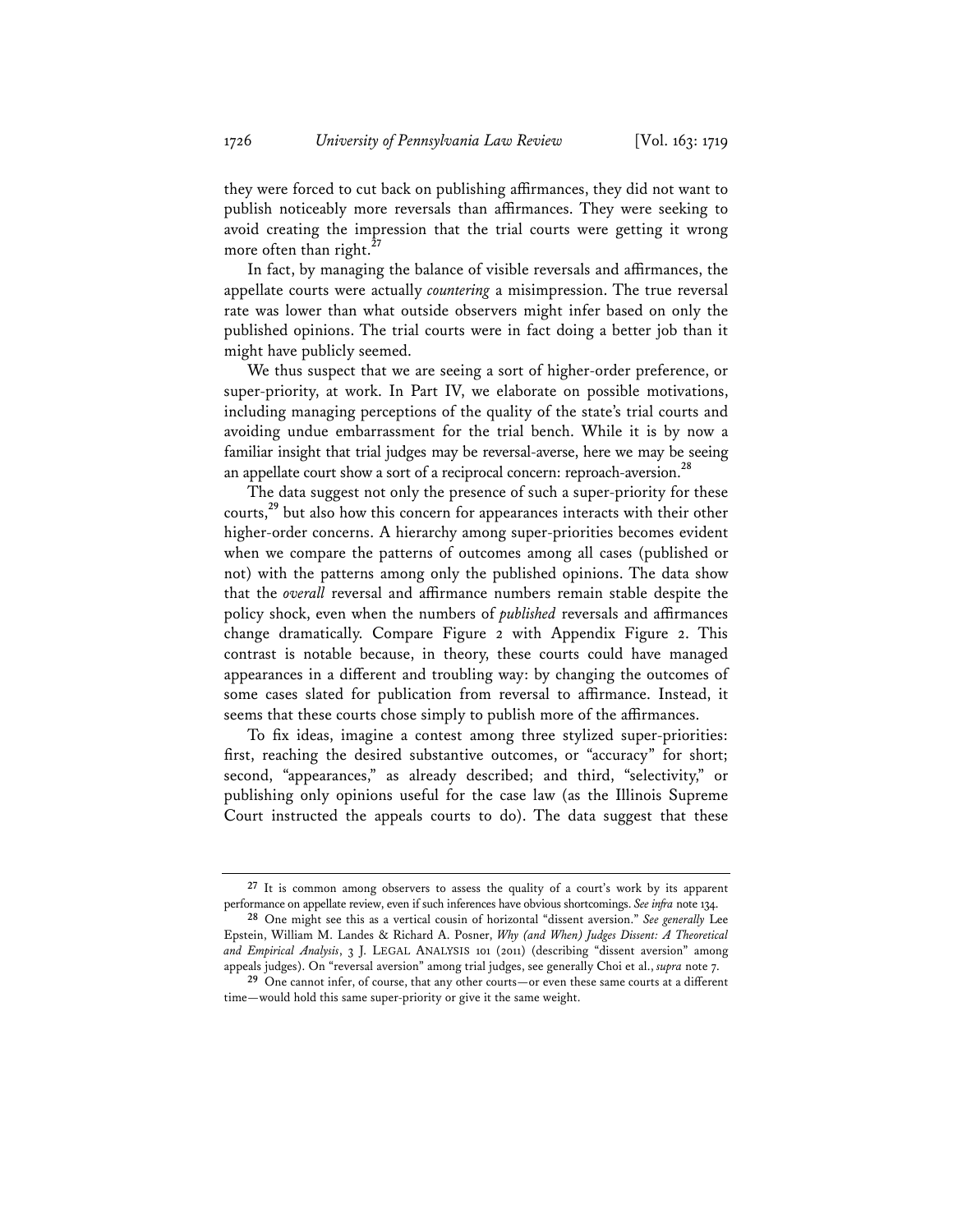they were forced to cut back on publishing affirmances, they did not want to publish noticeably more reversals than affirmances. They were seeking to avoid creating the impression that the trial courts were getting it wrong more often than right.[27]

In fact, by managing the balance of visible reversals and affirmances, the appellate courts were actually *countering* a misimpression. The true reversal rate was lower than what outside observers might infer based on only the published opinions. The trial courts were in fact doing a better job than it might have publicly seemed.

We thus suspect that we are seeing a sort of higher-order preference, or super-priority, at work. In Part IV, we elaborate on possible motivations, including managing perceptions of the quality of the state's trial courts and avoiding undue embarrassment for the trial bench. While it is by now a familiar insight that trial judges may be reversal-averse, here we may be seeing an appellate court show a sort of a reciprocal concern: reproach-aversion.[28]

The data suggest not only the presence of such a super-priority for these courts,[29] but also how this concern for appearances interacts with their other higher-order concerns. A hierarchy among super-priorities becomes evident when we compare the patterns of outcomes among all cases (published or not) with the patterns among only the published opinions. The data show that the *overall* reversal and affirmance numbers remain stable despite the policy shock, even when the numbers of *published* reversals and affirmances change dramatically. Compare Figure 2 with Appendix Figure 2. This contrast is notable because, in theory, these courts could have managed appearances in a different and troubling way: by changing the outcomes of some cases slated for publication from reversal to affirmance. Instead, it seems that these courts chose simply to publish more of the affirmances.

To fix ideas, imagine a contest among three stylized super-priorities: first, reaching the desired substantive outcomes, or "accuracy" for short; second, "appearances," as already described; and third, "selectivity," or publishing only opinions useful for the case law (as the Illinois Supreme Court instructed the appeals courts to do). The data suggest that these

---

[27] It is common among observers to assess the quality of a court's work by its apparent performance on appellate review, even if such inferences have obvious shortcomings. *See infra* note 134.

[28] One might see this as a vertical cousin of horizontal "dissent aversion." *See generally* Lee Epstein, William M. Landes & Richard A. Posner, *Why (and When) Judges Dissent: A Theoretical and Empirical Analysis*, 3 J. LEGAL ANALYSIS 101 (2011) (describing "dissent aversion" among appeals judges). On "reversal aversion" among trial judges, see generally Choi et al., *supra* note 7.

[29] One cannot infer, of course, that any other courts—or even these same courts at a different time—would hold this same super-priority or give it the same weight.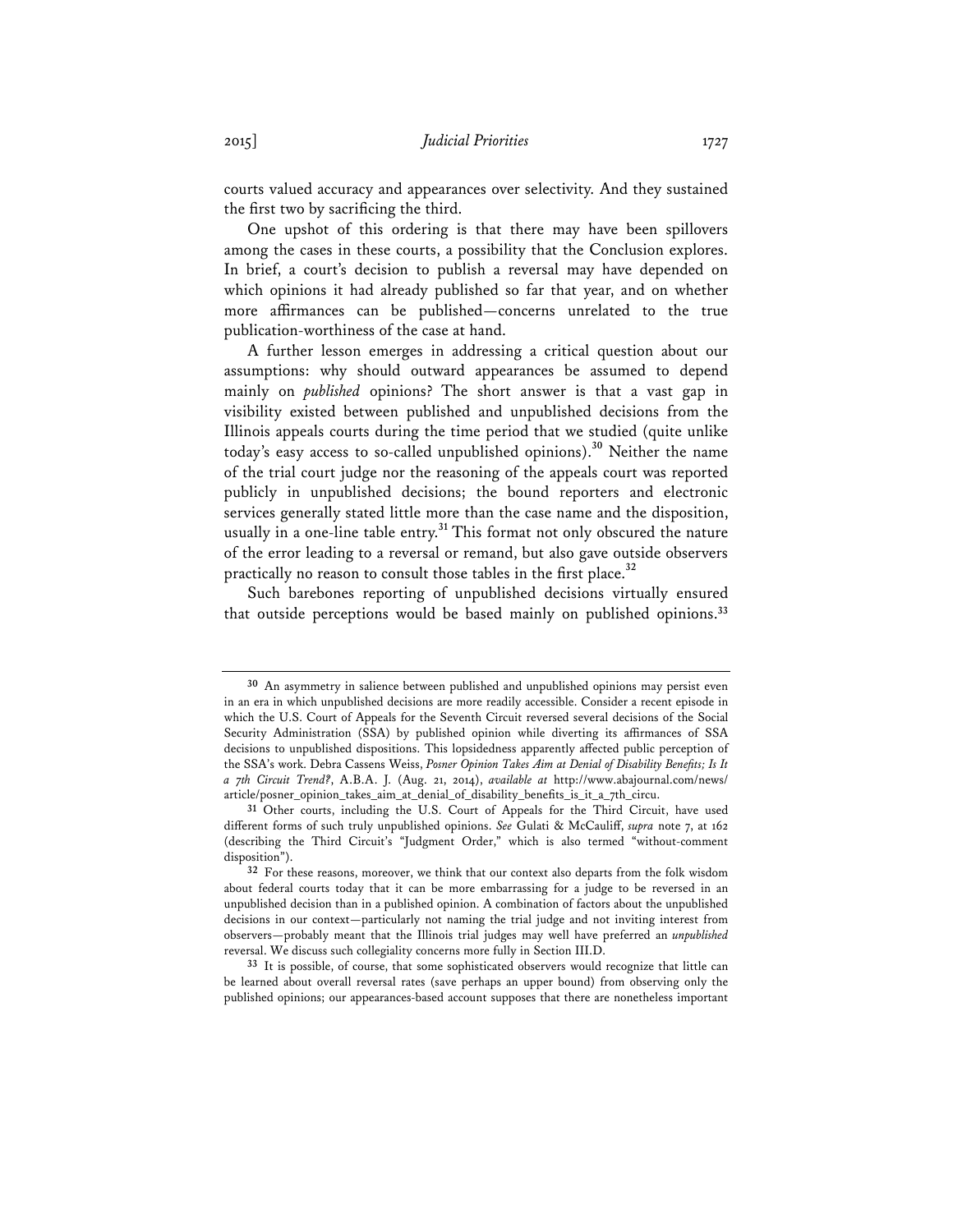courts valued accuracy and appearances over selectivity. And they sustained the first two by sacrificing the third.

One upshot of this ordering is that there may have been spillovers among the cases in these courts, a possibility that the Conclusion explores. In brief, a court's decision to publish a reversal may have depended on which opinions it had already published so far that year, and on whether more affirmances can be published—concerns unrelated to the true publication-worthiness of the case at hand.

A further lesson emerges in addressing a critical question about our assumptions: why should outward appearances be assumed to depend mainly on *published* opinions? The short answer is that a vast gap in visibility existed between published and unpublished decisions from the Illinois appeals courts during the time period that we studied (quite unlike today's easy access to so-called unpublished opinions).[30] Neither the name of the trial court judge nor the reasoning of the appeals court was reported publicly in unpublished decisions; the bound reporters and electronic services generally stated little more than the case name and the disposition, usually in a one-line table entry.[31] This format not only obscured the nature of the error leading to a reversal or remand, but also gave outside observers practically no reason to consult those tables in the first place.[32]

Such barebones reporting of unpublished decisions virtually ensured that outside perceptions would be based mainly on published opinions.[33]

---

[30] An asymmetry in salience between published and unpublished opinions may persist even in an era in which unpublished decisions are more readily accessible. Consider a recent episode in which the U.S. Court of Appeals for the Seventh Circuit reversed several decisions of the Social Security Administration (SSA) by published opinion while diverting its affirmances of SSA decisions to unpublished dispositions. This lopsidedness apparently affected public perception of the SSA's work. Debra Cassens Weiss, *Posner Opinion Takes Aim at Denial of Disability Benefits; Is It a 7th Circuit Trend?*, A.B.A. J. (Aug. 21, 2014), *available at* http://www.abajournal.com/news/article/posner_opinion_takes_aim_at_denial_of_disability_benefits_is_it_a_7th_circu.

[31] Other courts, including the U.S. Court of Appeals for the Third Circuit, have used different forms of such truly unpublished opinions. *See* Gulati & McCauliff, *supra* note 7, at 162 (describing the Third Circuit's "Judgment Order," which is also termed "without-comment disposition").

[32] For these reasons, moreover, we think that our context also departs from the folk wisdom about federal courts today that it can be more embarrassing for a judge to be reversed in an unpublished decision than in a published opinion. A combination of factors about the unpublished decisions in our context—particularly not naming the trial judge and not inviting interest from observers—probably meant that the Illinois trial judges may well have preferred an *unpublished* reversal. We discuss such collegiality concerns more fully in Section III.D.

[33] It is possible, of course, that some sophisticated observers would recognize that little can be learned about overall reversal rates (save perhaps an upper bound) from observing only the published opinions; our appearances-based account supposes that there are nonetheless important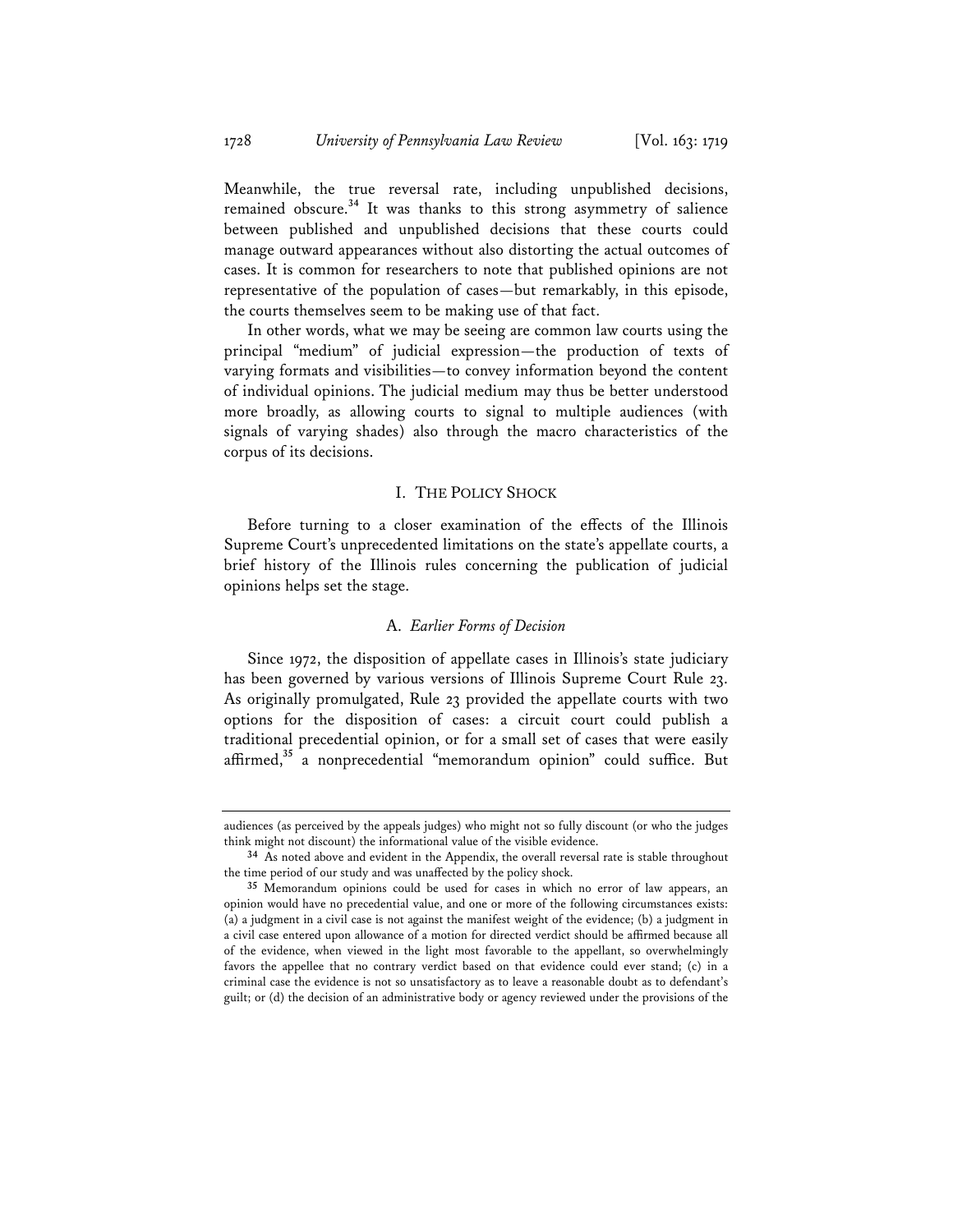Meanwhile, the true reversal rate, including unpublished decisions, remained obscure.[34] It was thanks to this strong asymmetry of salience between published and unpublished decisions that these courts could manage outward appearances without also distorting the actual outcomes of cases. It is common for researchers to note that published opinions are not representative of the population of cases—but remarkably, in this episode, the courts themselves seem to be making use of that fact.

In other words, what we may be seeing are common law courts using the principal "medium" of judicial expression—the production of texts of varying formats and visibilities—to convey information beyond the content of individual opinions. The judicial medium may thus be better understood more broadly, as allowing courts to signal to multiple audiences (with signals of varying shades) also through the macro characteristics of the corpus of its decisions.

## I. THE POLICY SHOCK

Before turning to a closer examination of the effects of the Illinois Supreme Court's unprecedented limitations on the state's appellate courts, a brief history of the Illinois rules concerning the publication of judicial opinions helps set the stage.

### A. *Earlier Forms of Decision*

Since 1972, the disposition of appellate cases in Illinois's state judiciary has been governed by various versions of Illinois Supreme Court Rule 23. As originally promulgated, Rule 23 provided the appellate courts with two options for the disposition of cases: a circuit court could publish a traditional precedential opinion, or for a small set of cases that were easily affirmed,[35] a nonprecedential "memorandum opinion" could suffice. But

---

audiences (as perceived by the appeals judges) who might not so fully discount (or who the judges think might not discount) the informational value of the visible evidence.

[34] As noted above and evident in the Appendix, the overall reversal rate is stable throughout the time period of our study and was unaffected by the policy shock.

[35] Memorandum opinions could be used for cases in which no error of law appears, an opinion would have no precedential value, and one or more of the following circumstances exists: (a) a judgment in a civil case is not against the manifest weight of the evidence; (b) a judgment in a civil case entered upon allowance of a motion for directed verdict should be affirmed because all of the evidence, when viewed in the light most favorable to the appellant, so overwhelmingly favors the appellee that no contrary verdict based on that evidence could ever stand; (c) in a criminal case the evidence is not so unsatisfactory as to leave a reasonable doubt as to defendant's guilt; or (d) the decision of an administrative body or agency reviewed under the provisions of the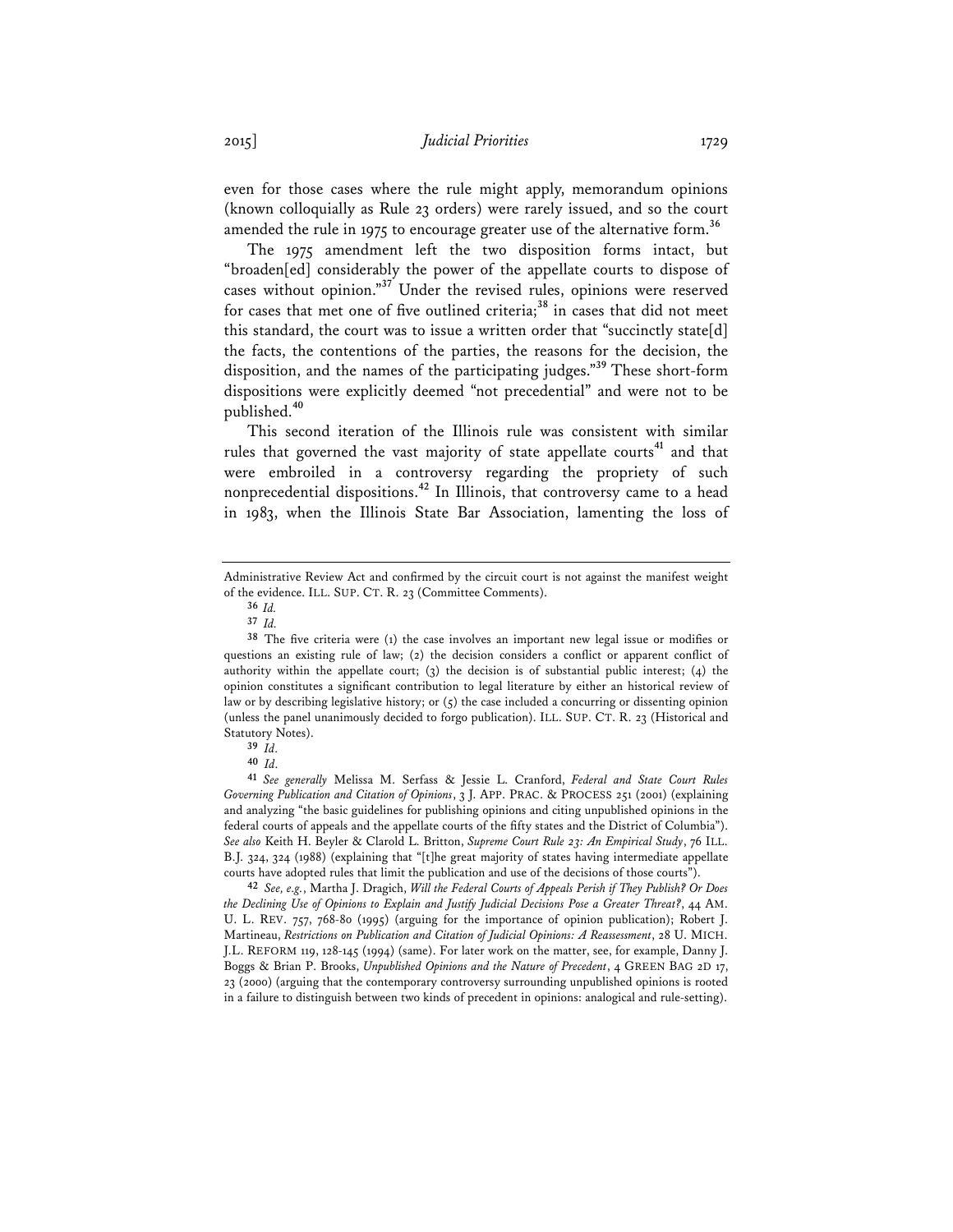even for those cases where the rule might apply, memorandum opinions (known colloquially as Rule 23 orders) were rarely issued, and so the court amended the rule in 1975 to encourage greater use of the alternative form.[36]

The 1975 amendment left the two disposition forms intact, but "broaden[ed] considerably the power of the appellate courts to dispose of cases without opinion."[37] Under the revised rules, opinions were reserved for cases that met one of five outlined criteria;[38] in cases that did not meet this standard, the court was to issue a written order that "succinctly state[d] the facts, the contentions of the parties, the reasons for the decision, the disposition, and the names of the participating judges."[39] These short-form dispositions were explicitly deemed "not precedential" and were not to be published.[40]

This second iteration of the Illinois rule was consistent with similar rules that governed the vast majority of state appellate courts[41] and that were embroiled in a controversy regarding the propriety of such nonprecedential dispositions.[42] In Illinois, that controversy came to a head in 1983, when the Illinois State Bar Association, lamenting the loss of

---

Administrative Review Act and confirmed by the circuit court is not against the manifest weight of the evidence. ILL. SUP. CT. R. 23 (Committee Comments).

36 *Id.*

37 *Id.*

38 The five criteria were (1) the case involves an important new legal issue or modifies or questions an existing rule of law; (2) the decision considers a conflict or apparent conflict of authority within the appellate court; (3) the decision is of substantial public interest; (4) the opinion constitutes a significant contribution to legal literature by either an historical review of law or by describing legislative history; or (5) the case included a concurring or dissenting opinion (unless the panel unanimously decided to forgo publication). ILL. SUP. CT. R. 23 (Historical and Statutory Notes).

39 *Id.*

40 *Id.*

41 *See generally* Melissa M. Serfass & Jessie L. Cranford, *Federal and State Court Rules Governing Publication and Citation of Opinions*, 3 J. APP. PRAC. & PROCESS 251 (2001) (explaining and analyzing "the basic guidelines for publishing opinions and citing unpublished opinions in the federal courts of appeals and the appellate courts of the fifty states and the District of Columbia"). *See also* Keith H. Beyler & Clarold L. Britton, *Supreme Court Rule 23: An Empirical Study*, 76 ILL. B.J. 324, 324 (1988) (explaining that "[t]he great majority of states having intermediate appellate courts have adopted rules that limit the publication and use of the decisions of those courts").

42 *See, e.g.*, Martha J. Dragich, *Will the Federal Courts of Appeals Perish if They Publish? Or Does the Declining Use of Opinions to Explain and Justify Judicial Decisions Pose a Greater Threat?*, 44 AM. U. L. REV. 757, 768-80 (1995) (arguing for the importance of opinion publication); Robert J. Martineau, *Restrictions on Publication and Citation of Judicial Opinions: A Reassessment*, 28 U. MICH. J.L. REFORM 119, 128-145 (1994) (same). For later work on the matter, see, for example, Danny J. Boggs & Brian P. Brooks, *Unpublished Opinions and the Nature of Precedent*, 4 GREEN BAG 2D 17, 23 (2000) (arguing that the contemporary controversy surrounding unpublished opinions is rooted in a failure to distinguish between two kinds of precedent in opinions: analogical and rule-setting).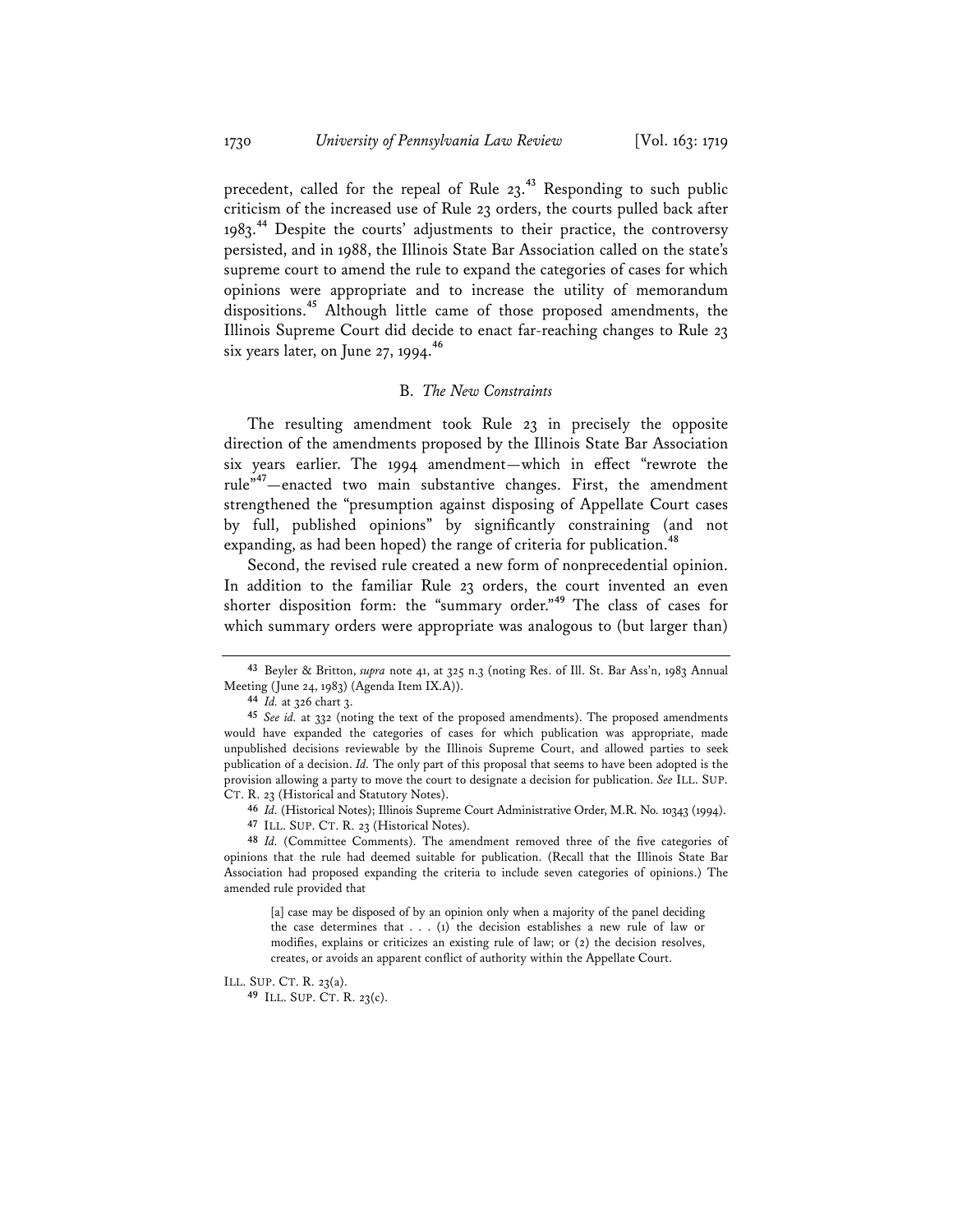precedent, called for the repeal of Rule 23.[43] Responding to such public criticism of the increased use of Rule 23 orders, the courts pulled back after 1983.[44] Despite the courts' adjustments to their practice, the controversy persisted, and in 1988, the Illinois State Bar Association called on the state's supreme court to amend the rule to expand the categories of cases for which opinions were appropriate and to increase the utility of memorandum dispositions.[45] Although little came of those proposed amendments, the Illinois Supreme Court did decide to enact far-reaching changes to Rule 23 six years later, on June 27, 1994.[46]

### B. *The New Constraints*

The resulting amendment took Rule 23 in precisely the opposite direction of the amendments proposed by the Illinois State Bar Association six years earlier. The 1994 amendment—which in effect "rewrote the rule"[47]—enacted two main substantive changes. First, the amendment strengthened the "presumption against disposing of Appellate Court cases by full, published opinions" by significantly constraining (and not expanding, as had been hoped) the range of criteria for publication.[48]

Second, the revised rule created a new form of nonprecedential opinion. In addition to the familiar Rule 23 orders, the court invented an even shorter disposition form: the "summary order."[49] The class of cases for which summary orders were appropriate was analogous to (but larger than)

---

43 Beyler & Britton, *supra* note 41, at 325 n.3 (noting Res. of Ill. St. Bar Ass'n, 1983 Annual Meeting (June 24, 1983) (Agenda Item IX.A)).

44 *Id.* at 326 chart 3.

45 *See id.* at 332 (noting the text of the proposed amendments). The proposed amendments would have expanded the categories of cases for which publication was appropriate, made unpublished decisions reviewable by the Illinois Supreme Court, and allowed parties to seek publication of a decision. *Id.* The only part of this proposal that seems to have been adopted is the provision allowing a party to move the court to designate a decision for publication. *See* ILL. SUP. CT. R. 23 (Historical and Statutory Notes).

46 *Id.* (Historical Notes); Illinois Supreme Court Administrative Order, M.R. No. 10343 (1994).

47 ILL. SUP. CT. R. 23 (Historical Notes).

48 *Id.* (Committee Comments). The amendment removed three of the five categories of opinions that the rule had deemed suitable for publication. (Recall that the Illinois State Bar Association had proposed expanding the criteria to include seven categories of opinions.) The amended rule provided that

> [a] case may be disposed of by an opinion only when a majority of the panel deciding the case determines that . . . (1) the decision establishes a new rule of law or modifies, explains or criticizes an existing rule of law; or (2) the decision resolves, creates, or avoids an apparent conflict of authority within the Appellate Court.

ILL. SUP. CT. R. 23(a).

49 ILL. SUP. CT. R. 23(c).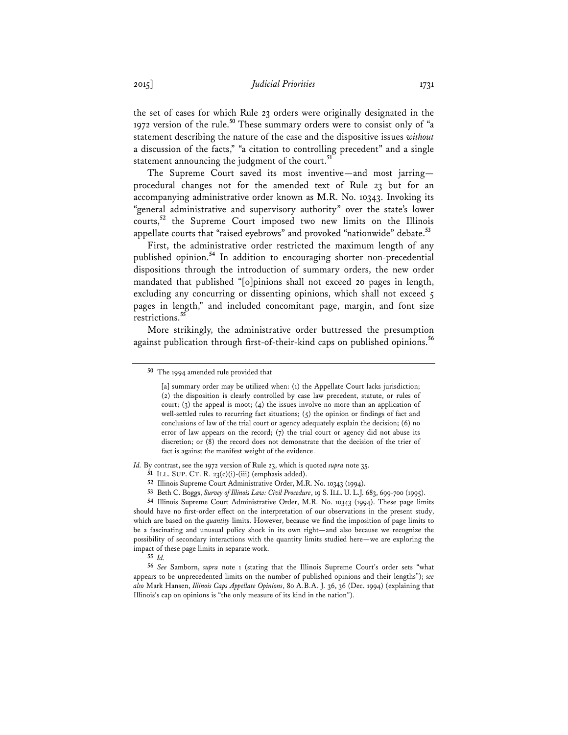the set of cases for which Rule 23 orders were originally designated in the 1972 version of the rule.[50] These summary orders were to consist only of "a statement describing the nature of the case and the dispositive issues *without* a discussion of the facts," "a citation to controlling precedent" and a single statement announcing the judgment of the court.[51]

The Supreme Court saved its most inventive—and most jarring—procedural changes not for the amended text of Rule 23 but for an accompanying administrative order known as M.R. No. 10343. Invoking its "general administrative and supervisory authority" over the state's lower courts,[52] the Supreme Court imposed two new limits on the Illinois appellate courts that "raised eyebrows" and provoked "nationwide" debate.[53]

First, the administrative order restricted the maximum length of any published opinion.[54] In addition to encouraging shorter non-precedential dispositions through the introduction of summary orders, the new order mandated that published "[o]pinions shall not exceed 20 pages in length, excluding any concurring or dissenting opinions, which shall not exceed 5 pages in length," and included concomitant page, margin, and font size restrictions.[55]

More strikingly, the administrative order buttressed the presumption against publication through first-of-their-kind caps on published opinions.[56]

---

[50] The 1994 amended rule provided that

> [a] summary order may be utilized when: (1) the Appellate Court lacks jurisdiction; (2) the disposition is clearly controlled by case law precedent, statute, or rules of court; (3) the appeal is moot; (4) the issues involve no more than an application of well-settled rules to recurring fact situations; (5) the opinion or findings of fact and conclusions of law of the trial court or agency adequately explain the decision; (6) no error of law appears on the record; (7) the trial court or agency did not abuse its discretion; or (8) the record does not demonstrate that the decision of the trier of fact is against the manifest weight of the evidence.

*Id.* By contrast, see the 1972 version of Rule 23, which is quoted *supra* note 35.

[51] ILL. SUP. CT. R. 23(c)(i)-(iii) (emphasis added).

[52] Illinois Supreme Court Administrative Order, M.R. No. 10343 (1994).

[53] Beth C. Boggs, *Survey of Illinois Law: Civil Procedure*, 19 S. ILL. U. L.J. 683, 699-700 (1995).

[54] Illinois Supreme Court Administrative Order, M.R. No. 10343 (1994). These page limits should have no first-order effect on the interpretation of our observations in the present study, which are based on the *quantity* limits. However, because we find the imposition of page limits to be a fascinating and unusual policy shock in its own right—and also because we recognize the possibility of secondary interactions with the quantity limits studied here—we are exploring the impact of these page limits in separate work.

[55] *Id.*

[56] *See* Samborn, *supra* note 1 (stating that the Illinois Supreme Court's order sets "what appears to be unprecedented limits on the number of published opinions and their lengths"); *see also* Mark Hansen, *Illinois Caps Appellate Opinions*, 80 A.B.A. J. 36, 36 (Dec. 1994) (explaining that Illinois's cap on opinions is "the only measure of its kind in the nation").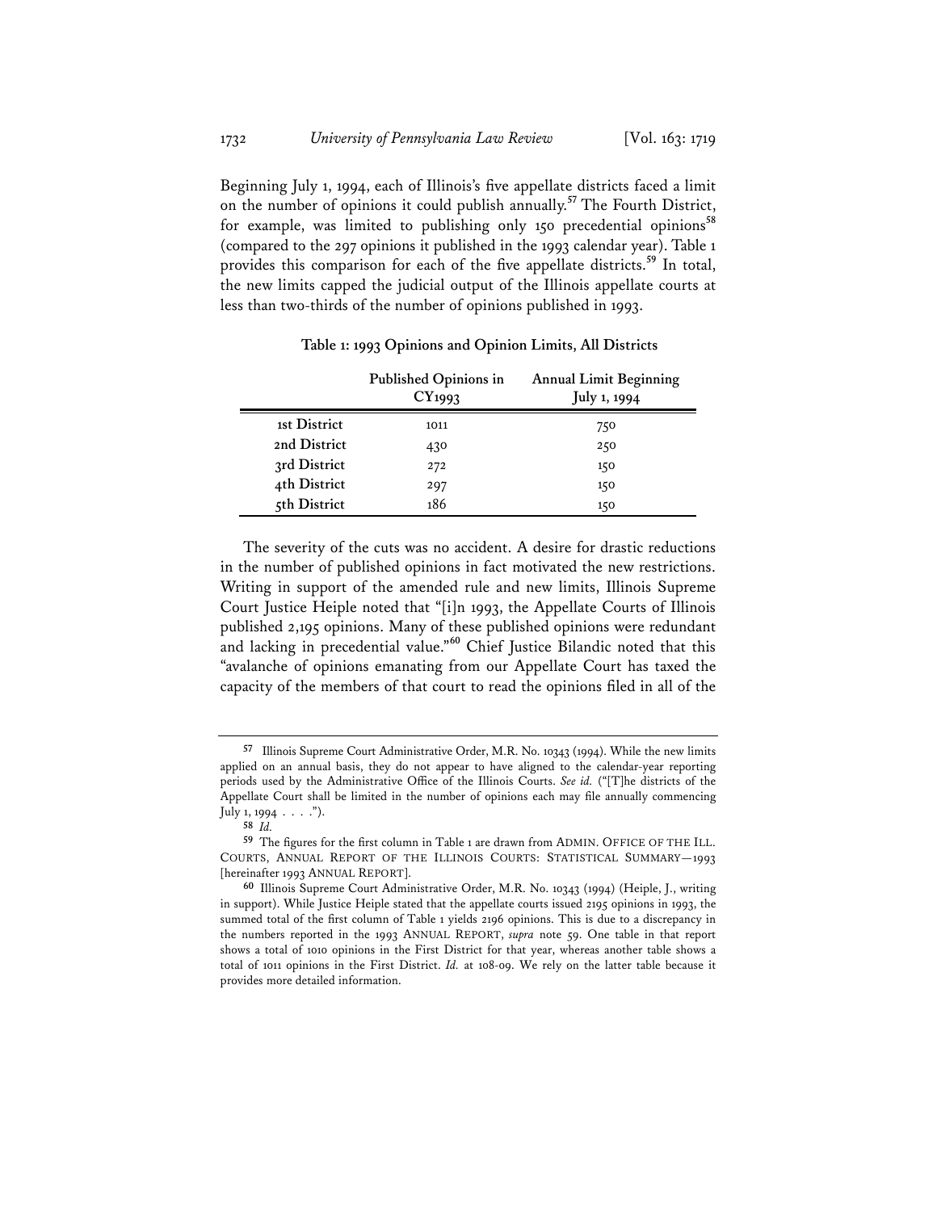Beginning July 1, 1994, each of Illinois's five appellate districts faced a limit on the number of opinions it could publish annually.[57] The Fourth District, for example, was limited to publishing only 150 precedential opinions[58] (compared to the 297 opinions it published in the 1993 calendar year). Table 1 provides this comparison for each of the five appellate districts.[59] In total, the new limits capped the judicial output of the Illinois appellate courts at less than two-thirds of the number of opinions published in 1993.

**Table 1: 1993 Opinions and Opinion Limits, All Districts**

| | Published Opinions in CY1993 | Annual Limit Beginning July 1, 1994 |
|---|---|---|
| **1st District** | 1011 | 750 |
| **2nd District** | 430 | 250 |
| **3rd District** | 272 | 150 |
| **4th District** | 297 | 150 |
| **5th District** | 186 | 150 |

The severity of the cuts was no accident. A desire for drastic reductions in the number of published opinions in fact motivated the new restrictions. Writing in support of the amended rule and new limits, Illinois Supreme Court Justice Heiple noted that "[i]n 1993, the Appellate Courts of Illinois published 2,195 opinions. Many of these published opinions were redundant and lacking in precedential value."[60] Chief Justice Bilandic noted that this "avalanche of opinions emanating from our Appellate Court has taxed the capacity of the members of that court to read the opinions filed in all of the

---

[57] Illinois Supreme Court Administrative Order, M.R. No. 10343 (1994). While the new limits applied on an annual basis, they do not appear to have aligned to the calendar-year reporting periods used by the Administrative Office of the Illinois Courts. *See id.* ("[T]he districts of the Appellate Court shall be limited in the number of opinions each may file annually commencing July 1, 1994 . . . .").

[58] *Id.*

[59] The figures for the first column in Table 1 are drawn from ADMIN. OFFICE OF THE ILL. COURTS, ANNUAL REPORT OF THE ILLINOIS COURTS: STATISTICAL SUMMARY—1993 [hereinafter 1993 ANNUAL REPORT].

[60] Illinois Supreme Court Administrative Order, M.R. No. 10343 (1994) (Heiple, J., writing in support). While Justice Heiple stated that the appellate courts issued 2195 opinions in 1993, the summed total of the first column of Table 1 yields 2196 opinions. This is due to a discrepancy in the numbers reported in the 1993 ANNUAL REPORT, *supra* note 59. One table in that report shows a total of 1010 opinions in the First District for that year, whereas another table shows a total of 1011 opinions in the First District. *Id.* at 108-09. We rely on the latter table because it provides more detailed information.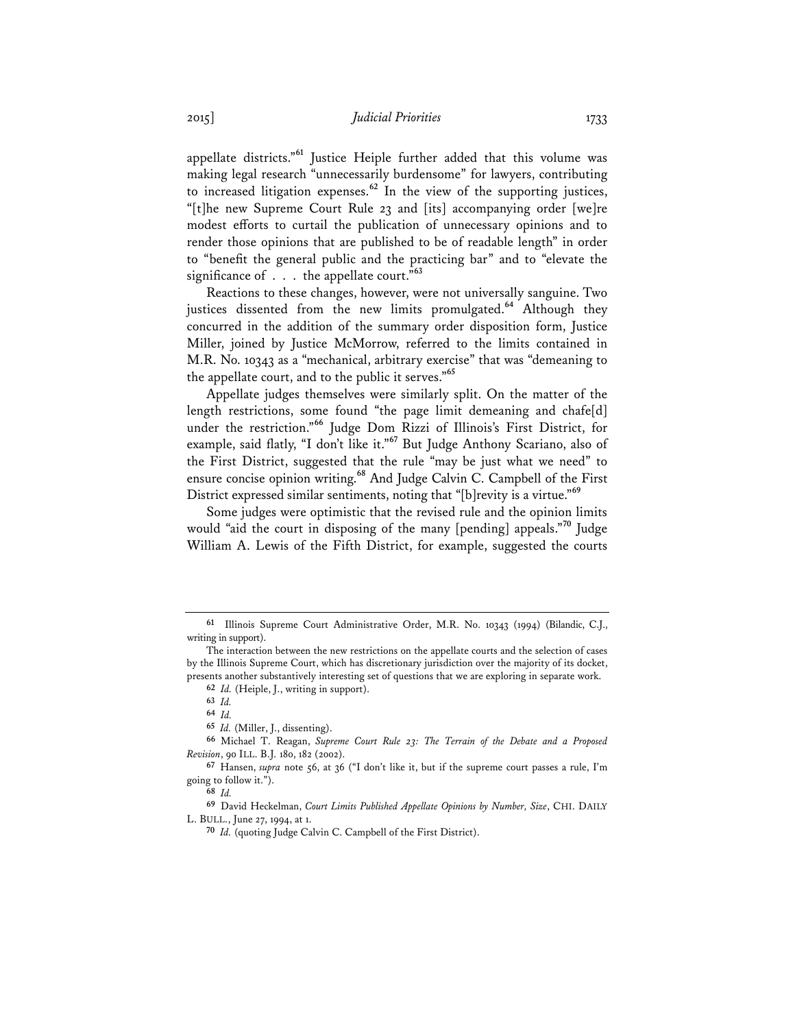appellate districts."[61] Justice Heiple further added that this volume was making legal research "unnecessarily burdensome" for lawyers, contributing to increased litigation expenses.[62] In the view of the supporting justices, "[t]he new Supreme Court Rule 23 and [its] accompanying order [we]re modest efforts to curtail the publication of unnecessary opinions and to render those opinions that are published to be of readable length" in order to "benefit the general public and the practicing bar" and to "elevate the significance of . . . the appellate court."[63]

Reactions to these changes, however, were not universally sanguine. Two justices dissented from the new limits promulgated.[64] Although they concurred in the addition of the summary order disposition form, Justice Miller, joined by Justice McMorrow, referred to the limits contained in M.R. No. 10343 as a "mechanical, arbitrary exercise" that was "demeaning to the appellate court, and to the public it serves."[65]

Appellate judges themselves were similarly split. On the matter of the length restrictions, some found "the page limit demeaning and chafe[d] under the restriction."[66] Judge Dom Rizzi of Illinois's First District, for example, said flatly, "I don't like it."[67] But Judge Anthony Scariano, also of the First District, suggested that the rule "may be just what we need" to ensure concise opinion writing.[68] And Judge Calvin C. Campbell of the First District expressed similar sentiments, noting that "[b]revity is a virtue."[69]

Some judges were optimistic that the revised rule and the opinion limits would "aid the court in disposing of the many [pending] appeals."[70] Judge William A. Lewis of the Fifth District, for example, suggested the courts

---

61 Illinois Supreme Court Administrative Order, M.R. No. 10343 (1994) (Bilandic, C.J., writing in support).

The interaction between the new restrictions on the appellate courts and the selection of cases by the Illinois Supreme Court, which has discretionary jurisdiction over the majority of its docket, presents another substantively interesting set of questions that we are exploring in separate work.

62 *Id.* (Heiple, J., writing in support).

63 *Id.*

64 *Id.*

65 *Id.* (Miller, J., dissenting).

66 Michael T. Reagan, *Supreme Court Rule 23: The Terrain of the Debate and a Proposed Revision*, 90 ILL. B.J. 180, 182 (2002).

67 Hansen, *supra* note 56, at 36 ("I don't like it, but if the supreme court passes a rule, I'm going to follow it.").

68 *Id.*

69 David Heckelman, *Court Limits Published Appellate Opinions by Number, Size*, CHI. DAILY L. BULL., June 27, 1994, at 1.

70 *Id.* (quoting Judge Calvin C. Campbell of the First District).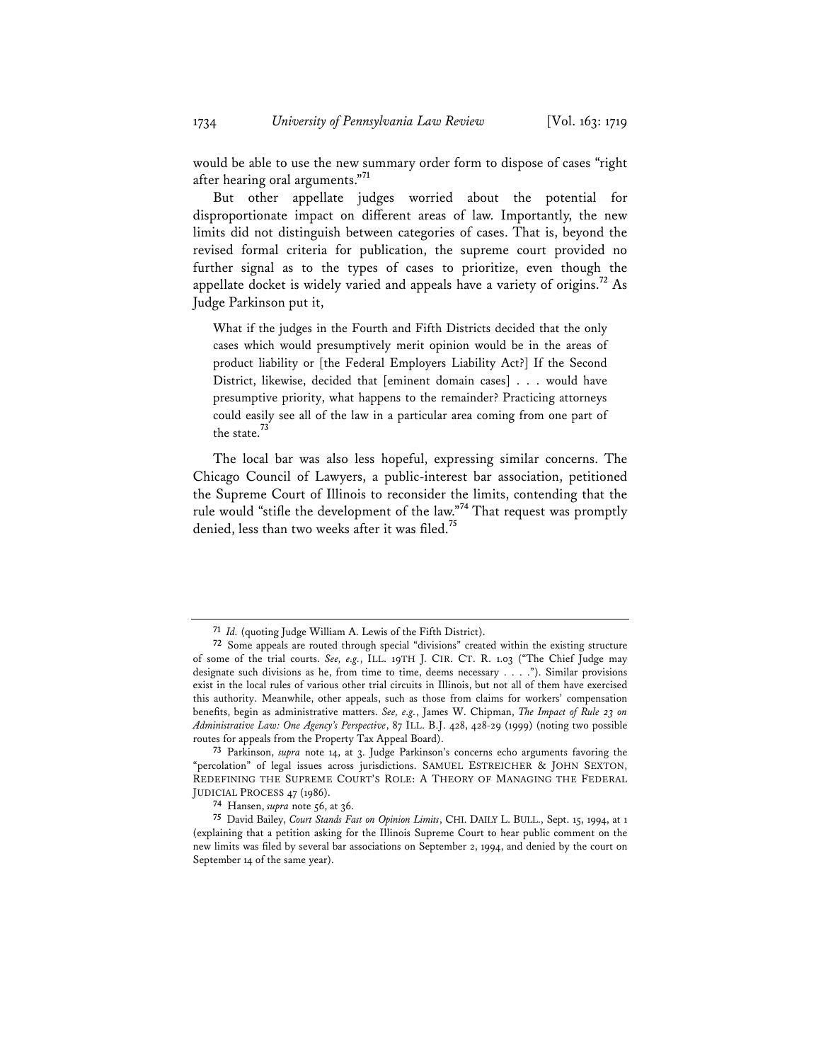would be able to use the new summary order form to dispose of cases "right after hearing oral arguments."[71]

But other appellate judges worried about the potential for disproportionate impact on different areas of law. Importantly, the new limits did not distinguish between categories of cases. That is, beyond the revised formal criteria for publication, the supreme court provided no further signal as to the types of cases to prioritize, even though the appellate docket is widely varied and appeals have a variety of origins.[72] As Judge Parkinson put it,

> What if the judges in the Fourth and Fifth Districts decided that the only cases which would presumptively merit opinion would be in the areas of product liability or [the Federal Employers Liability Act?] If the Second District, likewise, decided that [eminent domain cases] . . . would have presumptive priority, what happens to the remainder? Practicing attorneys could easily see all of the law in a particular area coming from one part of the state.[73]

The local bar was also less hopeful, expressing similar concerns. The Chicago Council of Lawyers, a public-interest bar association, petitioned the Supreme Court of Illinois to reconsider the limits, contending that the rule would "stifle the development of the law."[74] That request was promptly denied, less than two weeks after it was filed.[75]

---

[71] *Id.* (quoting Judge William A. Lewis of the Fifth District).

[72] Some appeals are routed through special "divisions" created within the existing structure of some of the trial courts. *See, e.g.*, ILL. 19TH J. CIR. CT. R. 1.03 ("The Chief Judge may designate such divisions as he, from time to time, deems necessary . . . ."). Similar provisions exist in the local rules of various other trial circuits in Illinois, but not all of them have exercised this authority. Meanwhile, other appeals, such as those from claims for workers' compensation benefits, begin as administrative matters. *See, e.g.*, James W. Chipman, *The Impact of Rule 23 on Administrative Law: One Agency's Perspective*, 87 ILL. B.J. 428, 428-29 (1999) (noting two possible routes for appeals from the Property Tax Appeal Board).

[73] Parkinson, *supra* note 14, at 3. Judge Parkinson's concerns echo arguments favoring the "percolation" of legal issues across jurisdictions. SAMUEL ESTREICHER & JOHN SEXTON, REDEFINING THE SUPREME COURT'S ROLE: A THEORY OF MANAGING THE FEDERAL JUDICIAL PROCESS 47 (1986).

[74] Hansen, *supra* note 56, at 36.

[75] David Bailey, *Court Stands Fast on Opinion Limits*, CHI. DAILY L. BULL., Sept. 15, 1994, at 1 (explaining that a petition asking for the Illinois Supreme Court to hear public comment on the new limits was filed by several bar associations on September 2, 1994, and denied by the court on September 14 of the same year).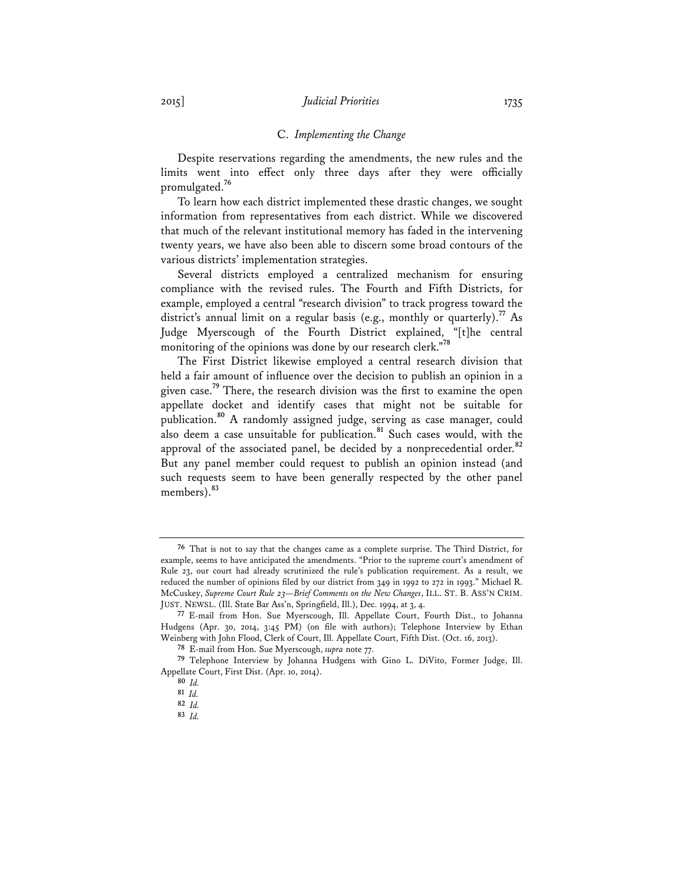### C. *Implementing the Change*

Despite reservations regarding the amendments, the new rules and the limits went into effect only three days after they were officially promulgated.[76]

To learn how each district implemented these drastic changes, we sought information from representatives from each district. While we discovered that much of the relevant institutional memory has faded in the intervening twenty years, we have also been able to discern some broad contours of the various districts' implementation strategies.

Several districts employed a centralized mechanism for ensuring compliance with the revised rules. The Fourth and Fifth Districts, for example, employed a central "research division" to track progress toward the district's annual limit on a regular basis (e.g., monthly or quarterly).[77] As Judge Myerscough of the Fourth District explained, "[t]he central monitoring of the opinions was done by our research clerk."[78]

The First District likewise employed a central research division that held a fair amount of influence over the decision to publish an opinion in a given case.[79] There, the research division was the first to examine the open appellate docket and identify cases that might not be suitable for publication.[80] A randomly assigned judge, serving as case manager, could also deem a case unsuitable for publication.[81] Such cases would, with the approval of the associated panel, be decided by a nonprecedential order.[82] But any panel member could request to publish an opinion instead (and such requests seem to have been generally respected by the other panel members).[83]

---

76 That is not to say that the changes came as a complete surprise. The Third District, for example, seems to have anticipated the amendments. "Prior to the supreme court's amendment of Rule 23, our court had already scrutinized the rule's publication requirement. As a result, we reduced the number of opinions filed by our district from 349 in 1992 to 272 in 1993." Michael R. McCuskey, *Supreme Court Rule 23—Brief Comments on the New Changes*, ILL. ST. B. ASS'N CRIM. JUST. NEWSL. (Ill. State Bar Ass'n, Springfield, Ill.), Dec. 1994, at 3, 4.

77 E-mail from Hon. Sue Myerscough, Ill. Appellate Court, Fourth Dist., to Johanna Hudgens (Apr. 30, 2014, 3:45 PM) (on file with authors); Telephone Interview by Ethan Weinberg with John Flood, Clerk of Court, Ill. Appellate Court, Fifth Dist. (Oct. 16, 2013).

78 E-mail from Hon. Sue Myerscough, *supra* note 77.

79 Telephone Interview by Johanna Hudgens with Gino L. DiVito, Former Judge, Ill. Appellate Court, First Dist. (Apr. 10, 2014).

80 *Id.*

81 *Id.*

82 *Id.*

83 *Id.*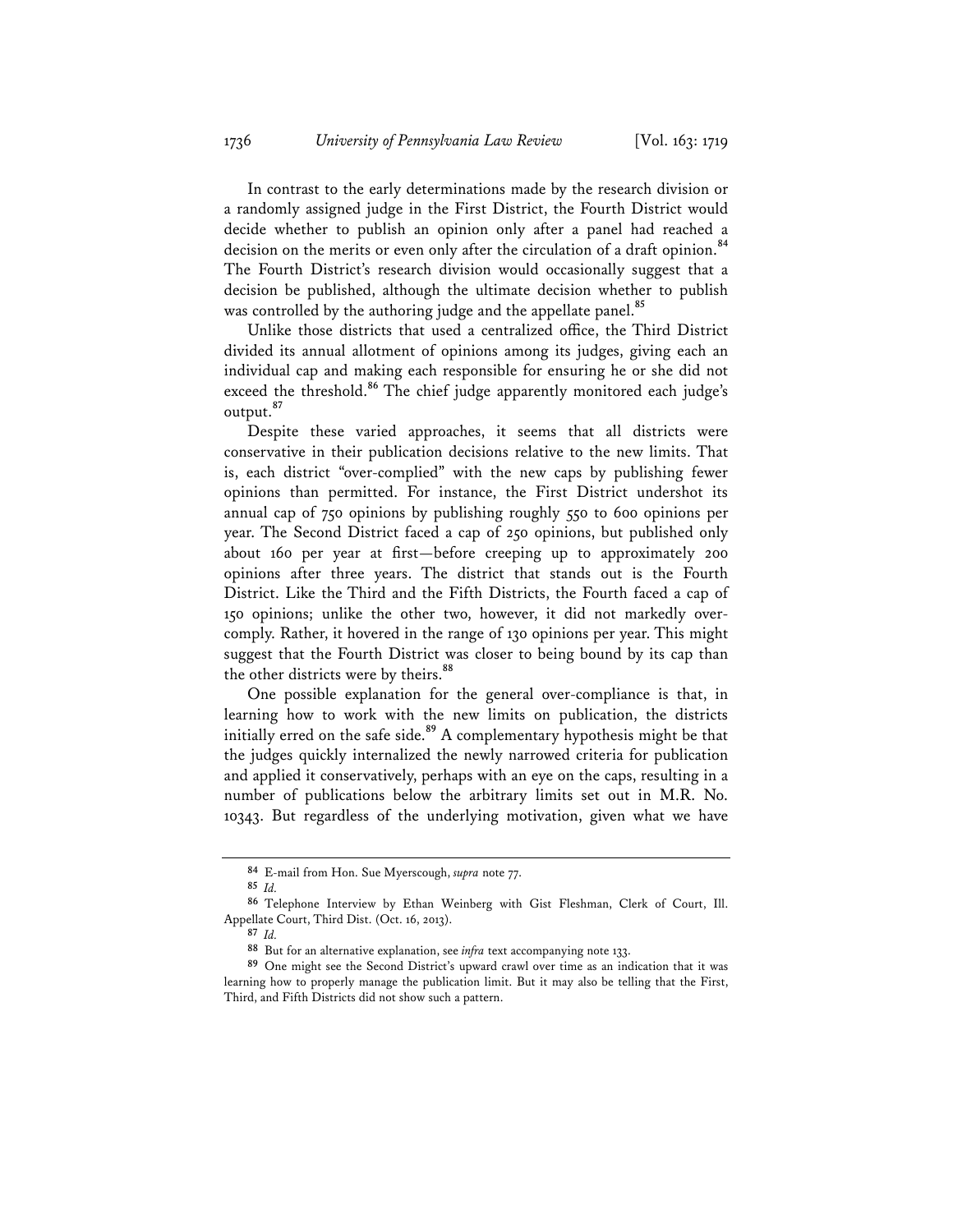In contrast to the early determinations made by the research division or a randomly assigned judge in the First District, the Fourth District would decide whether to publish an opinion only after a panel had reached a decision on the merits or even only after the circulation of a draft opinion.[84] The Fourth District's research division would occasionally suggest that a decision be published, although the ultimate decision whether to publish was controlled by the authoring judge and the appellate panel.[85]

Unlike those districts that used a centralized office, the Third District divided its annual allotment of opinions among its judges, giving each an individual cap and making each responsible for ensuring he or she did not exceed the threshold.[86] The chief judge apparently monitored each judge's output.[87]

Despite these varied approaches, it seems that all districts were conservative in their publication decisions relative to the new limits. That is, each district "over-complied" with the new caps by publishing fewer opinions than permitted. For instance, the First District undershot its annual cap of 750 opinions by publishing roughly 550 to 600 opinions per year. The Second District faced a cap of 250 opinions, but published only about 160 per year at first—before creeping up to approximately 200 opinions after three years. The district that stands out is the Fourth District. Like the Third and the Fifth Districts, the Fourth faced a cap of 150 opinions; unlike the other two, however, it did not markedly over-comply. Rather, it hovered in the range of 130 opinions per year. This might suggest that the Fourth District was closer to being bound by its cap than the other districts were by theirs.[88]

One possible explanation for the general over-compliance is that, in learning how to work with the new limits on publication, the districts initially erred on the safe side.[89] A complementary hypothesis might be that the judges quickly internalized the newly narrowed criteria for publication and applied it conservatively, perhaps with an eye on the caps, resulting in a number of publications below the arbitrary limits set out in M.R. No. 10343. But regardless of the underlying motivation, given what we have

---

84 E-mail from Hon. Sue Myerscough, *supra* note 77.

85 *Id.*

86 Telephone Interview by Ethan Weinberg with Gist Fleshman, Clerk of Court, Ill. Appellate Court, Third Dist. (Oct. 16, 2013).

87 *Id.*

88 But for an alternative explanation, see *infra* text accompanying note 133.

89 One might see the Second District's upward crawl over time as an indication that it was learning how to properly manage the publication limit. But it may also be telling that the First, Third, and Fifth Districts did not show such a pattern.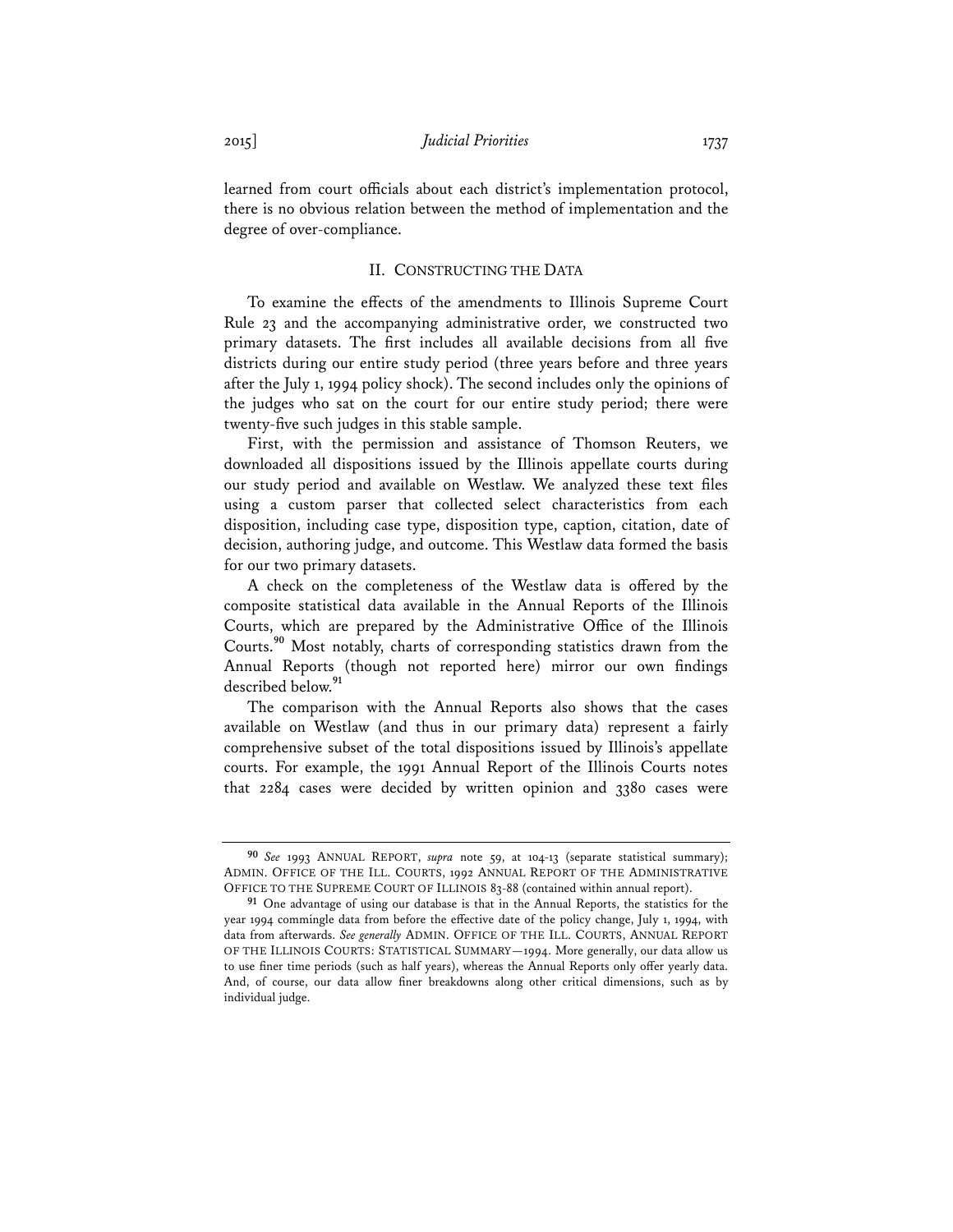learned from court officials about each district's implementation protocol, there is no obvious relation between the method of implementation and the degree of over-compliance.

## II. CONSTRUCTING THE DATA

To examine the effects of the amendments to Illinois Supreme Court Rule 23 and the accompanying administrative order, we constructed two primary datasets. The first includes all available decisions from all five districts during our entire study period (three years before and three years after the July 1, 1994 policy shock). The second includes only the opinions of the judges who sat on the court for our entire study period; there were twenty-five such judges in this stable sample.

First, with the permission and assistance of Thomson Reuters, we downloaded all dispositions issued by the Illinois appellate courts during our study period and available on Westlaw. We analyzed these text files using a custom parser that collected select characteristics from each disposition, including case type, disposition type, caption, citation, date of decision, authoring judge, and outcome. This Westlaw data formed the basis for our two primary datasets.

A check on the completeness of the Westlaw data is offered by the composite statistical data available in the Annual Reports of the Illinois Courts, which are prepared by the Administrative Office of the Illinois Courts.[90] Most notably, charts of corresponding statistics drawn from the Annual Reports (though not reported here) mirror our own findings described below.[91]

The comparison with the Annual Reports also shows that the cases available on Westlaw (and thus in our primary data) represent a fairly comprehensive subset of the total dispositions issued by Illinois's appellate courts. For example, the 1991 Annual Report of the Illinois Courts notes that 2284 cases were decided by written opinion and 3380 cases were

---

[90] *See* 1993 ANNUAL REPORT, *supra* note 59, at 104-13 (separate statistical summary); ADMIN. OFFICE OF THE ILL. COURTS, 1992 ANNUAL REPORT OF THE ADMINISTRATIVE OFFICE TO THE SUPREME COURT OF ILLINOIS 83-88 (contained within annual report).

[91] One advantage of using our database is that in the Annual Reports, the statistics for the year 1994 commingle data from before the effective date of the policy change, July 1, 1994, with data from afterwards. *See generally* ADMIN. OFFICE OF THE ILL. COURTS, ANNUAL REPORT OF THE ILLINOIS COURTS: STATISTICAL SUMMARY—1994. More generally, our data allow us to use finer time periods (such as half years), whereas the Annual Reports only offer yearly data. And, of course, our data allow finer breakdowns along other critical dimensions, such as by individual judge.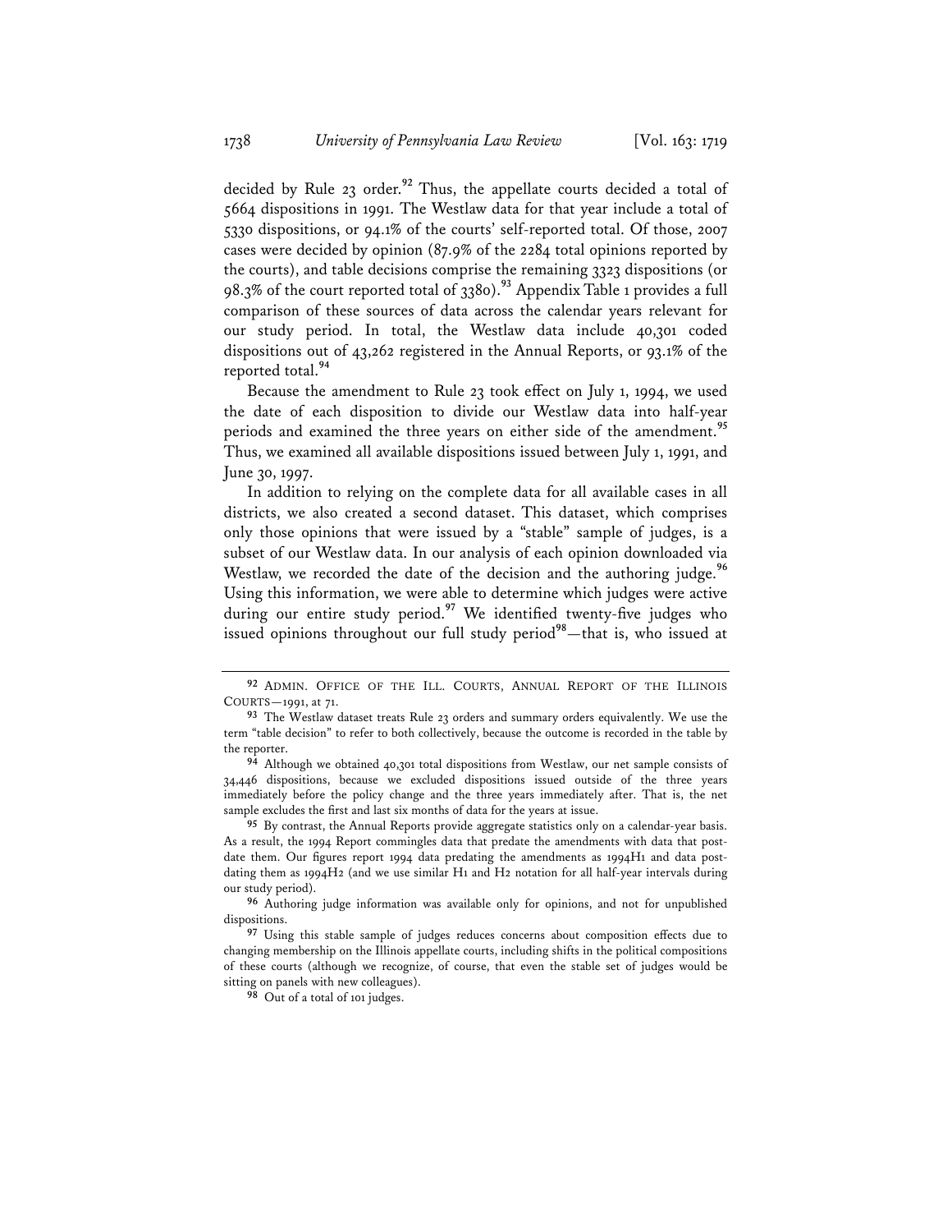decided by Rule 23 order.[92] Thus, the appellate courts decided a total of 5664 dispositions in 1991. The Westlaw data for that year include a total of 5330 dispositions, or 94.1% of the courts' self-reported total. Of those, 2007 cases were decided by opinion (87.9% of the 2284 total opinions reported by the courts), and table decisions comprise the remaining 3323 dispositions (or 98.3% of the court reported total of 3380).[93] Appendix Table 1 provides a full comparison of these sources of data across the calendar years relevant for our study period. In total, the Westlaw data include 40,301 coded dispositions out of 43,262 registered in the Annual Reports, or 93.1% of the reported total.[94]

Because the amendment to Rule 23 took effect on July 1, 1994, we used the date of each disposition to divide our Westlaw data into half-year periods and examined the three years on either side of the amendment.[95] Thus, we examined all available dispositions issued between July 1, 1991, and June 30, 1997.

In addition to relying on the complete data for all available cases in all districts, we also created a second dataset. This dataset, which comprises only those opinions that were issued by a "stable" sample of judges, is a subset of our Westlaw data. In our analysis of each opinion downloaded via Westlaw, we recorded the date of the decision and the authoring judge.[96] Using this information, we were able to determine which judges were active during our entire study period.[97] We identified twenty-five judges who issued opinions throughout our full study period[98]—that is, who issued at

---

[92] ADMIN. OFFICE OF THE ILL. COURTS, ANNUAL REPORT OF THE ILLINOIS COURTS—1991, at 71.

[93] The Westlaw dataset treats Rule 23 orders and summary orders equivalently. We use the term "table decision" to refer to both collectively, because the outcome is recorded in the table by the reporter.

[94] Although we obtained 40,301 total dispositions from Westlaw, our net sample consists of 34,446 dispositions, because we excluded dispositions issued outside of the three years immediately before the policy change and the three years immediately after. That is, the net sample excludes the first and last six months of data for the years at issue.

[95] By contrast, the Annual Reports provide aggregate statistics only on a calendar-year basis. As a result, the 1994 Report commingles data that predate the amendments with data that postdate them. Our figures report 1994 data predating the amendments as 1994H1 and data postdating them as 1994H2 (and we use similar H1 and H2 notation for all half-year intervals during our study period).

[96] Authoring judge information was available only for opinions, and not for unpublished dispositions.

[97] Using this stable sample of judges reduces concerns about composition effects due to changing membership on the Illinois appellate courts, including shifts in the political compositions of these courts (although we recognize, of course, that even the stable set of judges would be sitting on panels with new colleagues).

[98] Out of a total of 101 judges.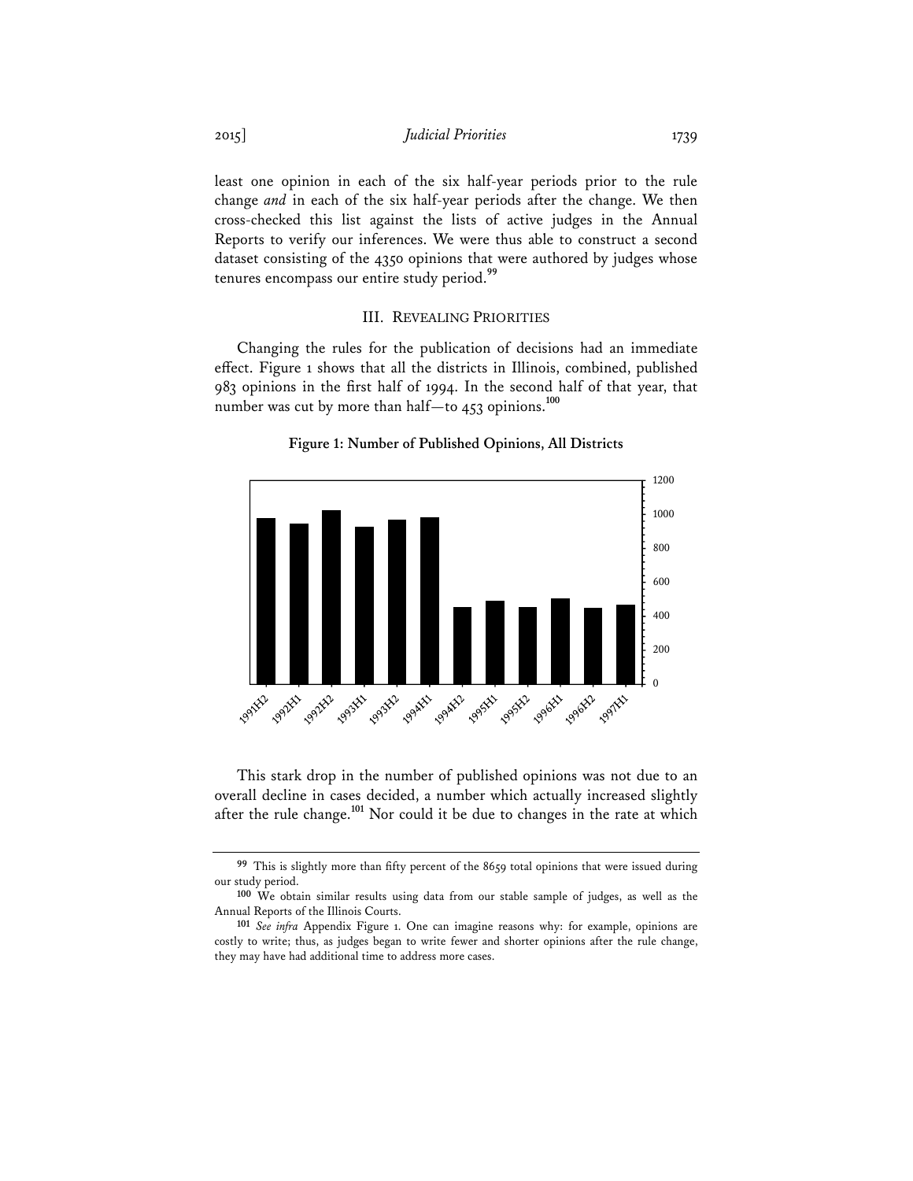least one opinion in each of the six half-year periods prior to the rule change *and* in each of the six half-year periods after the change. We then cross-checked this list against the lists of active judges in the Annual Reports to verify our inferences. We were thus able to construct a second dataset consisting of the 4350 opinions that were authored by judges whose tenures encompass our entire study period.[99]

## III. Revealing Priorities

Changing the rules for the publication of decisions had an immediate effect. Figure 1 shows that all the districts in Illinois, combined, published 983 opinions in the first half of 1994. In the second half of that year, that number was cut by more than half—to 453 opinions.[100]

**Figure 1: Number of Published Opinions, All Districts**

This stark drop in the number of published opinions was not due to an overall decline in cases decided, a number which actually increased slightly after the rule change.[101] Nor could it be due to changes in the rate at which

---

[99] This is slightly more than fifty percent of the 8659 total opinions that were issued during our study period.

[100] We obtain similar results using data from our stable sample of judges, as well as the Annual Reports of the Illinois Courts.

[101] *See infra* Appendix Figure 1. One can imagine reasons why: for example, opinions are costly to write; thus, as judges began to write fewer and shorter opinions after the rule change, they may have had additional time to address more cases.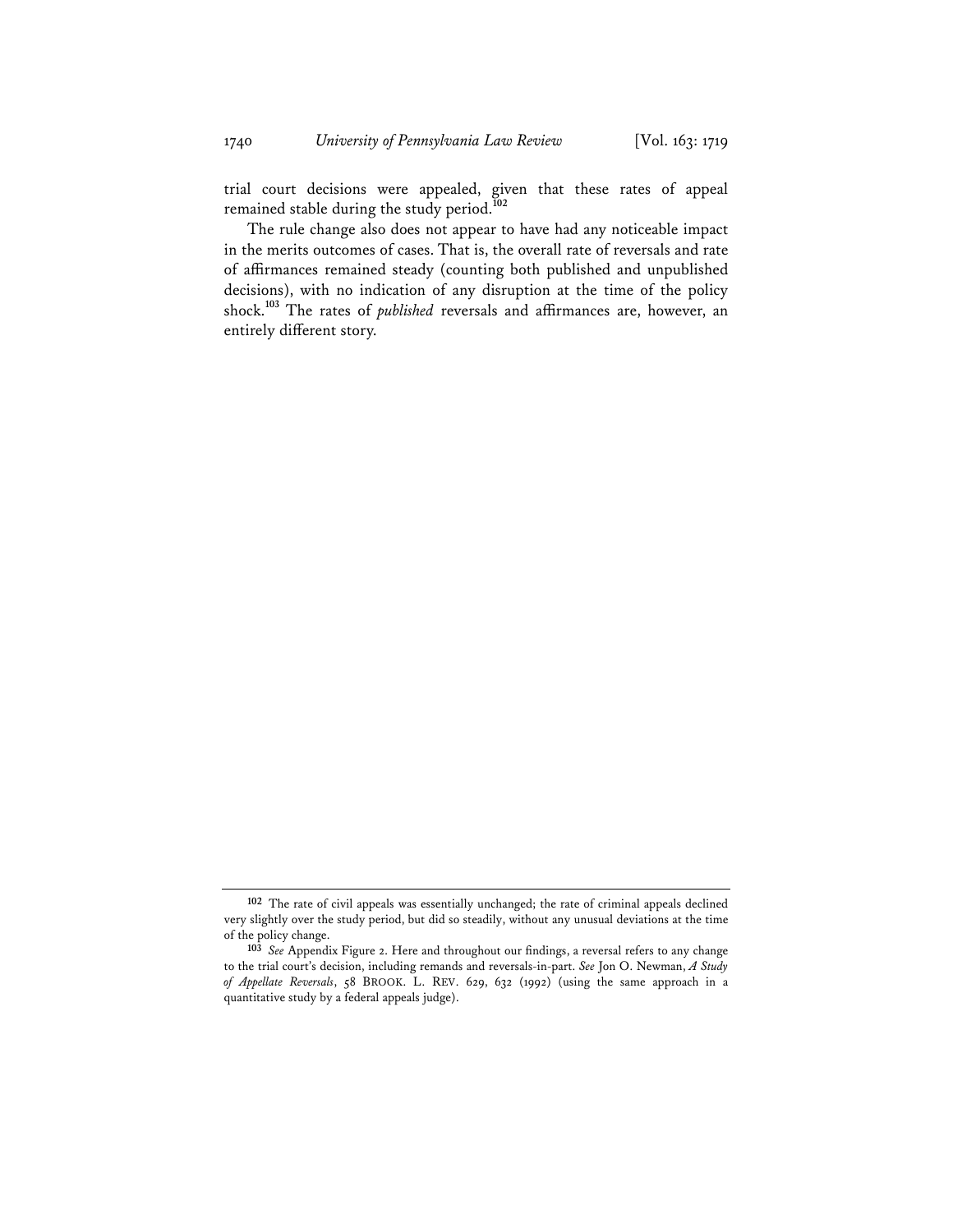trial court decisions were appealed, given that these rates of appeal remained stable during the study period.[102]

The rule change also does not appear to have had any noticeable impact in the merits outcomes of cases. That is, the overall rate of reversals and rate of affirmances remained steady (counting both published and unpublished decisions), with no indication of any disruption at the time of the policy shock.[103] The rates of *published* reversals and affirmances are, however, an entirely different story.

---

[102] The rate of civil appeals was essentially unchanged; the rate of criminal appeals declined very slightly over the study period, but did so steadily, without any unusual deviations at the time of the policy change.

[103] *See* Appendix Figure 2. Here and throughout our findings, a reversal refers to any change to the trial court's decision, including remands and reversals-in-part. *See* Jon O. Newman, *A Study of Appellate Reversals*, 58 BROOK. L. REV. 629, 632 (1992) (using the same approach in a quantitative study by a federal appeals judge).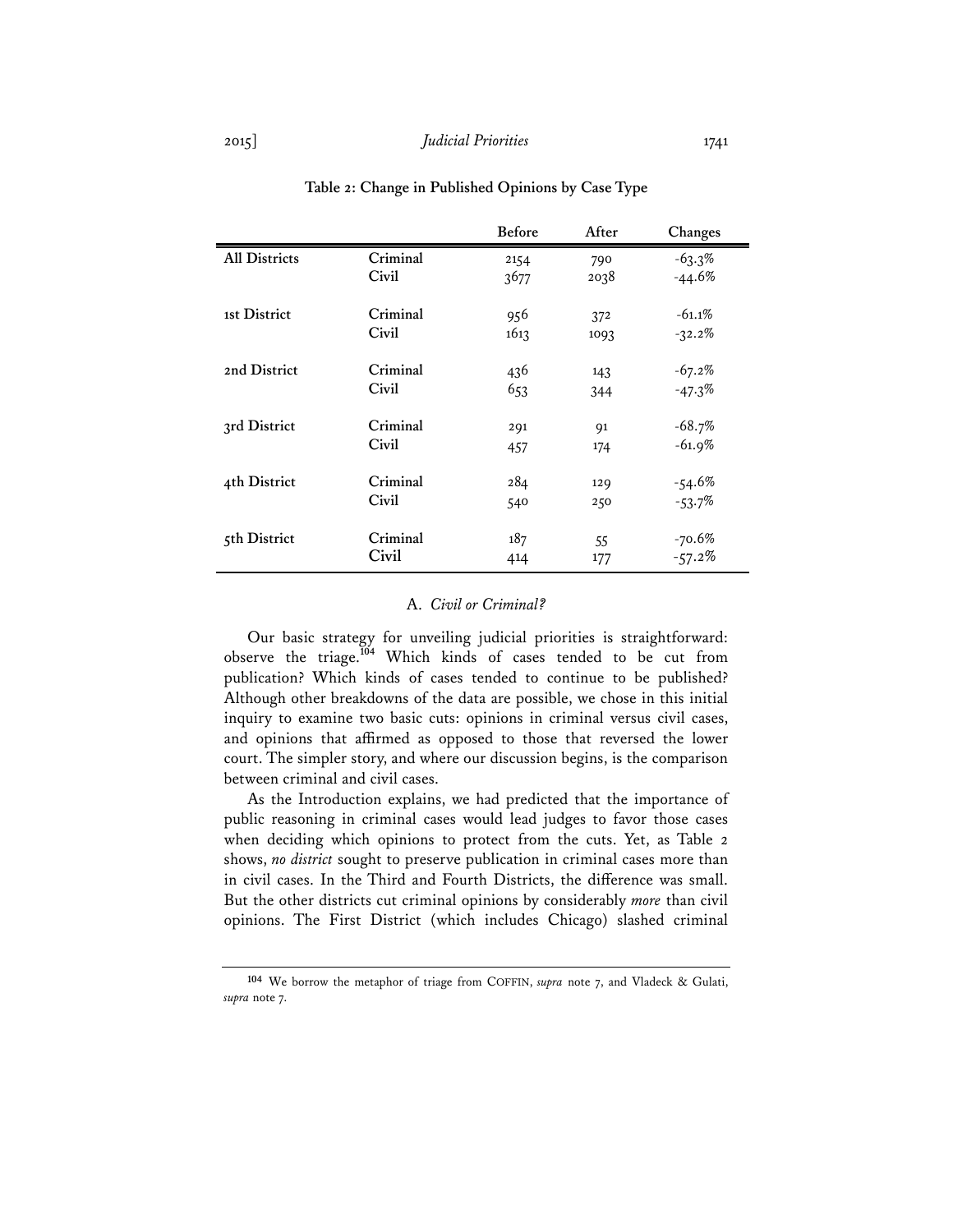**Table 2: Change in Published Opinions by Case Type**

| | | Before | After | Changes |
|---|---|---|---|---|
| **All Districts** | Criminal | 2154 | 790 | -63.3% |
| | Civil | 3677 | 2038 | -44.6% |
| **1st District** | Criminal | 956 | 372 | -61.1% |
| | Civil | 1613 | 1093 | -32.2% |
| **2nd District** | Criminal | 436 | 143 | -67.2% |
| | Civil | 653 | 344 | -47.3% |
| **3rd District** | Criminal | 291 | 91 | -68.7% |
| | Civil | 457 | 174 | -61.9% |
| **4th District** | Criminal | 284 | 129 | -54.6% |
| | Civil | 540 | 250 | -53.7% |
| **5th District** | Criminal | 187 | 55 | -70.6% |
| | Civil | 414 | 177 | -57.2% |

### A. *Civil or Criminal?*

Our basic strategy for unveiling judicial priorities is straightforward: observe the triage.[104] Which kinds of cases tended to be cut from publication? Which kinds of cases tended to continue to be published? Although other breakdowns of the data are possible, we chose in this initial inquiry to examine two basic cuts: opinions in criminal versus civil cases, and opinions that affirmed as opposed to those that reversed the lower court. The simpler story, and where our discussion begins, is the comparison between criminal and civil cases.

As the Introduction explains, we had predicted that the importance of public reasoning in criminal cases would lead judges to favor those cases when deciding which opinions to protect from the cuts. Yet, as Table 2 shows, *no district* sought to preserve publication in criminal cases more than in civil cases. In the Third and Fourth Districts, the difference was small. But the other districts cut criminal opinions by considerably *more* than civil opinions. The First District (which includes Chicago) slashed criminal

---

[104] We borrow the metaphor of triage from COFFIN, *supra* note 7, and Vladeck & Gulati, *supra* note 7.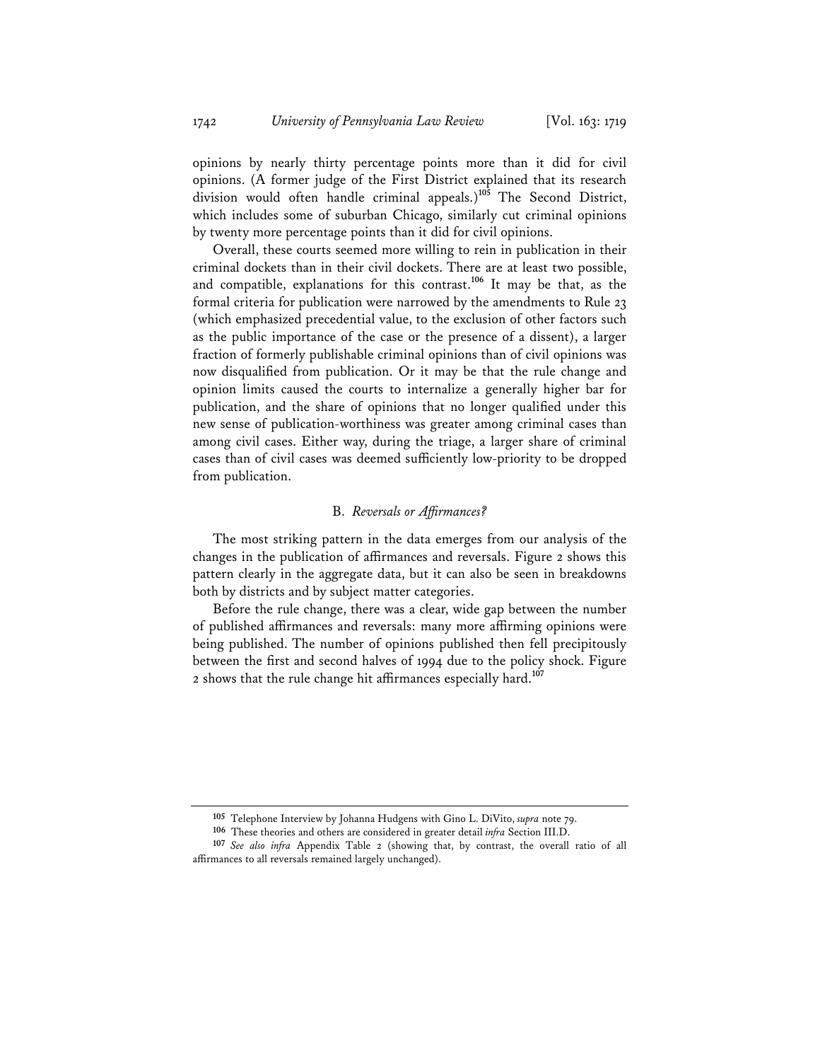opinions by nearly thirty percentage points more than it did for civil opinions. (A former judge of the First District explained that its research division would often handle criminal appeals.)[105] The Second District, which includes some of suburban Chicago, similarly cut criminal opinions by twenty more percentage points than it did for civil opinions.

Overall, these courts seemed more willing to rein in publication in their criminal dockets than in their civil dockets. There are at least two possible, and compatible, explanations for this contrast.[106] It may be that, as the formal criteria for publication were narrowed by the amendments to Rule 23 (which emphasized precedential value, to the exclusion of other factors such as the public importance of the case or the presence of a dissent), a larger fraction of formerly publishable criminal opinions than of civil opinions was now disqualified from publication. Or it may be that the rule change and opinion limits caused the courts to internalize a generally higher bar for publication, and the share of opinions that no longer qualified under this new sense of publication-worthiness was greater among criminal cases than among civil cases. Either way, during the triage, a larger share of criminal cases than of civil cases was deemed sufficiently low-priority to be dropped from publication.

### B. *Reversals or Affirmances?*

The most striking pattern in the data emerges from our analysis of the changes in the publication of affirmances and reversals. Figure 2 shows this pattern clearly in the aggregate data, but it can also be seen in breakdowns both by districts and by subject matter categories.

Before the rule change, there was a clear, wide gap between the number of published affirmances and reversals: many more affirming opinions were being published. The number of opinions published then fell precipitously between the first and second halves of 1994 due to the policy shock. Figure 2 shows that the rule change hit affirmances especially hard.[107]

---

[105] Telephone Interview by Johanna Hudgens with Gino L. DiVito, *supra* note 79.

[106] These theories and others are considered in greater detail *infra* Section III.D.

[107] *See also infra* Appendix Table 2 (showing that, by contrast, the overall ratio of all affirmances to all reversals remained largely unchanged).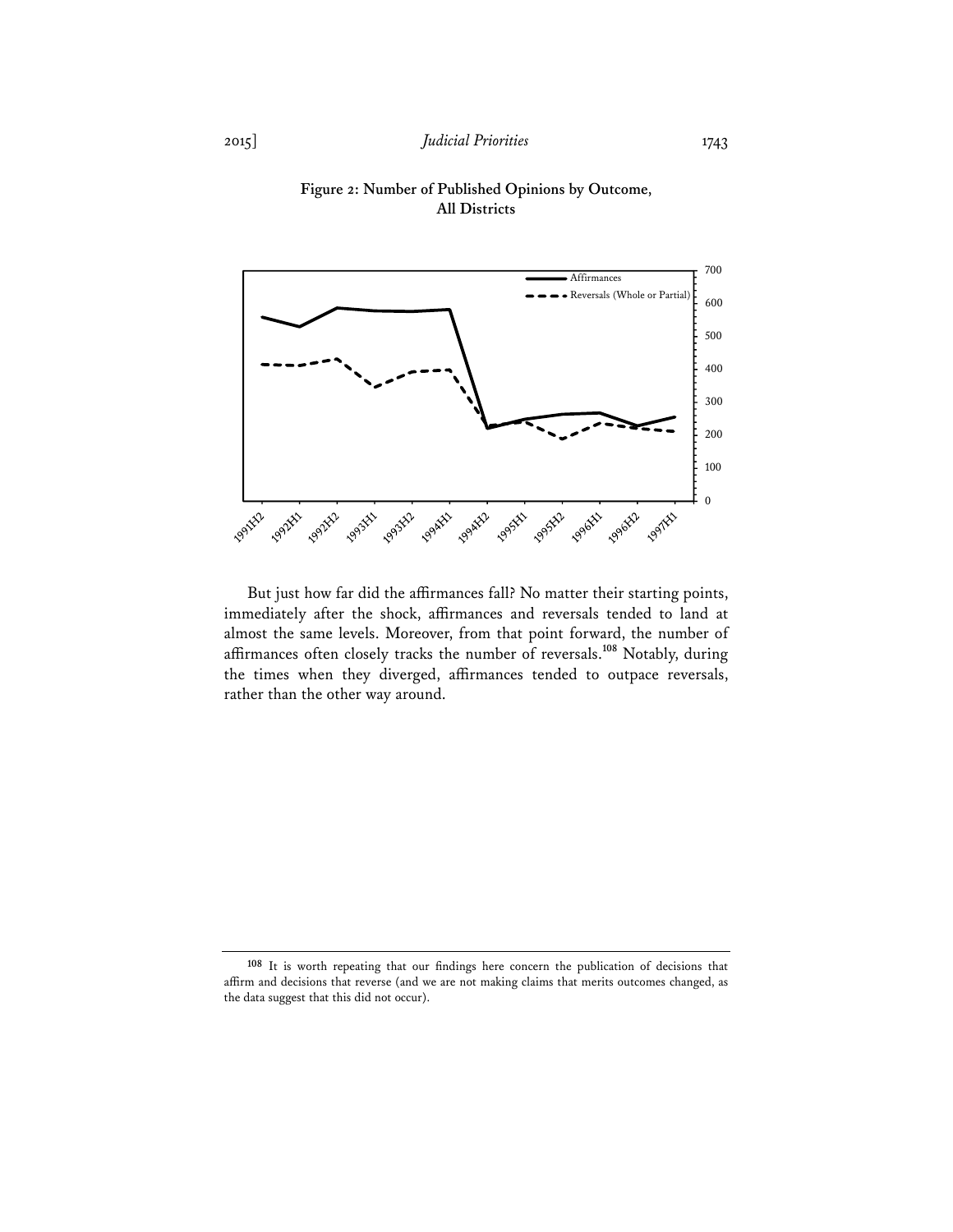**Figure 2: Number of Published Opinions by Outcome, All Districts**

But just how far did the affirmances fall? No matter their starting points, immediately after the shock, affirmances and reversals tended to land at almost the same levels. Moreover, from that point forward, the number of affirmances often closely tracks the number of reversals.[108] Notably, during the times when they diverged, affirmances tended to outpace reversals, rather than the other way around.

---

[108] It is worth repeating that our findings here concern the publication of decisions that affirm and decisions that reverse (and we are not making claims that merits outcomes changed, as the data suggest that this did not occur).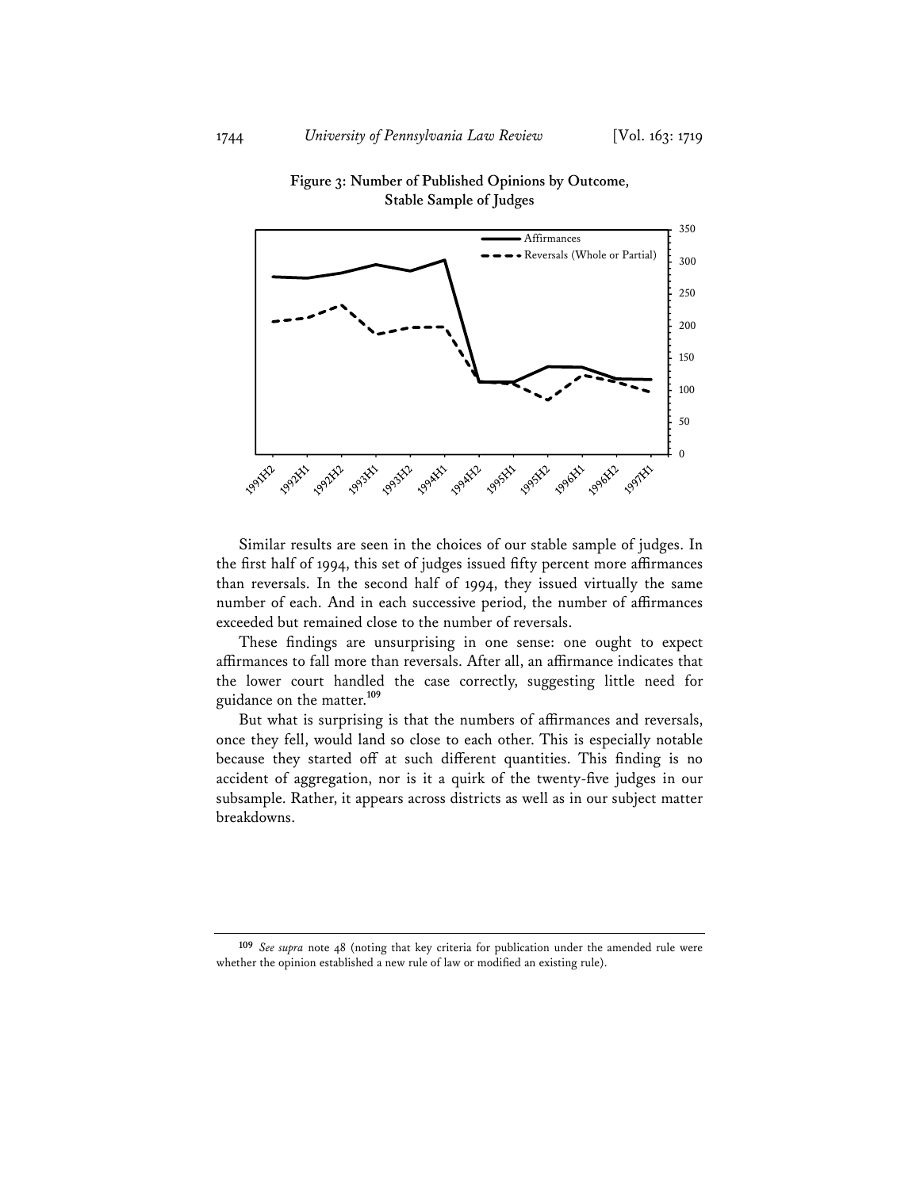**Figure 3: Number of Published Opinions by Outcome, Stable Sample of Judges**

Similar results are seen in the choices of our stable sample of judges. In the first half of 1994, this set of judges issued fifty percent more affirmances than reversals. In the second half of 1994, they issued virtually the same number of each. And in each successive period, the number of affirmances exceeded but remained close to the number of reversals.

These findings are unsurprising in one sense: one ought to expect affirmances to fall more than reversals. After all, an affirmance indicates that the lower court handled the case correctly, suggesting little need for guidance on the matter.[109]

But what is surprising is that the numbers of affirmances and reversals, once they fell, would land so close to each other. This is especially notable because they started off at such different quantities. This finding is no accident of aggregation, nor is it a quirk of the twenty-five judges in our subsample. Rather, it appears across districts as well as in our subject matter breakdowns.

---

[109] *See supra* note 48 (noting that key criteria for publication under the amended rule were whether the opinion established a new rule of law or modified an existing rule).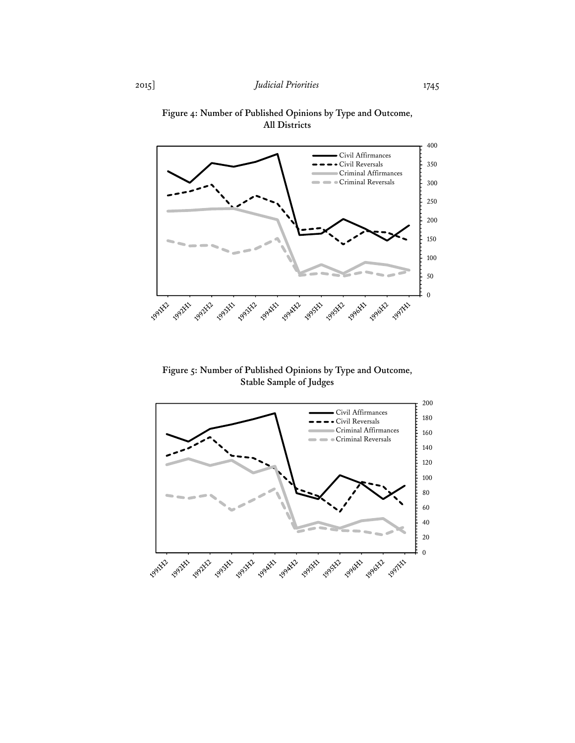**Figure 4: Number of Published Opinions by Type and Outcome, All Districts**

**Figure 5: Number of Published Opinions by Type and Outcome, Stable Sample of Judges**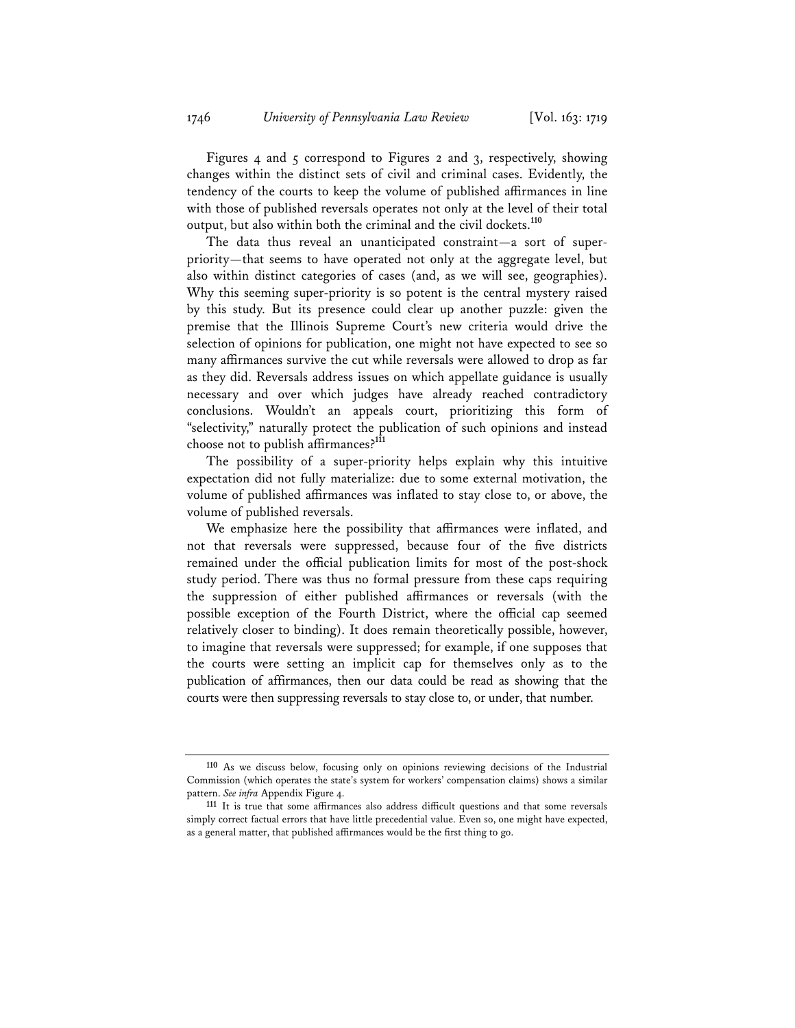Figures 4 and 5 correspond to Figures 2 and 3, respectively, showing changes within the distinct sets of civil and criminal cases. Evidently, the tendency of the courts to keep the volume of published affirmances in line with those of published reversals operates not only at the level of their total output, but also within both the criminal and the civil dockets.[110]

The data thus reveal an unanticipated constraint—a sort of super-priority—that seems to have operated not only at the aggregate level, but also within distinct categories of cases (and, as we will see, geographies). Why this seeming super-priority is so potent is the central mystery raised by this study. But its presence could clear up another puzzle: given the premise that the Illinois Supreme Court's new criteria would drive the selection of opinions for publication, one might not have expected to see so many affirmances survive the cut while reversals were allowed to drop as far as they did. Reversals address issues on which appellate guidance is usually necessary and over which judges have already reached contradictory conclusions. Wouldn't an appeals court, prioritizing this form of "selectivity," naturally protect the publication of such opinions and instead choose not to publish affirmances?[111]

The possibility of a super-priority helps explain why this intuitive expectation did not fully materialize: due to some external motivation, the volume of published affirmances was inflated to stay close to, or above, the volume of published reversals.

We emphasize here the possibility that affirmances were inflated, and not that reversals were suppressed, because four of the five districts remained under the official publication limits for most of the post-shock study period. There was thus no formal pressure from these caps requiring the suppression of either published affirmances or reversals (with the possible exception of the Fourth District, where the official cap seemed relatively closer to binding). It does remain theoretically possible, however, to imagine that reversals were suppressed; for example, if one supposes that the courts were setting an implicit cap for themselves only as to the publication of affirmances, then our data could be read as showing that the courts were then suppressing reversals to stay close to, or under, that number.

---

[110] As we discuss below, focusing only on opinions reviewing decisions of the Industrial Commission (which operates the state's system for workers' compensation claims) shows a similar pattern. *See infra* Appendix Figure 4.

[111] It is true that some affirmances also address difficult questions and that some reversals simply correct factual errors that have little precedential value. Even so, one might have expected, as a general matter, that published affirmances would be the first thing to go.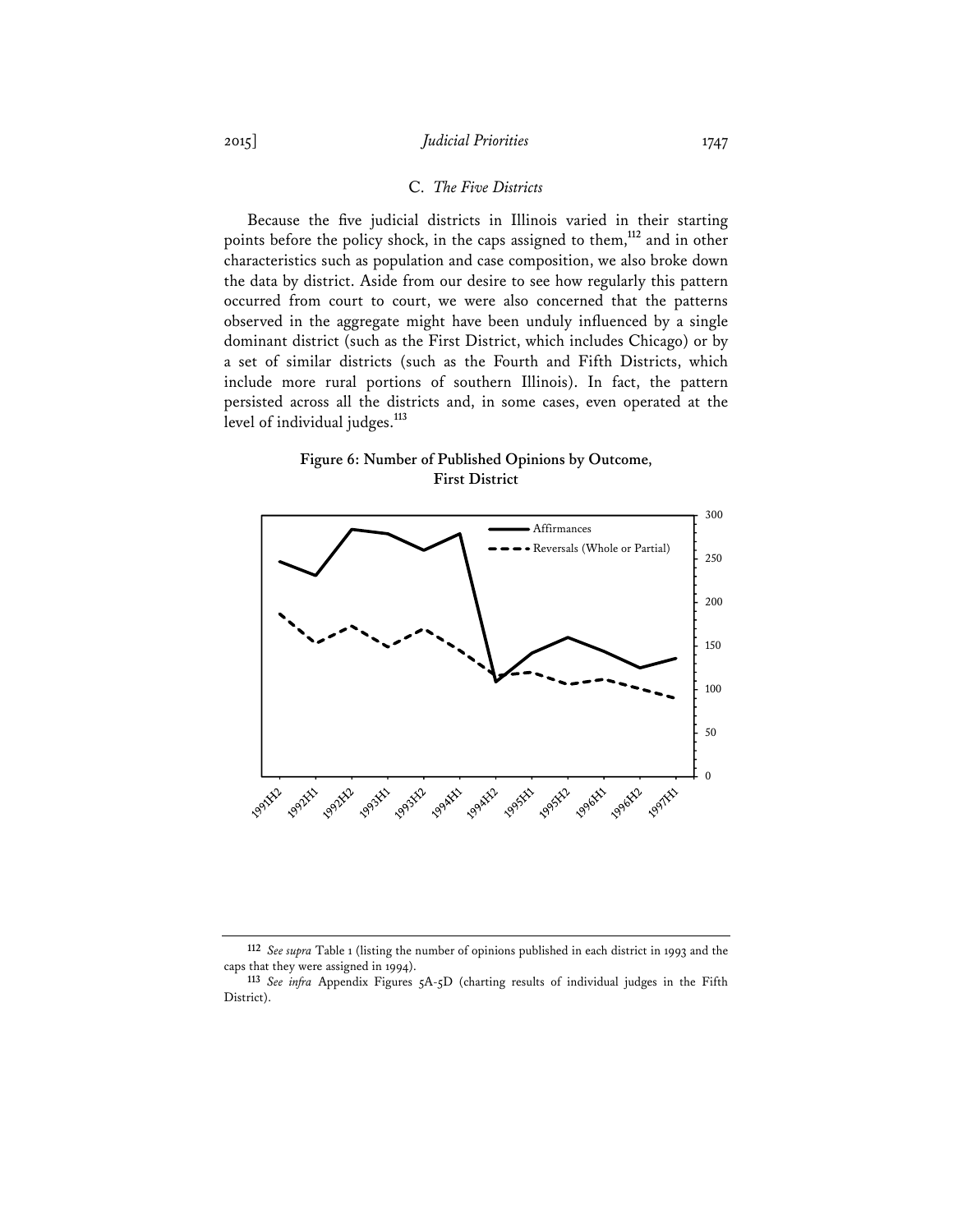### C. *The Five Districts*

Because the five judicial districts in Illinois varied in their starting points before the policy shock, in the caps assigned to them,[112] and in other characteristics such as population and case composition, we also broke down the data by district. Aside from our desire to see how regularly this pattern occurred from court to court, we were also concerned that the patterns observed in the aggregate might have been unduly influenced by a single dominant district (such as the First District, which includes Chicago) or by a set of similar districts (such as the Fourth and Fifth Districts, which include more rural portions of southern Illinois). In fact, the pattern persisted across all the districts and, in some cases, even operated at the level of individual judges.[113]

**Figure 6: Number of Published Opinions by Outcome, First District**

---

[112] *See supra* Table 1 (listing the number of opinions published in each district in 1993 and the caps that they were assigned in 1994).

[113] *See infra* Appendix Figures 5A-5D (charting results of individual judges in the Fifth District).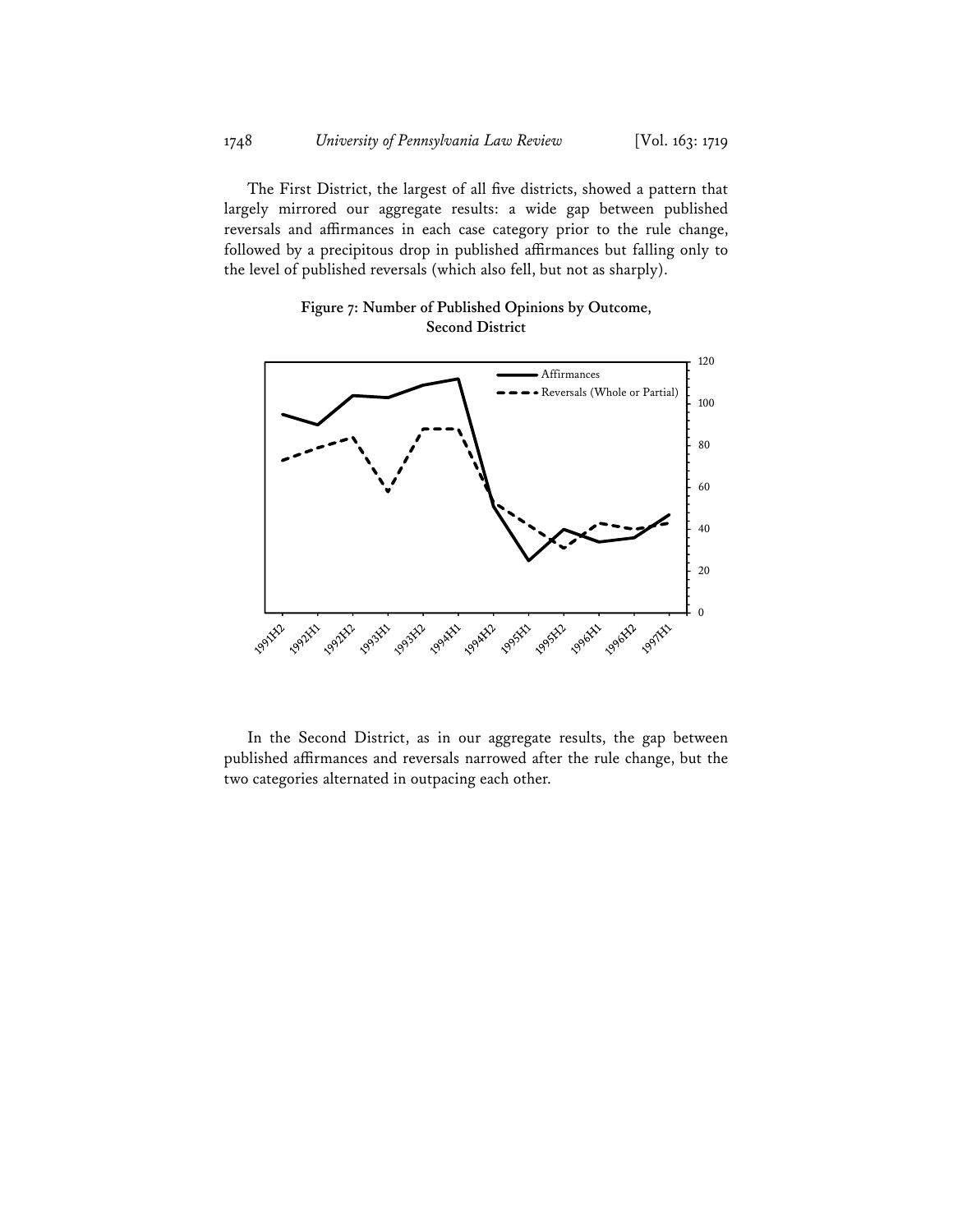The First District, the largest of all five districts, showed a pattern that largely mirrored our aggregate results: a wide gap between published reversals and affirmances in each case category prior to the rule change, followed by a precipitous drop in published affirmances but falling only to the level of published reversals (which also fell, but not as sharply).

**Figure 7: Number of Published Opinions by Outcome, Second District**

In the Second District, as in our aggregate results, the gap between published affirmances and reversals narrowed after the rule change, but the two categories alternated in outpacing each other.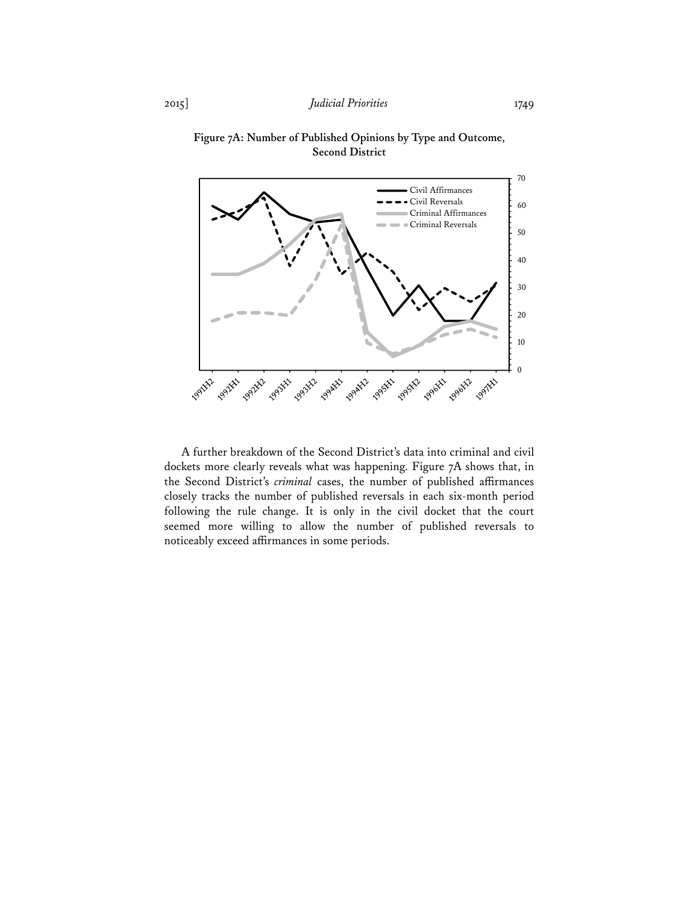**Figure 7A: Number of Published Opinions by Type and Outcome, Second District**

A further breakdown of the Second District's data into criminal and civil dockets more clearly reveals what was happening. Figure 7A shows that, in the Second District's *criminal* cases, the number of published affirmances closely tracks the number of published reversals in each six-month period following the rule change. It is only in the civil docket that the court seemed more willing to allow the number of published reversals to noticeably exceed affirmances in some periods.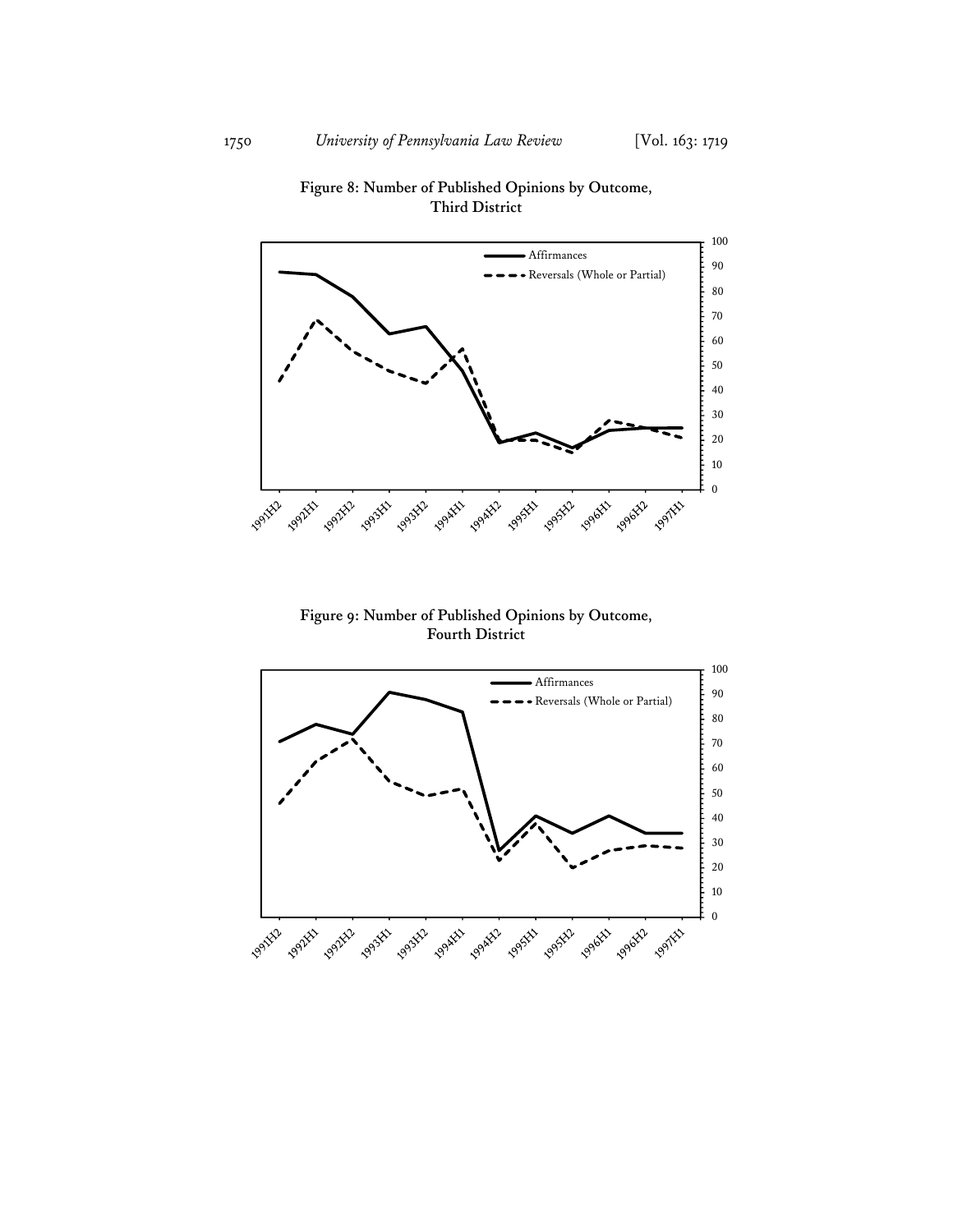**Figure 8: Number of Published Opinions by Outcome, Third District**

**Figure 9: Number of Published Opinions by Outcome, Fourth District**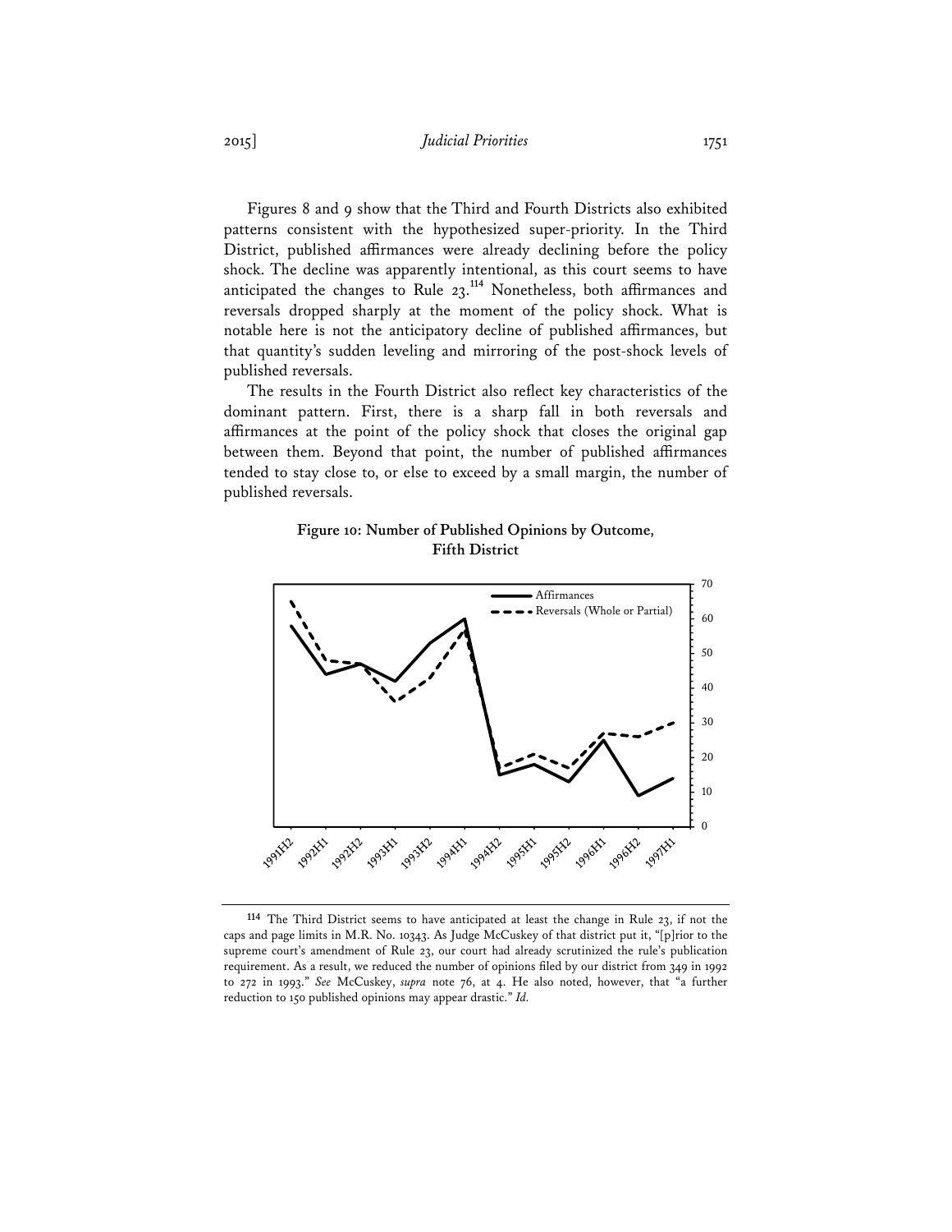Figures 8 and 9 show that the Third and Fourth Districts also exhibited patterns consistent with the hypothesized super-priority. In the Third District, published affirmances were already declining before the policy shock. The decline was apparently intentional, as this court seems to have anticipated the changes to Rule 23.[114] Nonetheless, both affirmances and reversals dropped sharply at the moment of the policy shock. What is notable here is not the anticipatory decline of published affirmances, but that quantity's sudden leveling and mirroring of the post-shock levels of published reversals.

The results in the Fourth District also reflect key characteristics of the dominant pattern. First, there is a sharp fall in both reversals and affirmances at the point of the policy shock that closes the original gap between them. Beyond that point, the number of published affirmances tended to stay close to, or else to exceed by a small margin, the number of published reversals.

**Figure 10: Number of Published Opinions by Outcome, Fifth District**

[114] The Third District seems to have anticipated at least the change in Rule 23, if not the caps and page limits in M.R. No. 10343. As Judge McCuskey of that district put it, "[p]rior to the supreme court's amendment of Rule 23, our court had already scrutinized the rule's publication requirement. As a result, we reduced the number of opinions filed by our district from 349 in 1992 to 272 in 1993." *See* McCuskey, *supra* note 76, at 4. He also noted, however, that "a further reduction to 150 published opinions may appear drastic." *Id.*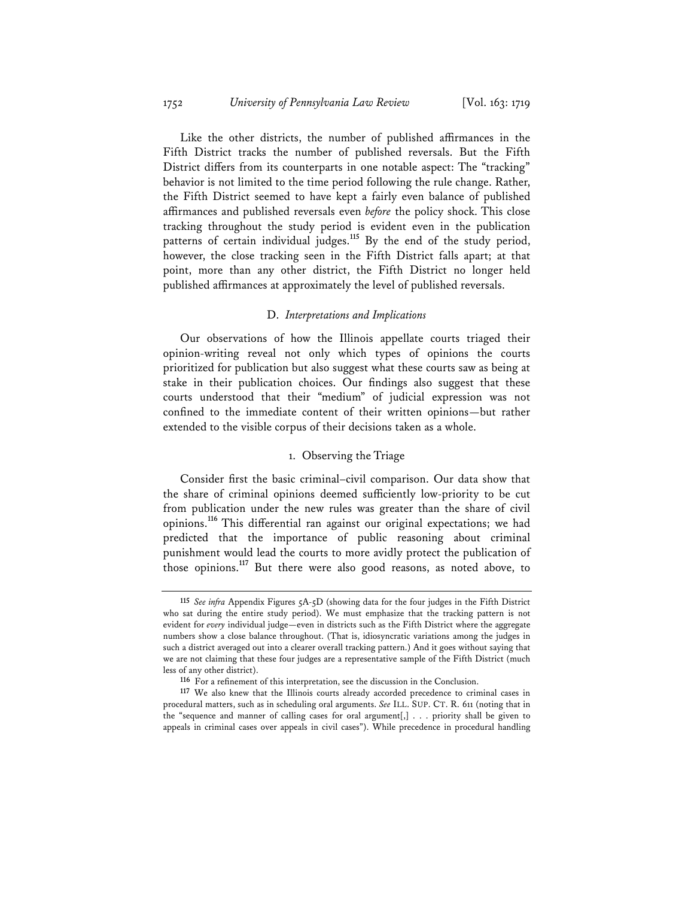Like the other districts, the number of published affirmances in the Fifth District tracks the number of published reversals. But the Fifth District differs from its counterparts in one notable aspect: The "tracking" behavior is not limited to the time period following the rule change. Rather, the Fifth District seemed to have kept a fairly even balance of published affirmances and published reversals even *before* the policy shock. This close tracking throughout the study period is evident even in the publication patterns of certain individual judges.[115] By the end of the study period, however, the close tracking seen in the Fifth District falls apart; at that point, more than any other district, the Fifth District no longer held published affirmances at approximately the level of published reversals.

### D. *Interpretations and Implications*

Our observations of how the Illinois appellate courts triaged their opinion-writing reveal not only which types of opinions the courts prioritized for publication but also suggest what these courts saw as being at stake in their publication choices. Our findings also suggest that these courts understood that their "medium" of judicial expression was not confined to the immediate content of their written opinions—but rather extended to the visible corpus of their decisions taken as a whole.

#### 1. Observing the Triage

Consider first the basic criminal–civil comparison. Our data show that the share of criminal opinions deemed sufficiently low-priority to be cut from publication under the new rules was greater than the share of civil opinions.[116] This differential ran against our original expectations; we had predicted that the importance of public reasoning about criminal punishment would lead the courts to more avidly protect the publication of those opinions.[117] But there were also good reasons, as noted above, to

---

[115] *See infra* Appendix Figures 5A-5D (showing data for the four judges in the Fifth District who sat during the entire study period). We must emphasize that the tracking pattern is not evident for *every* individual judge—even in districts such as the Fifth District where the aggregate numbers show a close balance throughout. (That is, idiosyncratic variations among the judges in such a district averaged out into a clearer overall tracking pattern.) And it goes without saying that we are not claiming that these four judges are a representative sample of the Fifth District (much less of any other district).

[116] For a refinement of this interpretation, see the discussion in the Conclusion.

[117] We also knew that the Illinois courts already accorded precedence to criminal cases in procedural matters, such as in scheduling oral arguments. *See* ILL. SUP. CT. R. 611 (noting that in the "sequence and manner of calling cases for oral argument[,] . . . priority shall be given to appeals in criminal cases over appeals in civil cases"). While precedence in procedural handling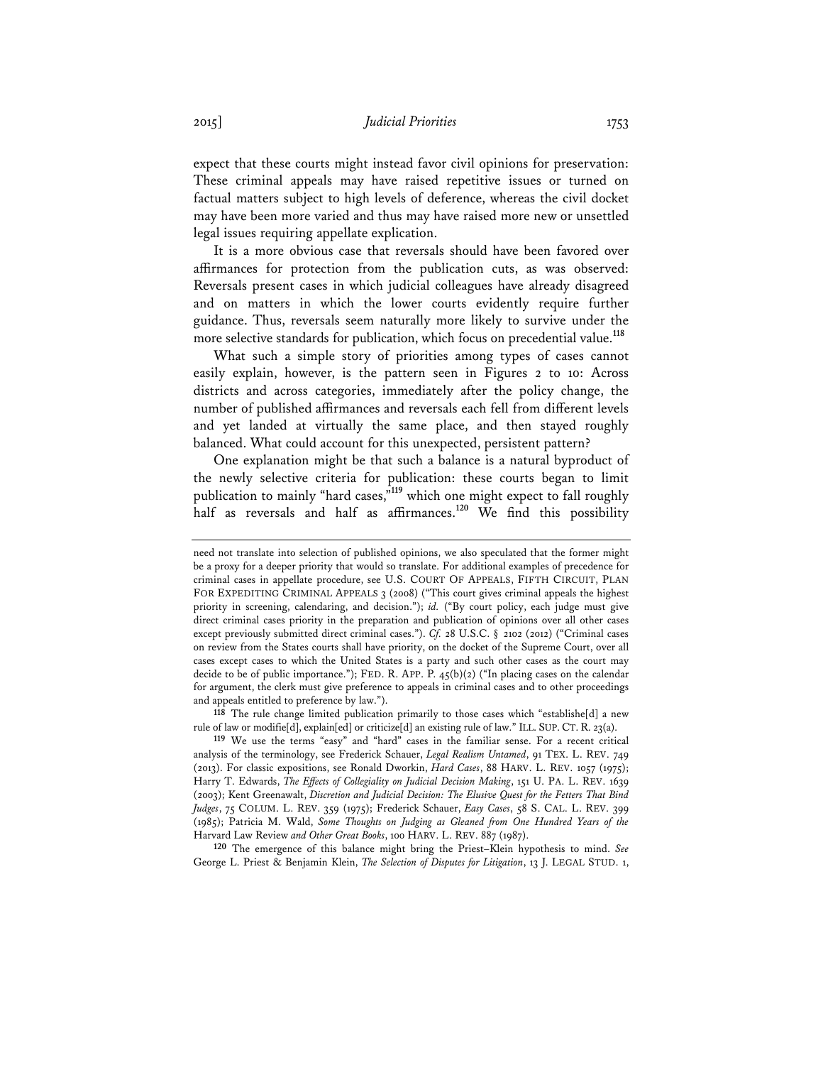expect that these courts might instead favor civil opinions for preservation: These criminal appeals may have raised repetitive issues or turned on factual matters subject to high levels of deference, whereas the civil docket may have been more varied and thus may have raised more new or unsettled legal issues requiring appellate explication.

It is a more obvious case that reversals should have been favored over affirmances for protection from the publication cuts, as was observed: Reversals present cases in which judicial colleagues have already disagreed and on matters in which the lower courts evidently require further guidance. Thus, reversals seem naturally more likely to survive under the more selective standards for publication, which focus on precedential value.[118]

What such a simple story of priorities among types of cases cannot easily explain, however, is the pattern seen in Figures 2 to 10: Across districts and across categories, immediately after the policy change, the number of published affirmances and reversals each fell from different levels and yet landed at virtually the same place, and then stayed roughly balanced. What could account for this unexpected, persistent pattern?

One explanation might be that such a balance is a natural byproduct of the newly selective criteria for publication: these courts began to limit publication to mainly "hard cases,"[119] which one might expect to fall roughly half as reversals and half as affirmances.[120] We find this possibility

---

need not translate into selection of published opinions, we also speculated that the former might be a proxy for a deeper priority that would so translate. For additional examples of precedence for criminal cases in appellate procedure, see U.S. COURT OF APPEALS, FIFTH CIRCUIT, PLAN FOR EXPEDITING CRIMINAL APPEALS 3 (2008) ("This court gives criminal appeals the highest priority in screening, calendaring, and decision."); *id.* ("By court policy, each judge must give direct criminal cases priority in the preparation and publication of opinions over all other cases except previously submitted direct criminal cases."). *Cf.* 28 U.S.C. § 2102 (2012) ("Criminal cases on review from the States courts shall have priority, on the docket of the Supreme Court, over all cases except cases to which the United States is a party and such other cases as the court may decide to be of public importance."); FED. R. APP. P. 45(b)(2) ("In placing cases on the calendar for argument, the clerk must give preference to appeals in criminal cases and to other proceedings and appeals entitled to preference by law.").

[118] The rule change limited publication primarily to those cases which "establishe[d] a new rule of law or modifie[d], explain[ed] or criticize[d] an existing rule of law." ILL. SUP. CT. R. 23(a).

[119] We use the terms "easy" and "hard" cases in the familiar sense. For a recent critical analysis of the terminology, see Frederick Schauer, *Legal Realism Untamed*, 91 TEX. L. REV. 749 (2013). For classic expositions, see Ronald Dworkin, *Hard Cases*, 88 HARV. L. REV. 1057 (1975); Harry T. Edwards, *The Effects of Collegiality on Judicial Decision Making*, 151 U. PA. L. REV. 1639 (2003); Kent Greenawalt, *Discretion and Judicial Decision: The Elusive Quest for the Fetters That Bind Judges*, 75 COLUM. L. REV. 359 (1975); Frederick Schauer, *Easy Cases*, 58 S. CAL. L. REV. 399 (1985); Patricia M. Wald, *Some Thoughts on Judging as Gleaned from One Hundred Years of the* Harvard Law Review *and Other Great Books*, 100 HARV. L. REV. 887 (1987).

[120] The emergence of this balance might bring the Priest–Klein hypothesis to mind. *See* George L. Priest & Benjamin Klein, *The Selection of Disputes for Litigation*, 13 J. LEGAL STUD. 1,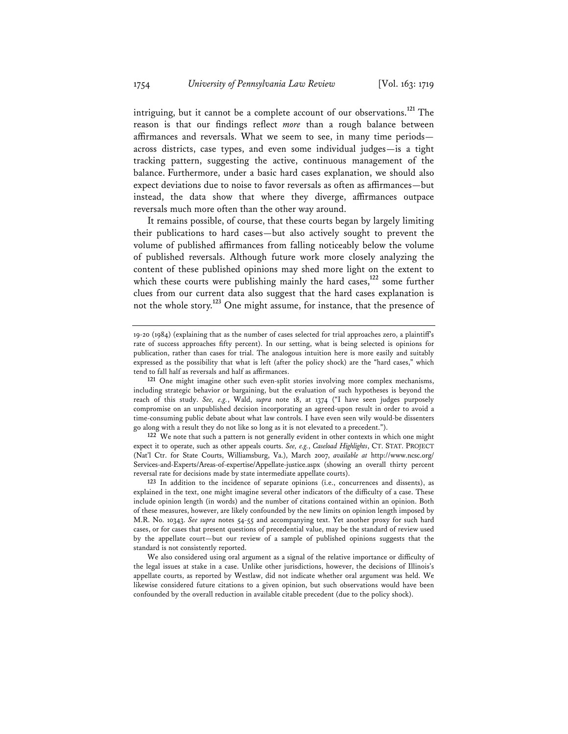intriguing, but it cannot be a complete account of our observations.[121] The reason is that our findings reflect *more* than a rough balance between affirmances and reversals. What we seem to see, in many time periods—across districts, case types, and even some individual judges—is a tight tracking pattern, suggesting the active, continuous management of the balance. Furthermore, under a basic hard cases explanation, we should also expect deviations due to noise to favor reversals as often as affirmances—but instead, the data show that where they diverge, affirmances outpace reversals much more often than the other way around.

It remains possible, of course, that these courts began by largely limiting their publications to hard cases—but also actively sought to prevent the volume of published affirmances from falling noticeably below the volume of published reversals. Although future work more closely analyzing the content of these published opinions may shed more light on the extent to which these courts were publishing mainly the hard cases,[122] some further clues from our current data also suggest that the hard cases explanation is not the whole story.[123] One might assume, for instance, that the presence of

---

19-20 (1984) (explaining that as the number of cases selected for trial approaches zero, a plaintiff's rate of success approaches fifty percent). In our setting, what is being selected is opinions for publication, rather than cases for trial. The analogous intuition here is more easily and suitably expressed as the possibility that what is left (after the policy shock) are the "hard cases," which tend to fall half as reversals and half as affirmances.

121 One might imagine other such even-split stories involving more complex mechanisms, including strategic behavior or bargaining, but the evaluation of such hypotheses is beyond the reach of this study. *See, e.g.*, Wald, *supra* note 18, at 1374 ("I have seen judges purposely compromise on an unpublished decision incorporating an agreed-upon result in order to avoid a time-consuming public debate about what law controls. I have even seen wily would-be dissenters go along with a result they do not like so long as it is not elevated to a precedent.").

122 We note that such a pattern is not generally evident in other contexts in which one might expect it to operate, such as other appeals courts. *See, e.g.*, *Caseload Highlights*, CT. STAT. PROJECT (Nat'l Ctr. for State Courts, Williamsburg, Va.), March 2007, *available at* http://www.ncsc.org/Services-and-Experts/Areas-of-expertise/Appellate-justice.aspx (showing an overall thirty percent reversal rate for decisions made by state intermediate appellate courts).

123 In addition to the incidence of separate opinions (i.e., concurrences and dissents), as explained in the text, one might imagine several other indicators of the difficulty of a case. These include opinion length (in words) and the number of citations contained within an opinion. Both of these measures, however, are likely confounded by the new limits on opinion length imposed by M.R. No. 10343. *See supra* notes 54-55 and accompanying text. Yet another proxy for such hard cases, or for cases that present questions of precedential value, may be the standard of review used by the appellate court—but our review of a sample of published opinions suggests that the standard is not consistently reported.

We also considered using oral argument as a signal of the relative importance or difficulty of the legal issues at stake in a case. Unlike other jurisdictions, however, the decisions of Illinois's appellate courts, as reported by Westlaw, did not indicate whether oral argument was held. We likewise considered future citations to a given opinion, but such observations would have been confounded by the overall reduction in available citable precedent (due to the policy shock).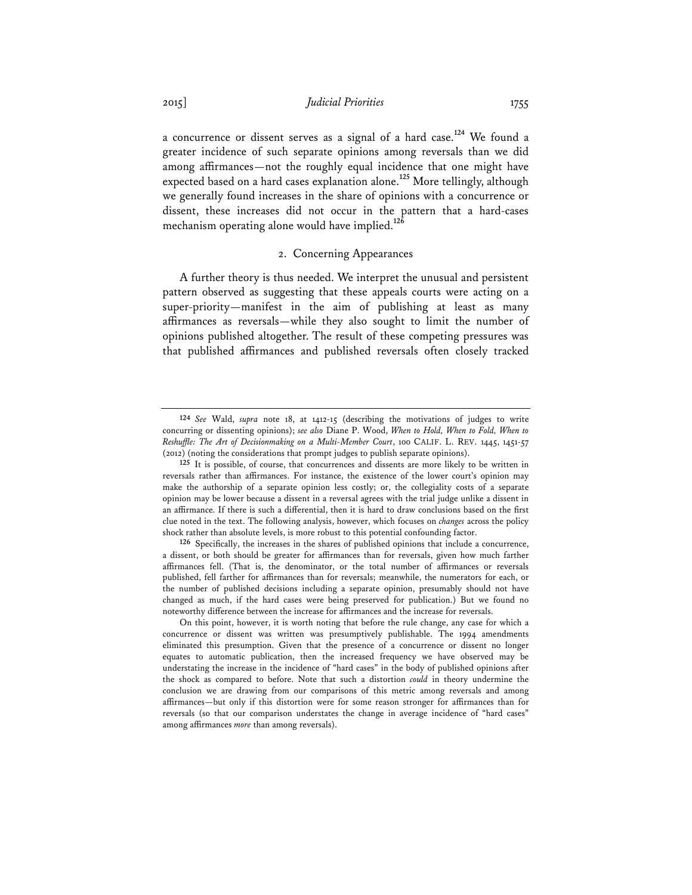a concurrence or dissent serves as a signal of a hard case.[124] We found a greater incidence of such separate opinions among reversals than we did among affirmances—not the roughly equal incidence that one might have expected based on a hard cases explanation alone.[125] More tellingly, although we generally found increases in the share of opinions with a concurrence or dissent, these increases did not occur in the pattern that a hard-cases mechanism operating alone would have implied.[126]

### 2. Concerning Appearances

A further theory is thus needed. We interpret the unusual and persistent pattern observed as suggesting that these appeals courts were acting on a super-priority—manifest in the aim of publishing at least as many affirmances as reversals—while they also sought to limit the number of opinions published altogether. The result of these competing pressures was that published affirmances and published reversals often closely tracked

---

124 *See* Wald, *supra* note 18, at 1412-15 (describing the motivations of judges to write concurring or dissenting opinions); *see also* Diane P. Wood, *When to Hold, When to Fold, When to Reshuffle: The Art of Decisionmaking on a Multi-Member Court*, 100 CALIF. L. REV. 1445, 1451-57 (2012) (noting the considerations that prompt judges to publish separate opinions).

125 It is possible, of course, that concurrences and dissents are more likely to be written in reversals rather than affirmances. For instance, the existence of the lower court's opinion may make the authorship of a separate opinion less costly; or, the collegiality costs of a separate opinion may be lower because a dissent in a reversal agrees with the trial judge unlike a dissent in an affirmance. If there is such a differential, then it is hard to draw conclusions based on the first clue noted in the text. The following analysis, however, which focuses on *changes* across the policy shock rather than absolute levels, is more robust to this potential confounding factor.

126 Specifically, the increases in the shares of published opinions that include a concurrence, a dissent, or both should be greater for affirmances than for reversals, given how much farther affirmances fell. (That is, the denominator, or the total number of affirmances or reversals published, fell farther for affirmances than for reversals; meanwhile, the numerators for each, or the number of published decisions including a separate opinion, presumably should not have changed as much, if the hard cases were being preserved for publication.) But we found no noteworthy difference between the increase for affirmances and the increase for reversals.

On this point, however, it is worth noting that before the rule change, any case for which a concurrence or dissent was written was presumptively publishable. The 1994 amendments eliminated this presumption. Given that the presence of a concurrence or dissent no longer equates to automatic publication, then the increased frequency we have observed may be understating the increase in the incidence of "hard cases" in the body of published opinions after the shock as compared to before. Note that such a distortion *could* in theory undermine the conclusion we are drawing from our comparisons of this metric among reversals and among affirmances—but only if this distortion were for some reason stronger for affirmances than for reversals (so that our comparison understates the change in average incidence of "hard cases" among affirmances *more* than among reversals).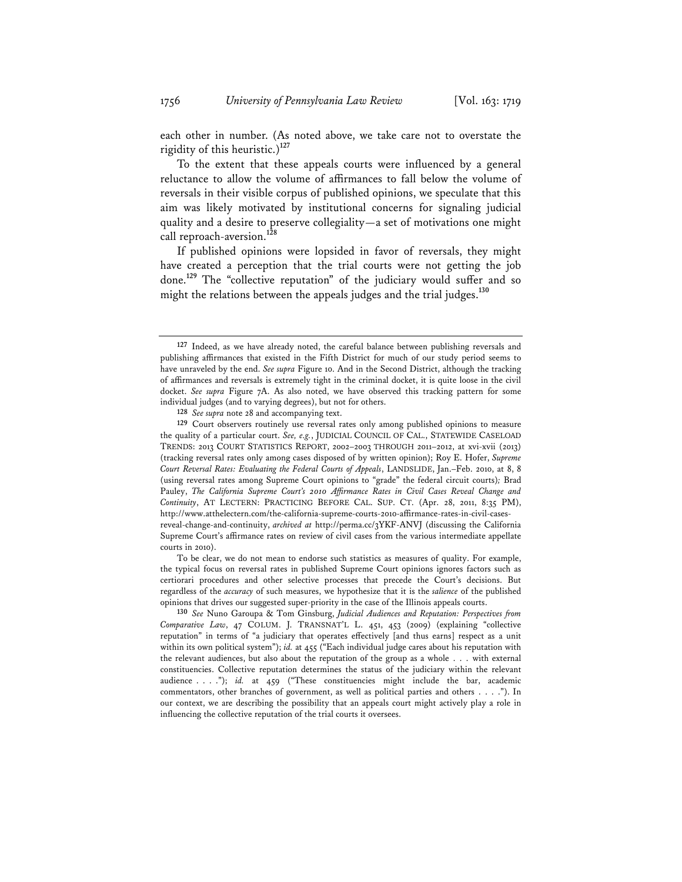each other in number. (As noted above, we take care not to overstate the rigidity of this heuristic.)[127]

To the extent that these appeals courts were influenced by a general reluctance to allow the volume of affirmances to fall below the volume of reversals in their visible corpus of published opinions, we speculate that this aim was likely motivated by institutional concerns for signaling judicial quality and a desire to preserve collegiality—a set of motivations one might call reproach-aversion.[128]

If published opinions were lopsided in favor of reversals, they might have created a perception that the trial courts were not getting the job done.[129] The "collective reputation" of the judiciary would suffer and so might the relations between the appeals judges and the trial judges.[130]

---

**127** Indeed, as we have already noted, the careful balance between publishing reversals and publishing affirmances that existed in the Fifth District for much of our study period seems to have unraveled by the end. *See supra* Figure 10. And in the Second District, although the tracking of affirmances and reversals is extremely tight in the criminal docket, it is quite loose in the civil docket. *See supra* Figure 7A. As also noted, we have observed this tracking pattern for some individual judges (and to varying degrees), but not for others.

**128** *See supra* note 28 and accompanying text.

**129** Court observers routinely use reversal rates only among published opinions to measure the quality of a particular court. *See, e.g.*, JUDICIAL COUNCIL OF CAL., STATEWIDE CASELOAD TRENDS: 2013 COURT STATISTICS REPORT, 2002–2003 THROUGH 2011–2012, at xvi-xvii (2013) (tracking reversal rates only among cases disposed of by written opinion); Roy E. Hofer, *Supreme Court Reversal Rates: Evaluating the Federal Courts of Appeals*, LANDSLIDE, Jan.–Feb. 2010, at 8, 8 (using reversal rates among Supreme Court opinions to "grade" the federal circuit courts); Brad Pauley, *The California Supreme Court's 2010 Affirmance Rates in Civil Cases Reveal Change and Continuity*, AT LECTERN: PRACTICING BEFORE CAL. SUP. CT. (Apr. 28, 2011, 8:35 PM), http://www.atthelectern.com/the-california-supreme-courts-2010-affirmance-rates-in-civil-cases-reveal-change-and-continuity, *archived at* http://perma.cc/3YKF-ANVJ (discussing the California Supreme Court's affirmance rates on review of civil cases from the various intermediate appellate courts in 2010).

To be clear, we do not mean to endorse such statistics as measures of quality. For example, the typical focus on reversal rates in published Supreme Court opinions ignores factors such as certiorari procedures and other selective processes that precede the Court's decisions. But regardless of the *accuracy* of such measures, we hypothesize that it is the *salience* of the published opinions that drives our suggested super-priority in the case of the Illinois appeals courts.

**130** *See* Nuno Garoupa & Tom Ginsburg, *Judicial Audiences and Reputation: Perspectives from Comparative Law*, 47 COLUM. J. TRANSNAT'L L. 451, 453 (2009) (explaining "collective reputation" in terms of "a judiciary that operates effectively [and thus earns] respect as a unit within its own political system"); *id.* at 455 ("Each individual judge cares about his reputation with the relevant audiences, but also about the reputation of the group as a whole . . . with external constituencies. Collective reputation determines the status of the judiciary within the relevant audience . . . ."); *id.* at 459 ("These constituencies might include the bar, academic commentators, other branches of government, as well as political parties and others . . . ."). In our context, we are describing the possibility that an appeals court might actively play a role in influencing the collective reputation of the trial courts it oversees.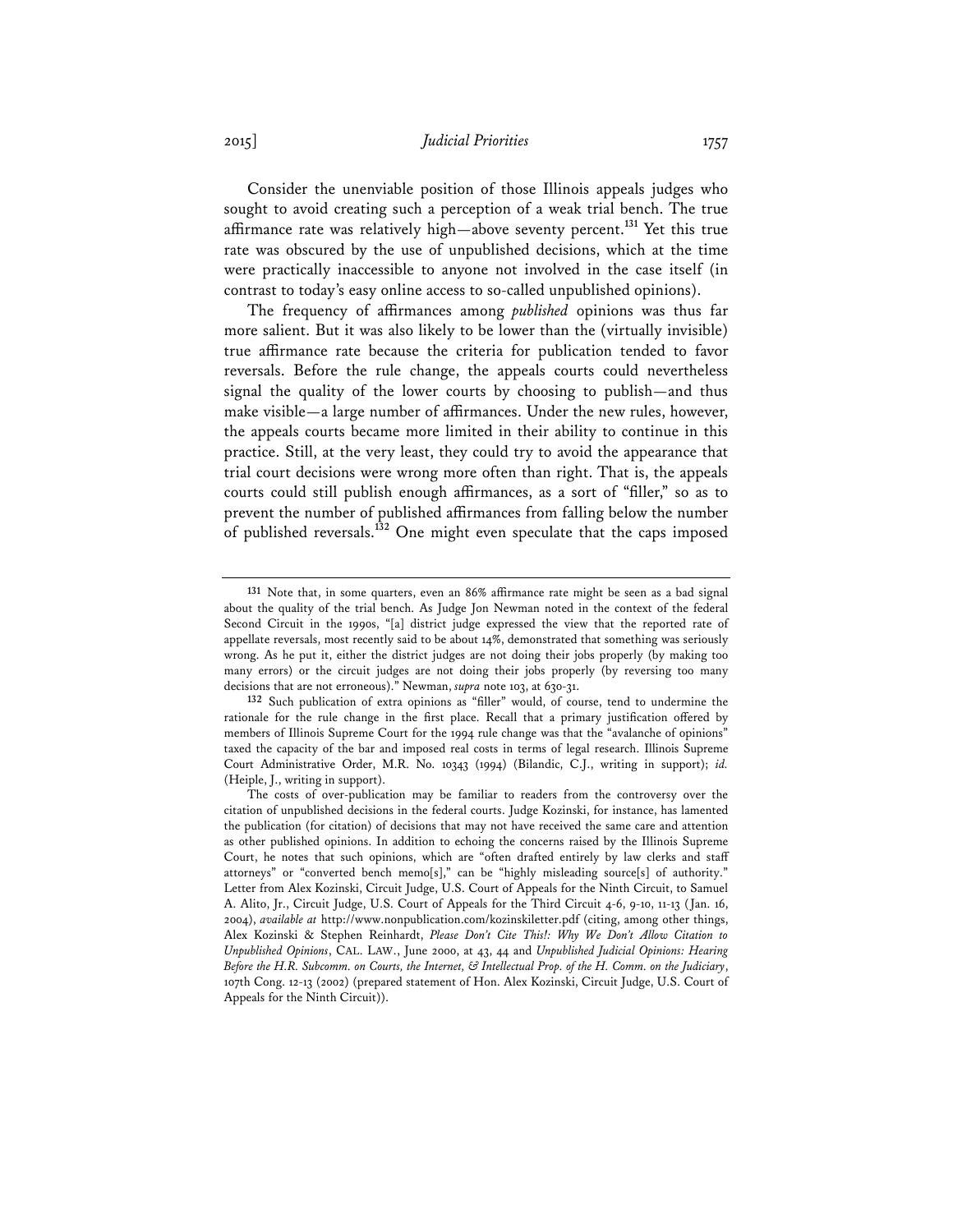Consider the unenviable position of those Illinois appeals judges who sought to avoid creating such a perception of a weak trial bench. The true affirmance rate was relatively high—above seventy percent.[131] Yet this true rate was obscured by the use of unpublished decisions, which at the time were practically inaccessible to anyone not involved in the case itself (in contrast to today's easy online access to so-called unpublished opinions).

The frequency of affirmances among *published* opinions was thus far more salient. But it was also likely to be lower than the (virtually invisible) true affirmance rate because the criteria for publication tended to favor reversals. Before the rule change, the appeals courts could nevertheless signal the quality of the lower courts by choosing to publish—and thus make visible—a large number of affirmances. Under the new rules, however, the appeals courts became more limited in their ability to continue in this practice. Still, at the very least, they could try to avoid the appearance that trial court decisions were wrong more often than right. That is, the appeals courts could still publish enough affirmances, as a sort of "filler," so as to prevent the number of published affirmances from falling below the number of published reversals.[132] One might even speculate that the caps imposed

---

[131] Note that, in some quarters, even an 86% affirmance rate might be seen as a bad signal about the quality of the trial bench. As Judge Jon Newman noted in the context of the federal Second Circuit in the 1990s, "[a] district judge expressed the view that the reported rate of appellate reversals, most recently said to be about 14%, demonstrated that something was seriously wrong. As he put it, either the district judges are not doing their jobs properly (by making too many errors) or the circuit judges are not doing their jobs properly (by reversing too many decisions that are not erroneous)." Newman, *supra* note 103, at 630-31.

[132] Such publication of extra opinions as "filler" would, of course, tend to undermine the rationale for the rule change in the first place. Recall that a primary justification offered by members of Illinois Supreme Court for the 1994 rule change was that the "avalanche of opinions" taxed the capacity of the bar and imposed real costs in terms of legal research. Illinois Supreme Court Administrative Order, M.R. No. 10343 (1994) (Bilandic, C.J., writing in support); *id.* (Heiple, J., writing in support).

The costs of over-publication may be familiar to readers from the controversy over the citation of unpublished decisions in the federal courts. Judge Kozinski, for instance, has lamented the publication (for citation) of decisions that may not have received the same care and attention as other published opinions. In addition to echoing the concerns raised by the Illinois Supreme Court, he notes that such opinions, which are "often drafted entirely by law clerks and staff attorneys" or "converted bench memo[s]," can be "highly misleading source[s] of authority." Letter from Alex Kozinski, Circuit Judge, U.S. Court of Appeals for the Ninth Circuit, to Samuel A. Alito, Jr., Circuit Judge, U.S. Court of Appeals for the Third Circuit 4-6, 9-10, 11-13 (Jan. 16, 2004), *available at* http://www.nonpublication.com/kozinskiletter.pdf (citing, among other things, Alex Kozinski & Stephen Reinhardt, *Please Don't Cite This!: Why We Don't Allow Citation to Unpublished Opinions*, CAL. LAW., June 2000, at 43, 44 and *Unpublished Judicial Opinions: Hearing Before the H.R. Subcomm. on Courts, the Internet, & Intellectual Prop. of the H. Comm. on the Judiciary*, 107th Cong. 12-13 (2002) (prepared statement of Hon. Alex Kozinski, Circuit Judge, U.S. Court of Appeals for the Ninth Circuit)).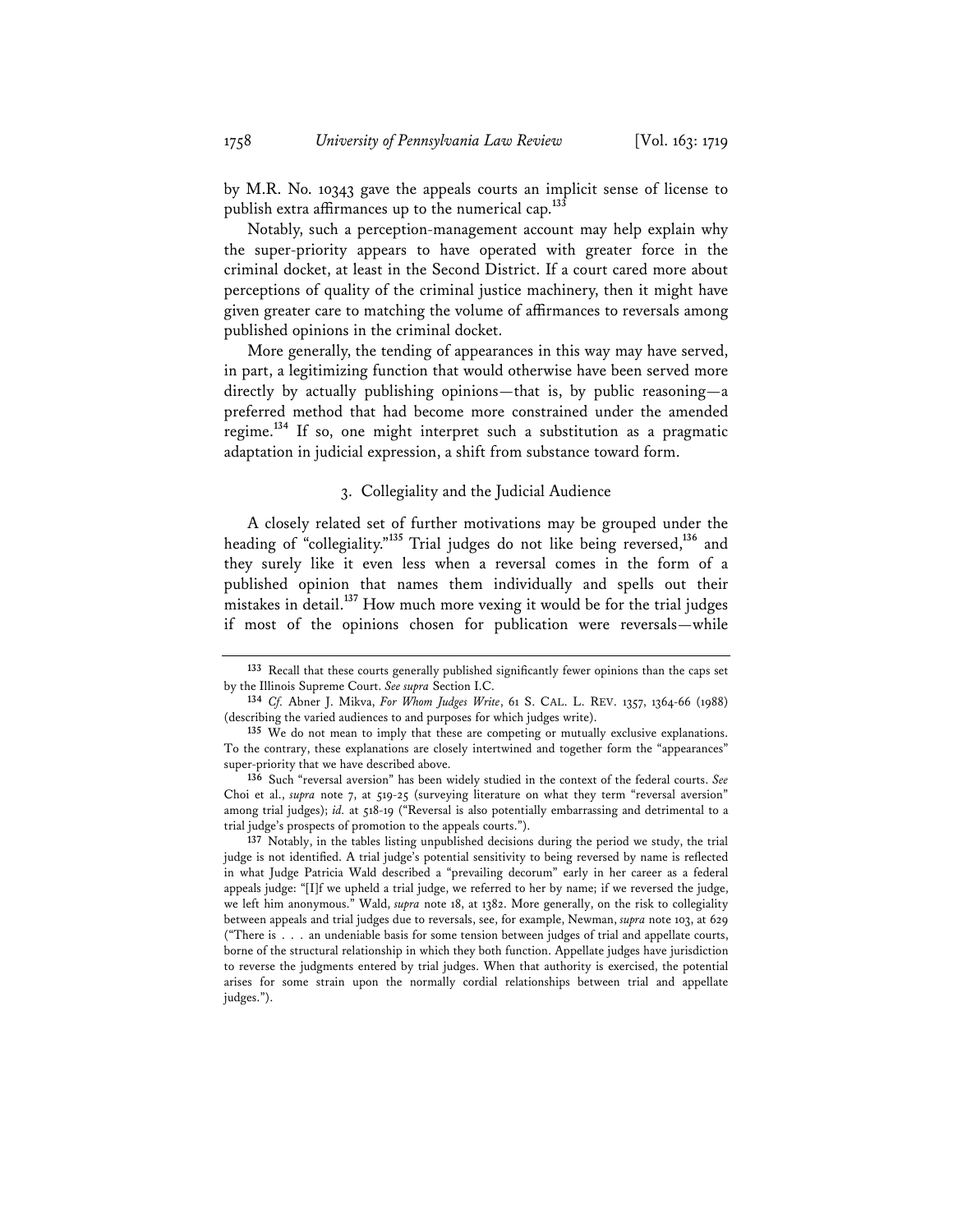by M.R. No. 10343 gave the appeals courts an implicit sense of license to publish extra affirmances up to the numerical cap.[133]

Notably, such a perception-management account may help explain why the super-priority appears to have operated with greater force in the criminal docket, at least in the Second District. If a court cared more about perceptions of quality of the criminal justice machinery, then it might have given greater care to matching the volume of affirmances to reversals among published opinions in the criminal docket.

More generally, the tending of appearances in this way may have served, in part, a legitimizing function that would otherwise have been served more directly by actually publishing opinions—that is, by public reasoning—a preferred method that had become more constrained under the amended regime.[134] If so, one might interpret such a substitution as a pragmatic adaptation in judicial expression, a shift from substance toward form.

### 3. Collegiality and the Judicial Audience

A closely related set of further motivations may be grouped under the heading of "collegiality."[135] Trial judges do not like being reversed,[136] and they surely like it even less when a reversal comes in the form of a published opinion that names them individually and spells out their mistakes in detail.[137] How much more vexing it would be for the trial judges if most of the opinions chosen for publication were reversals—while

---

[133] Recall that these courts generally published significantly fewer opinions than the caps set by the Illinois Supreme Court. *See supra* Section I.C.

[134] *Cf.* Abner J. Mikva, *For Whom Judges Write*, 61 S. CAL. L. REV. 1357, 1364-66 (1988) (describing the varied audiences to and purposes for which judges write).

[135] We do not mean to imply that these are competing or mutually exclusive explanations. To the contrary, these explanations are closely intertwined and together form the "appearances" super-priority that we have described above.

[136] Such "reversal aversion" has been widely studied in the context of the federal courts. *See* Choi et al., *supra* note 7, at 519-25 (surveying literature on what they term "reversal aversion" among trial judges); *id.* at 518-19 ("Reversal is also potentially embarrassing and detrimental to a trial judge's prospects of promotion to the appeals courts.").

[137] Notably, in the tables listing unpublished decisions during the period we study, the trial judge is not identified. A trial judge's potential sensitivity to being reversed by name is reflected in what Judge Patricia Wald described a "prevailing decorum" early in her career as a federal appeals judge: "[I]f we upheld a trial judge, we referred to her by name; if we reversed the judge, we left him anonymous." Wald, *supra* note 18, at 1382. More generally, on the risk to collegiality between appeals and trial judges due to reversals, see, for example, Newman, *supra* note 103, at 629 ("There is . . . an undeniable basis for some tension between judges of trial and appellate courts, borne of the structural relationship in which they both function. Appellate judges have jurisdiction to reverse the judgments entered by trial judges. When that authority is exercised, the potential arises for some strain upon the normally cordial relationships between trial and appellate judges.").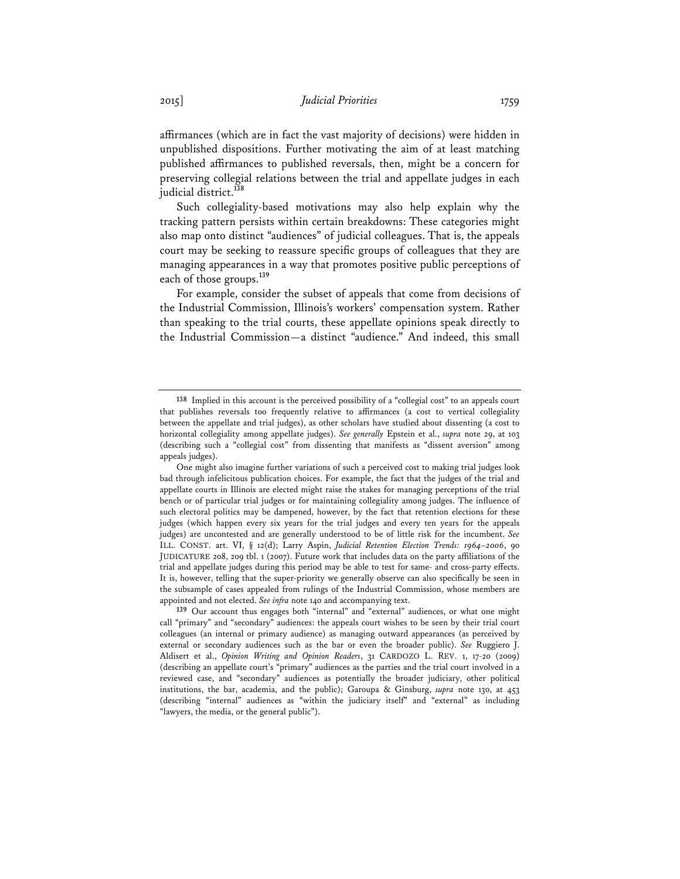affirmances (which are in fact the vast majority of decisions) were hidden in unpublished dispositions. Further motivating the aim of at least matching published affirmances to published reversals, then, might be a concern for preserving collegial relations between the trial and appellate judges in each judicial district.[138]

Such collegiality-based motivations may also help explain why the tracking pattern persists within certain breakdowns: These categories might also map onto distinct "audiences" of judicial colleagues. That is, the appeals court may be seeking to reassure specific groups of colleagues that they are managing appearances in a way that promotes positive public perceptions of each of those groups.[139]

For example, consider the subset of appeals that come from decisions of the Industrial Commission, Illinois's workers' compensation system. Rather than speaking to the trial courts, these appellate opinions speak directly to the Industrial Commission—a distinct "audience." And indeed, this small

---

**138** Implied in this account is the perceived possibility of a "collegial cost" to an appeals court that publishes reversals too frequently relative to affirmances (a cost to vertical collegiality between the appellate and trial judges), as other scholars have studied about dissenting (a cost to horizontal collegiality among appellate judges). *See generally* Epstein et al., *supra* note 29, at 103 (describing such a "collegial cost" from dissenting that manifests as "dissent aversion" among appeals judges).

One might also imagine further variations of such a perceived cost to making trial judges look bad through infelicitous publication choices. For example, the fact that the judges of the trial and appellate courts in Illinois are elected might raise the stakes for managing perceptions of the trial bench or of particular trial judges or for maintaining collegiality among judges. The influence of such electoral politics may be dampened, however, by the fact that retention elections for these judges (which happen every six years for the trial judges and every ten years for the appeals judges) are uncontested and are generally understood to be of little risk for the incumbent. *See* ILL. CONST. art. VI, § 12(d); Larry Aspin, *Judicial Retention Election Trends: 1964–2006*, 90 JUDICATURE 208, 209 tbl. 1 (2007). Future work that includes data on the party affiliations of the trial and appellate judges during this period may be able to test for same- and cross-party effects. It is, however, telling that the super-priority we generally observe can also specifically be seen in the subsample of cases appealed from rulings of the Industrial Commission, whose members are appointed and not elected. *See infra* note 140 and accompanying text.

**139** Our account thus engages both "internal" and "external" audiences, or what one might call "primary" and "secondary" audiences: the appeals court wishes to be seen by their trial court colleagues (an internal or primary audience) as managing outward appearances (as perceived by external or secondary audiences such as the bar or even the broader public). *See* Ruggiero J. Aldisert et al., *Opinion Writing and Opinion Readers*, 31 CARDOZO L. REV. 1, 17-20 (2009) (describing an appellate court's "primary" audiences as the parties and the trial court involved in a reviewed case, and "secondary" audiences as potentially the broader judiciary, other political institutions, the bar, academia, and the public); Garoupa & Ginsburg, *supra* note 130, at 453 (describing "internal" audiences as "within the judiciary itself" and "external" as including "lawyers, the media, or the general public").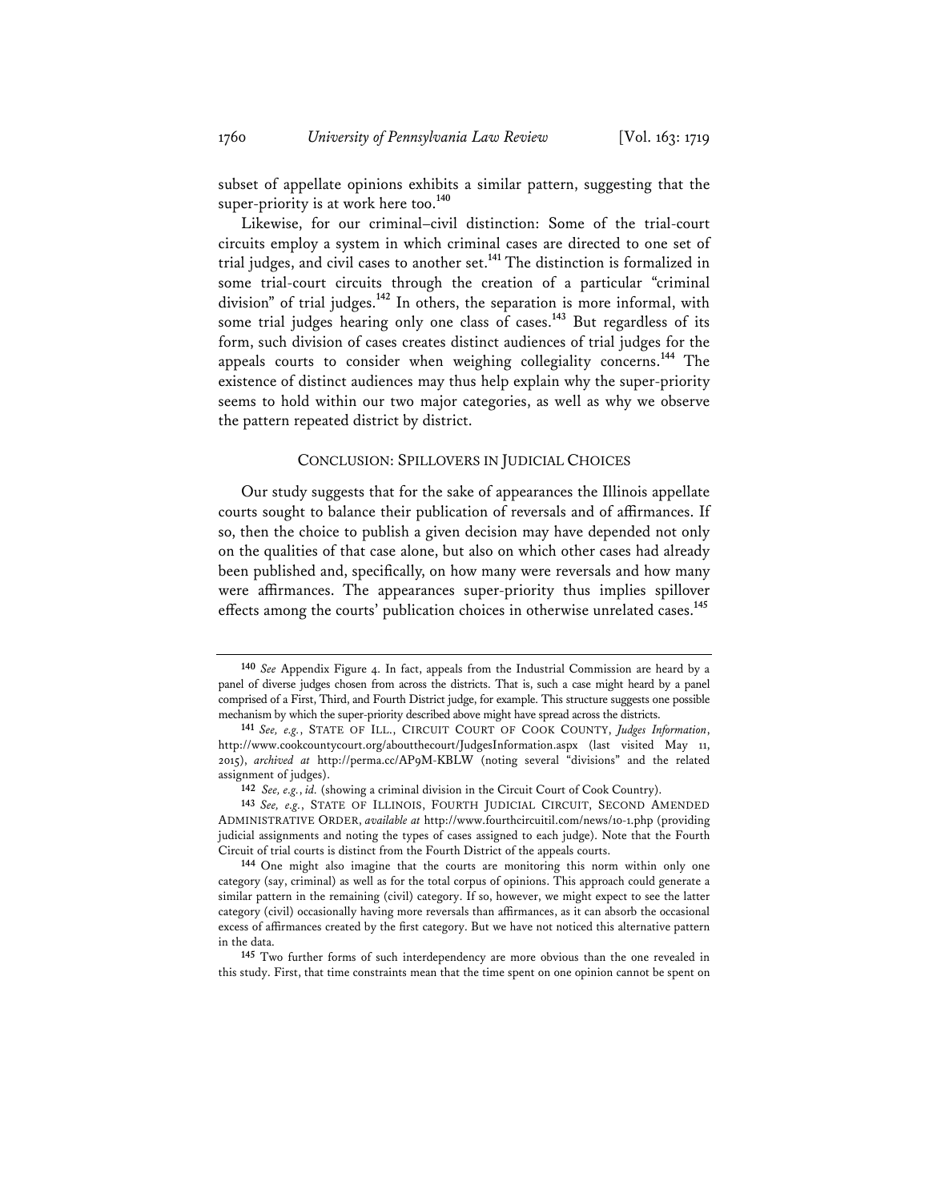subset of appellate opinions exhibits a similar pattern, suggesting that the super-priority is at work here too.[140]

Likewise, for our criminal–civil distinction: Some of the trial-court circuits employ a system in which criminal cases are directed to one set of trial judges, and civil cases to another set.[141] The distinction is formalized in some trial-court circuits through the creation of a particular "criminal division" of trial judges.[142] In others, the separation is more informal, with some trial judges hearing only one class of cases.[143] But regardless of its form, such division of cases creates distinct audiences of trial judges for the appeals courts to consider when weighing collegiality concerns.[144] The existence of distinct audiences may thus help explain why the super-priority seems to hold within our two major categories, as well as why we observe the pattern repeated district by district.

## CONCLUSION: SPILLOVERS IN JUDICIAL CHOICES

Our study suggests that for the sake of appearances the Illinois appellate courts sought to balance their publication of reversals and of affirmances. If so, then the choice to publish a given decision may have depended not only on the qualities of that case alone, but also on which other cases had already been published and, specifically, on how many were reversals and how many were affirmances. The appearances super-priority thus implies spillover effects among the courts' publication choices in otherwise unrelated cases.[145]

---

[140] *See* Appendix Figure 4. In fact, appeals from the Industrial Commission are heard by a panel of diverse judges chosen from across the districts. That is, such a case might heard by a panel comprised of a First, Third, and Fourth District judge, for example. This structure suggests one possible mechanism by which the super-priority described above might have spread across the districts.

[141] *See, e.g.*, STATE OF ILL., CIRCUIT COURT OF COOK COUNTY, *Judges Information*, http://www.cookcountycourt.org/aboutthecourt/JudgesInformation.aspx (last visited May 11, 2015), *archived at* http://perma.cc/AP9M-KBLW (noting several "divisions" and the related assignment of judges).

[142] *See, e.g.*, *id.* (showing a criminal division in the Circuit Court of Cook Country).

[143] *See, e.g.*, STATE OF ILLINOIS, FOURTH JUDICIAL CIRCUIT, SECOND AMENDED ADMINISTRATIVE ORDER, *available at* http://www.fourthcircuitil.com/news/10-1.php (providing judicial assignments and noting the types of cases assigned to each judge). Note that the Fourth Circuit of trial courts is distinct from the Fourth District of the appeals courts.

[144] One might also imagine that the courts are monitoring this norm within only one category (say, criminal) as well as for the total corpus of opinions. This approach could generate a similar pattern in the remaining (civil) category. If so, however, we might expect to see the latter category (civil) occasionally having more reversals than affirmances, as it can absorb the occasional excess of affirmances created by the first category. But we have not noticed this alternative pattern in the data.

[145] Two further forms of such interdependency are more obvious than the one revealed in this study. First, that time constraints mean that the time spent on one opinion cannot be spent on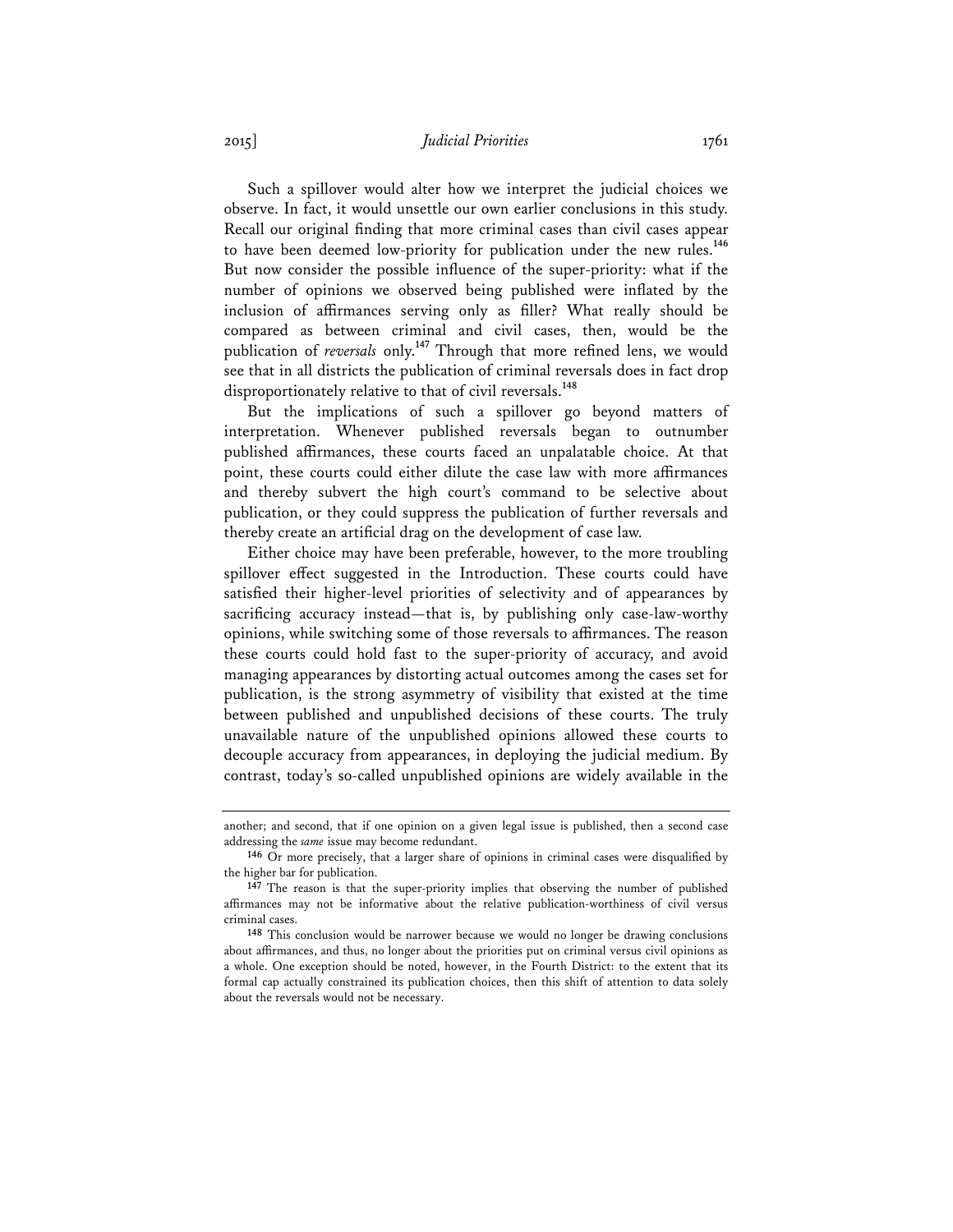Such a spillover would alter how we interpret the judicial choices we observe. In fact, it would unsettle our own earlier conclusions in this study. Recall our original finding that more criminal cases than civil cases appear to have been deemed low-priority for publication under the new rules.[146] But now consider the possible influence of the super-priority: what if the number of opinions we observed being published were inflated by the inclusion of affirmances serving only as filler? What really should be compared as between criminal and civil cases, then, would be the publication of *reversals* only.[147] Through that more refined lens, we would see that in all districts the publication of criminal reversals does in fact drop disproportionately relative to that of civil reversals.[148]

But the implications of such a spillover go beyond matters of interpretation. Whenever published reversals began to outnumber published affirmances, these courts faced an unpalatable choice. At that point, these courts could either dilute the case law with more affirmances and thereby subvert the high court's command to be selective about publication, or they could suppress the publication of further reversals and thereby create an artificial drag on the development of case law.

Either choice may have been preferable, however, to the more troubling spillover effect suggested in the Introduction. These courts could have satisfied their higher-level priorities of selectivity and of appearances by sacrificing accuracy instead—that is, by publishing only case-law-worthy opinions, while switching some of those reversals to affirmances. The reason these courts could hold fast to the super-priority of accuracy, and avoid managing appearances by distorting actual outcomes among the cases set for publication, is the strong asymmetry of visibility that existed at the time between published and unpublished decisions of these courts. The truly unavailable nature of the unpublished opinions allowed these courts to decouple accuracy from appearances, in deploying the judicial medium. By contrast, today's so-called unpublished opinions are widely available in the

---

another; and second, that if one opinion on a given legal issue is published, then a second case addressing the *same* issue may become redundant.

[146] Or more precisely, that a larger share of opinions in criminal cases were disqualified by the higher bar for publication.

[147] The reason is that the super-priority implies that observing the number of published affirmances may not be informative about the relative publication-worthiness of civil versus criminal cases.

[148] This conclusion would be narrower because we would no longer be drawing conclusions about affirmances, and thus, no longer about the priorities put on criminal versus civil opinions as a whole. One exception should be noted, however, in the Fourth District: to the extent that its formal cap actually constrained its publication choices, then this shift of attention to data solely about the reversals would not be necessary.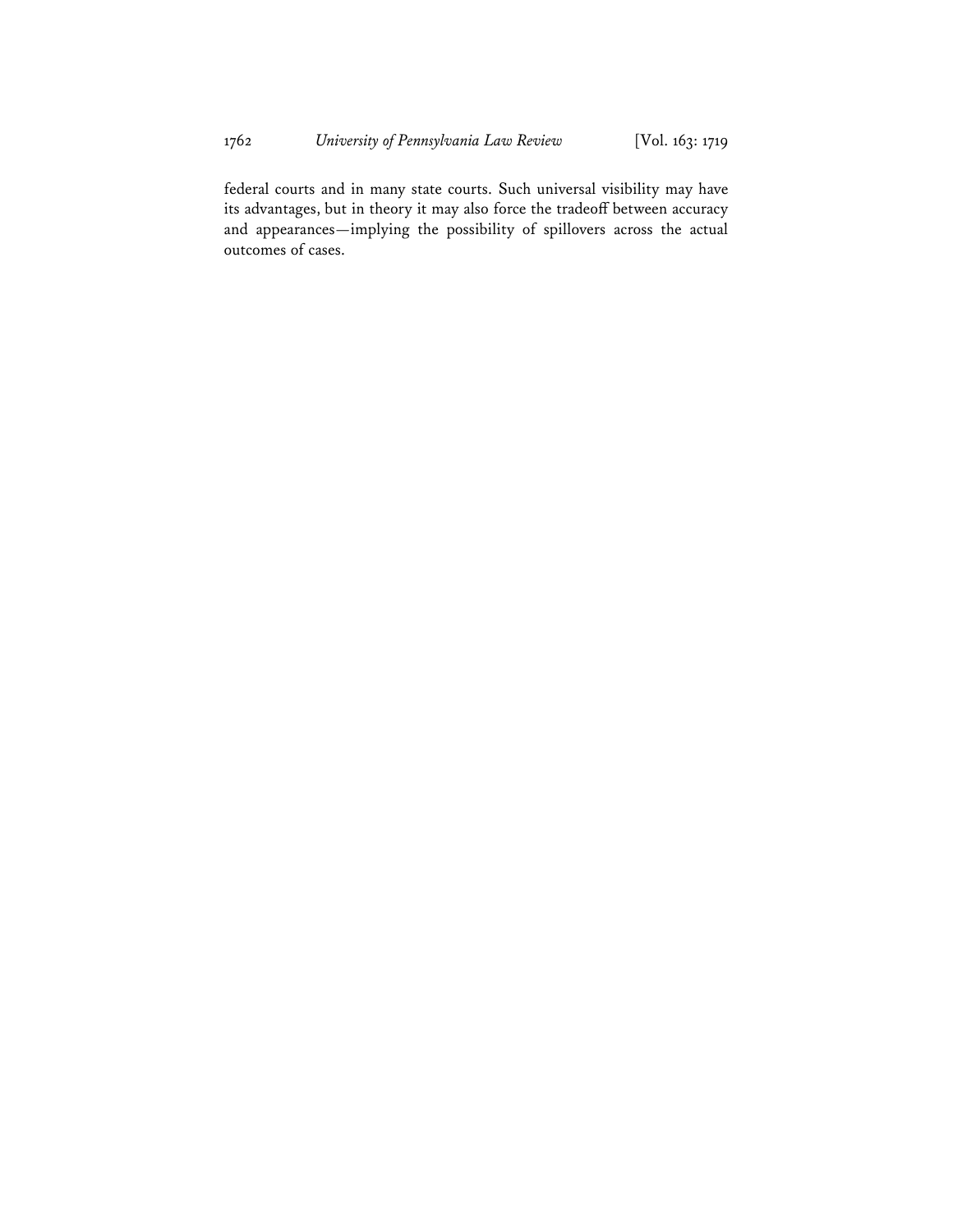federal courts and in many state courts. Such universal visibility may have its advantages, but in theory it may also force the tradeoff between accuracy and appearances—implying the possibility of spillovers across the actual outcomes of cases.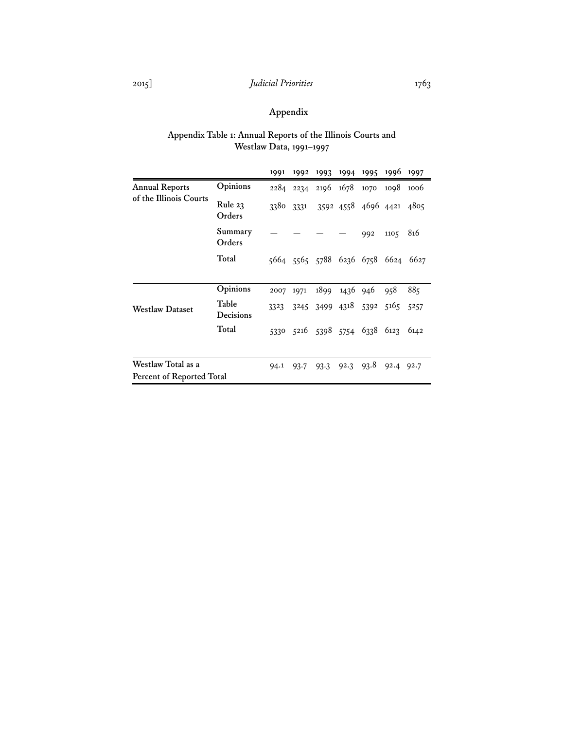## Appendix

**Appendix Table 1: Annual Reports of the Illinois Courts and Westlaw Data, 1991–1997**

| | | 1991 | 1992 | 1993 | 1994 | 1995 | 1996 | 1997 |
|---|---|---|---|---|---|---|---|---|
| **Annual Reports of the Illinois Courts** | **Opinions** | 2284 | 2234 | 2196 | 1678 | 1070 | 1098 | 1006 |
| | **Rule 23 Orders** | 3380 | 3331 | 3592 | 4558 | 4696 | 4421 | 4805 |
| | **Summary Orders** | — | — | — | — | 992 | 1105 | 816 |
| | **Total** | 5664 | 5565 | 5788 | 6236 | 6758 | 6624 | 6627 |
| **Westlaw Dataset** | **Opinions** | 2007 | 1971 | 1899 | 1436 | 946 | 958 | 885 |
| | **Table Decisions** | 3323 | 3245 | 3499 | 4318 | 5392 | 5165 | 5257 |
| | **Total** | 5330 | 5216 | 5398 | 5754 | 6338 | 6123 | 6142 |
| **Westlaw Total as a Percent of Reported Total** | | 94.1 | 93.7 | 93.3 | 92.3 | 93.8 | 92.4 | 92.7 |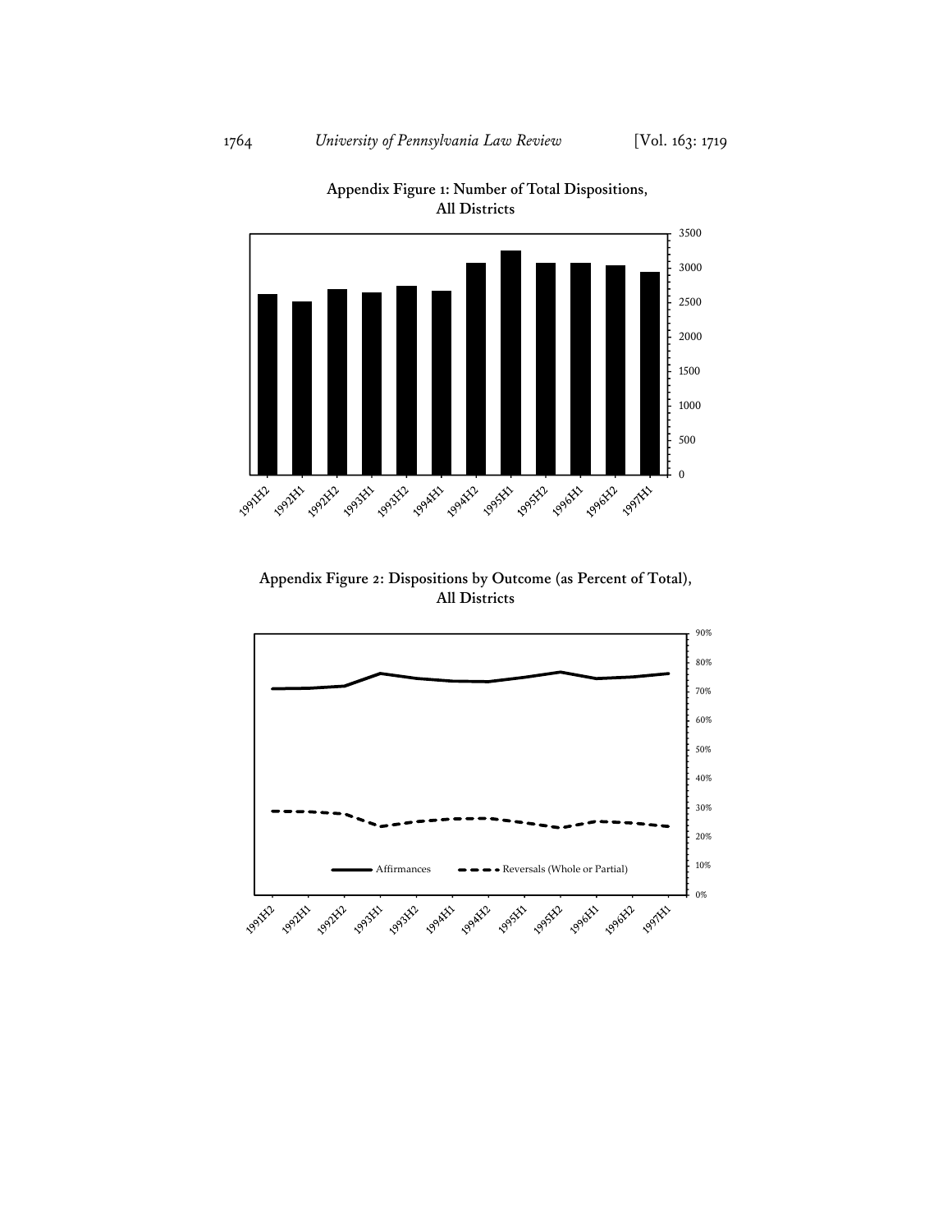**Appendix Figure 1: Number of Total Dispositions, All Districts**

**Appendix Figure 2: Dispositions by Outcome (as Percent of Total), All Districts**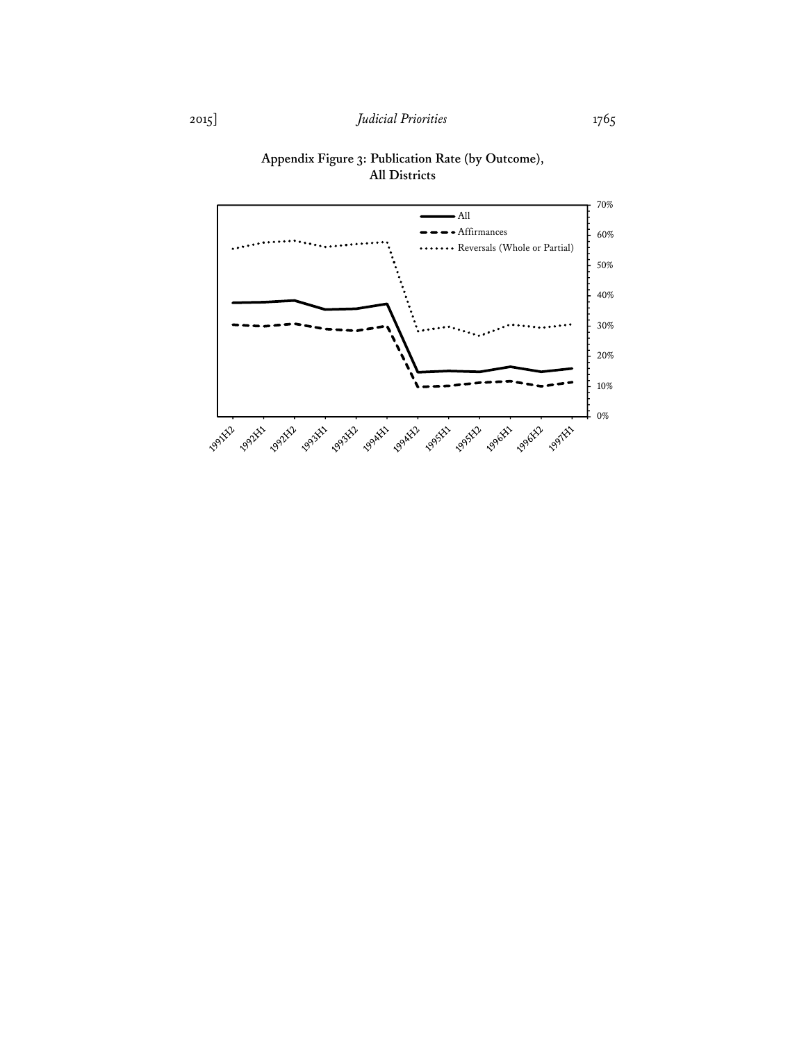**Appendix Figure 3: Publication Rate (by Outcome), All Districts**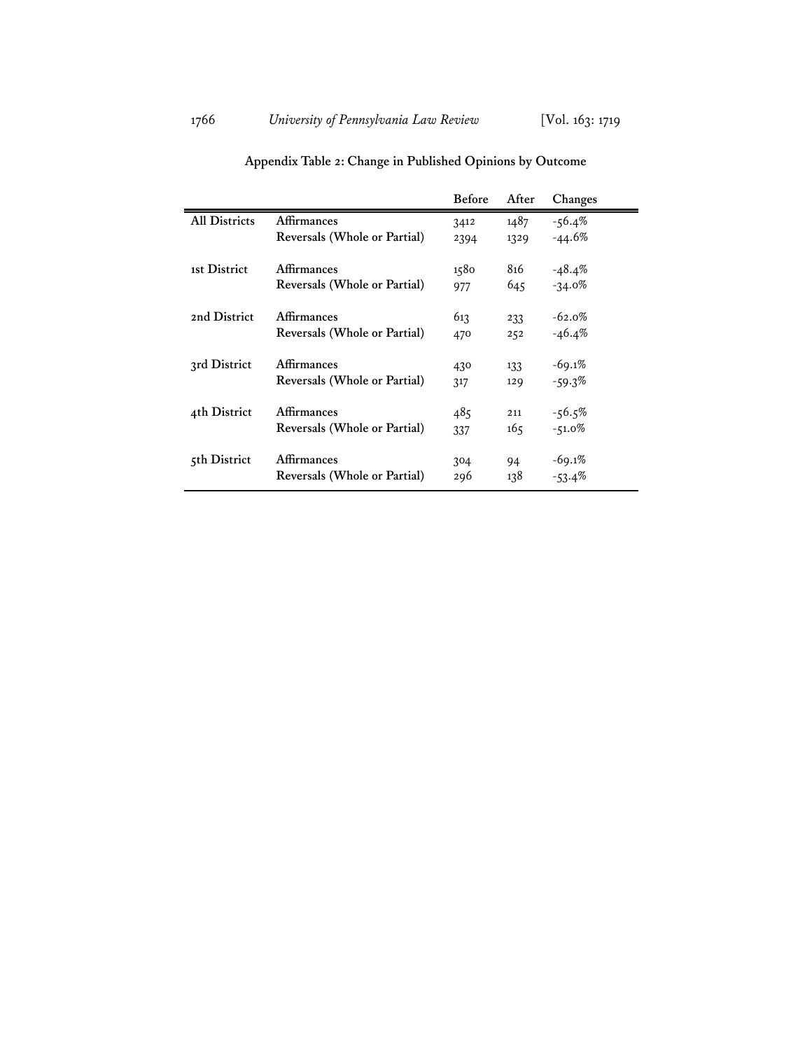**Appendix Table 2: Change in Published Opinions by Outcome**

| | | Before | After | Changes |
|---|---|---|---|---|
| All Districts | Affirmances | 3412 | 1487 | -56.4% |
| | Reversals (Whole or Partial) | 2394 | 1329 | -44.6% |
| 1st District | Affirmances | 1580 | 816 | -48.4% |
| | Reversals (Whole or Partial) | 977 | 645 | -34.0% |
| 2nd District | Affirmances | 613 | 233 | -62.0% |
| | Reversals (Whole or Partial) | 470 | 252 | -46.4% |
| 3rd District | Affirmances | 430 | 133 | -69.1% |
| | Reversals (Whole or Partial) | 317 | 129 | -59.3% |
| 4th District | Affirmances | 485 | 211 | -56.5% |
| | Reversals (Whole or Partial) | 337 | 165 | -51.0% |
| 5th District | Affirmances | 304 | 94 | -69.1% |
| | Reversals (Whole or Partial) | 296 | 138 | -53.4% |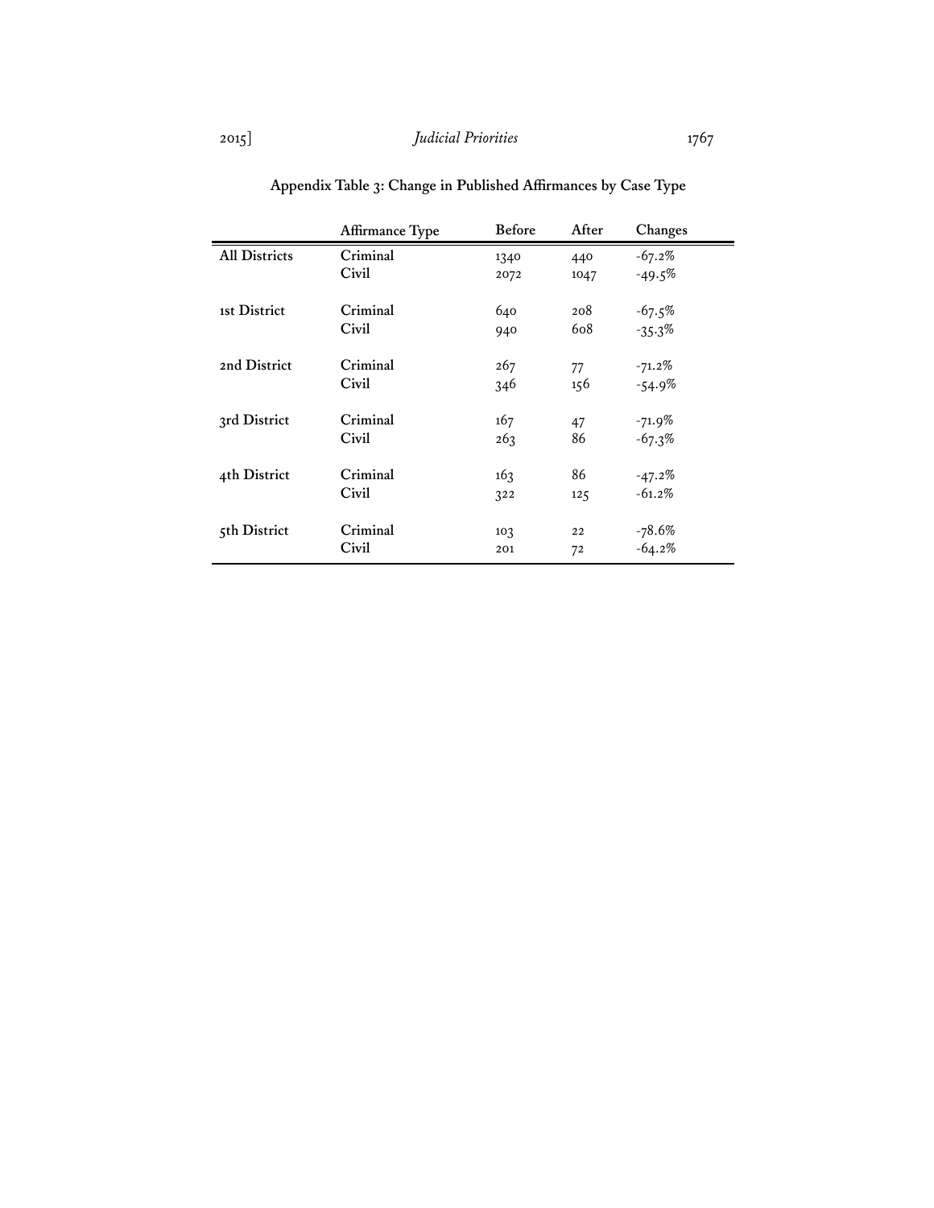**Appendix Table 3: Change in Published Affirmances by Case Type**

| | Affirmance Type | Before | After | Changes |
|---|---|---|---|---|
| All Districts | Criminal | 1340 | 440 | -67.2% |
| | Civil | 2072 | 1047 | -49.5% |
| 1st District | Criminal | 640 | 208 | -67.5% |
| | Civil | 940 | 608 | -35.3% |
| 2nd District | Criminal | 267 | 77 | -71.2% |
| | Civil | 346 | 156 | -54.9% |
| 3rd District | Criminal | 167 | 47 | -71.9% |
| | Civil | 263 | 86 | -67.3% |
| 4th District | Criminal | 163 | 86 | -47.2% |
| | Civil | 322 | 125 | -61.2% |
| 5th District | Criminal | 103 | 22 | -78.6% |
| | Civil | 201 | 72 | -64.2% |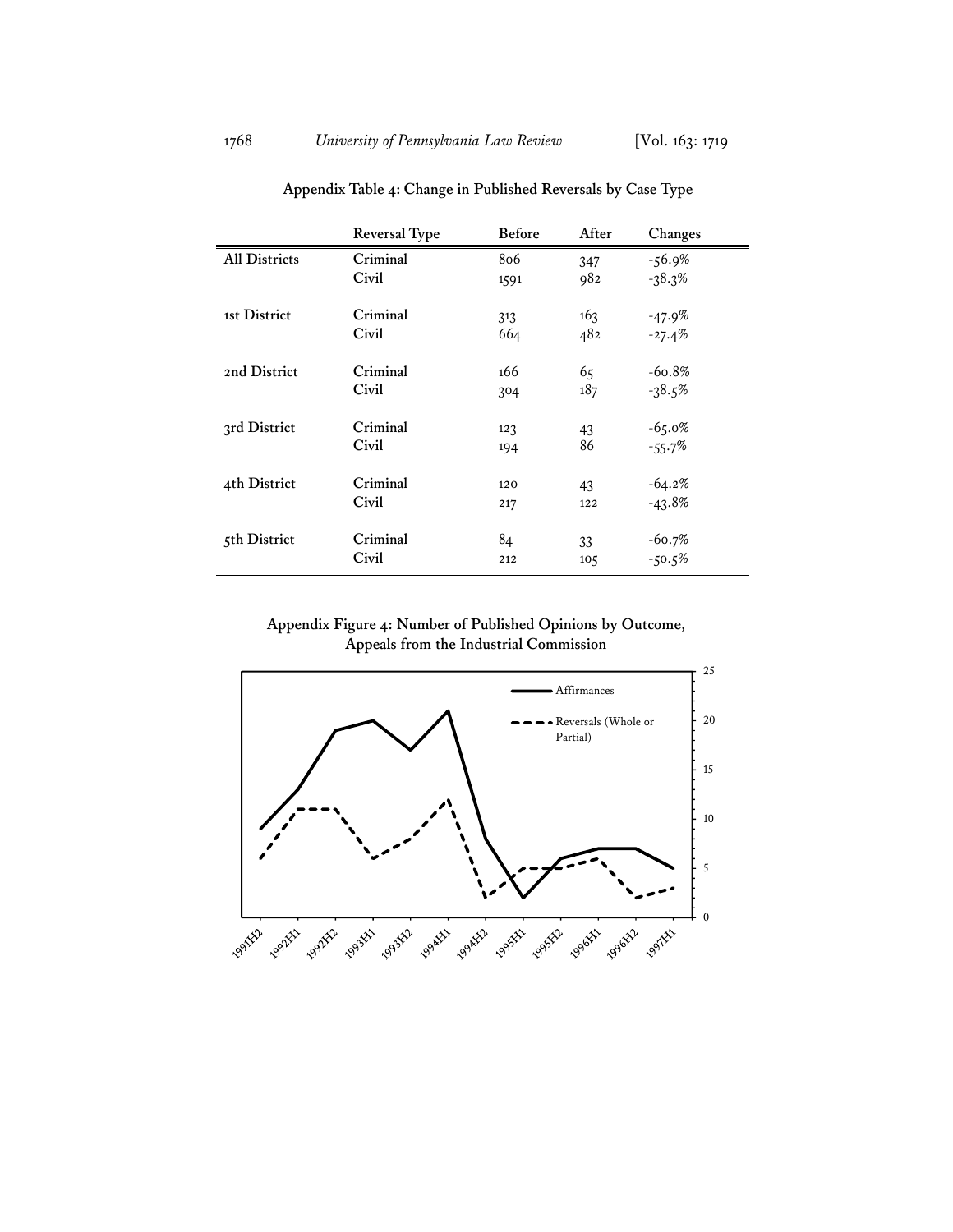**Appendix Table 4: Change in Published Reversals by Case Type**

| | Reversal Type | Before | After | Changes |
|---|---|---|---|---|
| **All Districts** | Criminal | 806 | 347 | -56.9% |
| | Civil | 1591 | 982 | -38.3% |
| 1st District | Criminal | 313 | 163 | -47.9% |
| | Civil | 664 | 482 | -27.4% |
| 2nd District | Criminal | 166 | 65 | -60.8% |
| | Civil | 304 | 187 | -38.5% |
| 3rd District | Criminal | 123 | 43 | -65.0% |
| | Civil | 194 | 86 | -55.7% |
| 4th District | Criminal | 120 | 43 | -64.2% |
| | Civil | 217 | 122 | -43.8% |
| 5th District | Criminal | 84 | 33 | -60.7% |
| | Civil | 212 | 105 | -50.5% |

**Appendix Figure 4: Number of Published Opinions by Outcome, Appeals from the Industrial Commission**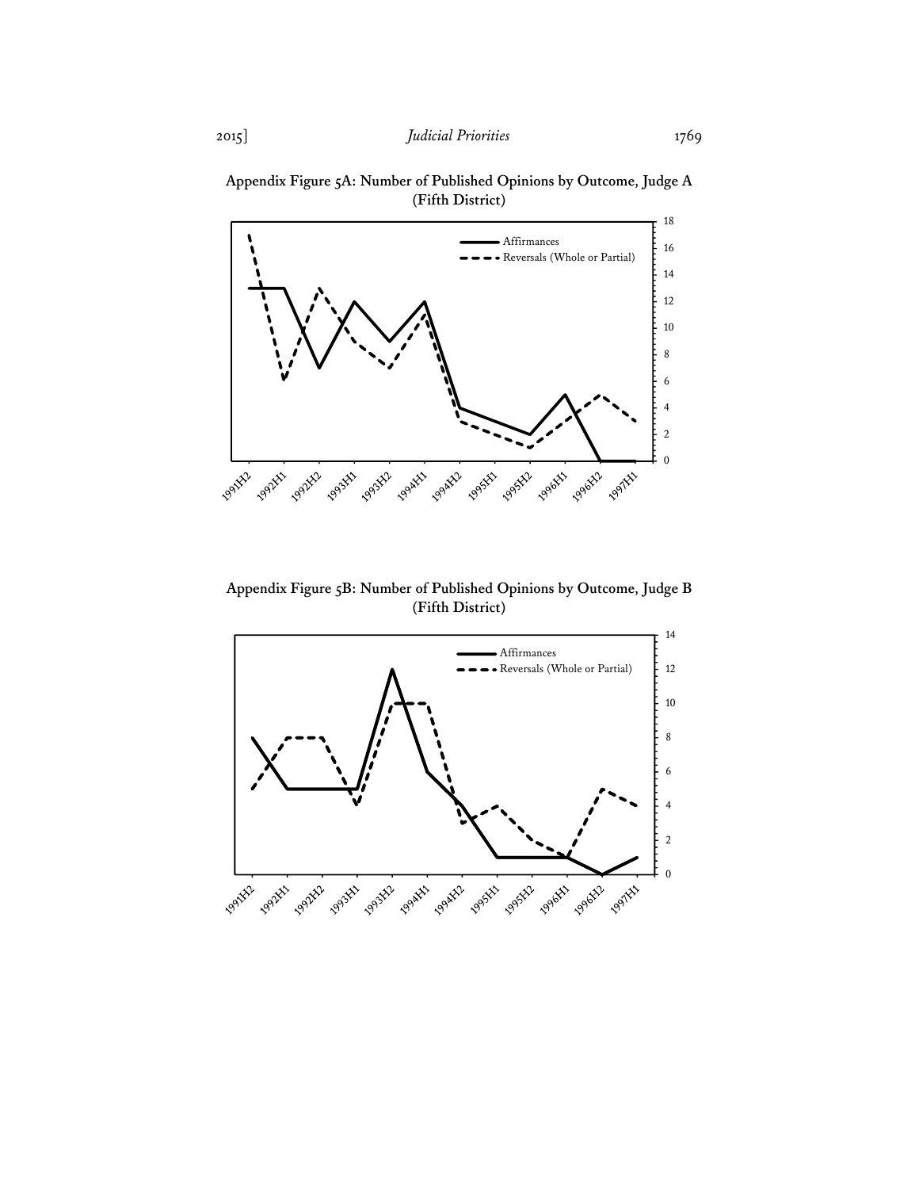**Appendix Figure 5A: Number of Published Opinions by Outcome, Judge A (Fifth District)**

**Appendix Figure 5B: Number of Published Opinions by Outcome, Judge B (Fifth District)**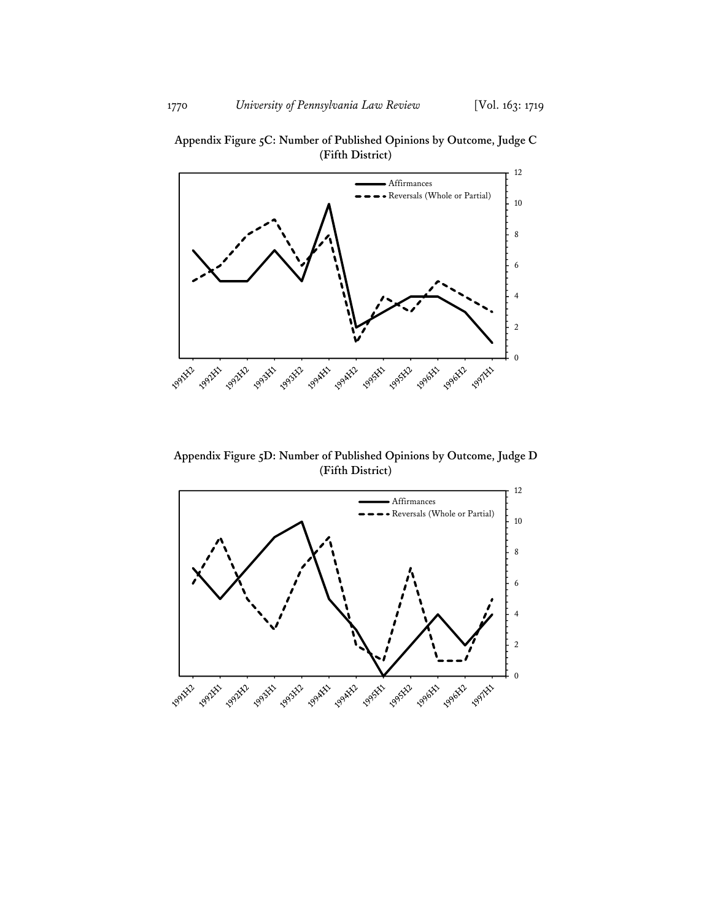**Appendix Figure 5C: Number of Published Opinions by Outcome, Judge C (Fifth District)**

Affirmances
Reversals (Whole or Partial)

0
2
4
6
8
10
12

1991H2
1992H1
1992H2
1993H1
1993H2
1994H1
1994H2
1995H1
1995H2
1996H1
1996H2
1997H1

**Appendix Figure 5D: Number of Published Opinions by Outcome, Judge D (Fifth District)**

Affirmances
Reversals (Whole or Partial)

0
2
4
6
8
10
12

1991H2
1992H1
1992H2
1993H1
1993H2
1994H1
1994H2
1995H1
1995H2
1996H1
1996H2
1997H1